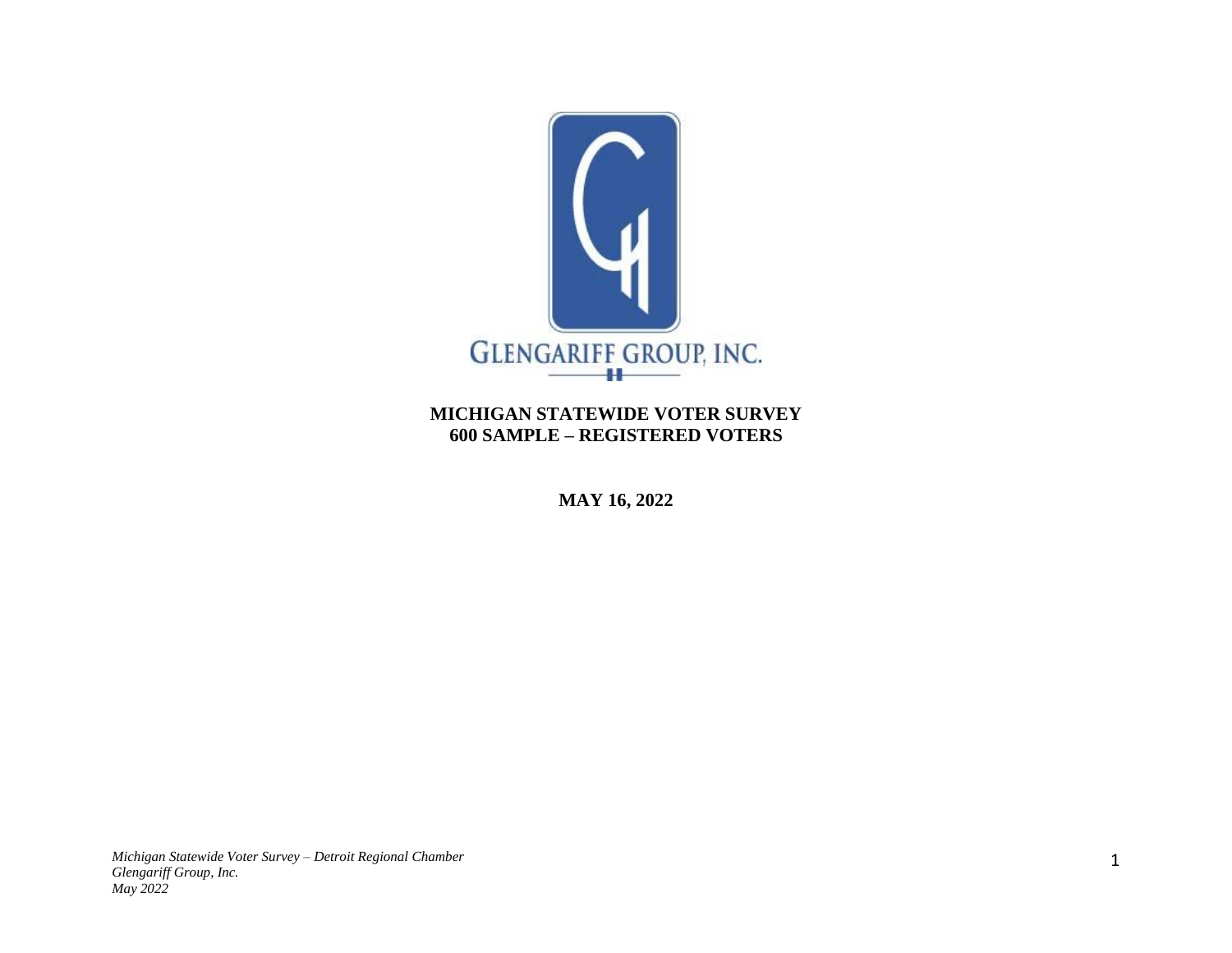GLENGARIFF GROUP, INC.

# MICHIGAN STATEWIDE VOTER SURVEY
# 600 SAMPLE – REGISTERED VOTERS

**MAY 16, 2022**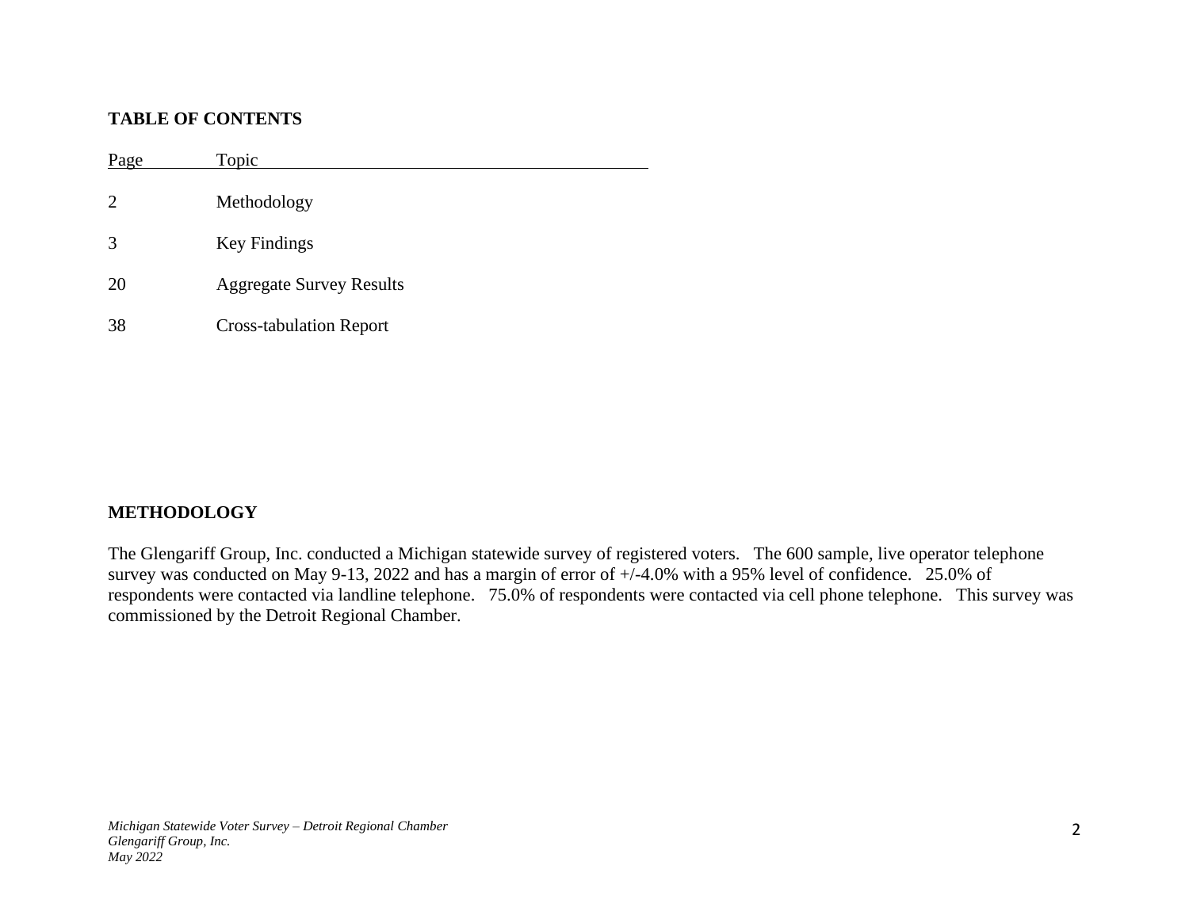## TABLE OF CONTENTS

| Page | Topic |
|---|---|
| 2 | Methodology |
| 3 | Key Findings |
| 20 | Aggregate Survey Results |
| 38 | Cross-tabulation Report |

## METHODOLOGY

The Glengariff Group, Inc. conducted a Michigan statewide survey of registered voters. The 600 sample, live operator telephone survey was conducted on May 9-13, 2022 and has a margin of error of +/-4.0% with a 95% level of confidence. 25.0% of respondents were contacted via landline telephone. 75.0% of respondents were contacted via cell phone telephone. This survey was commissioned by the Detroit Regional Chamber.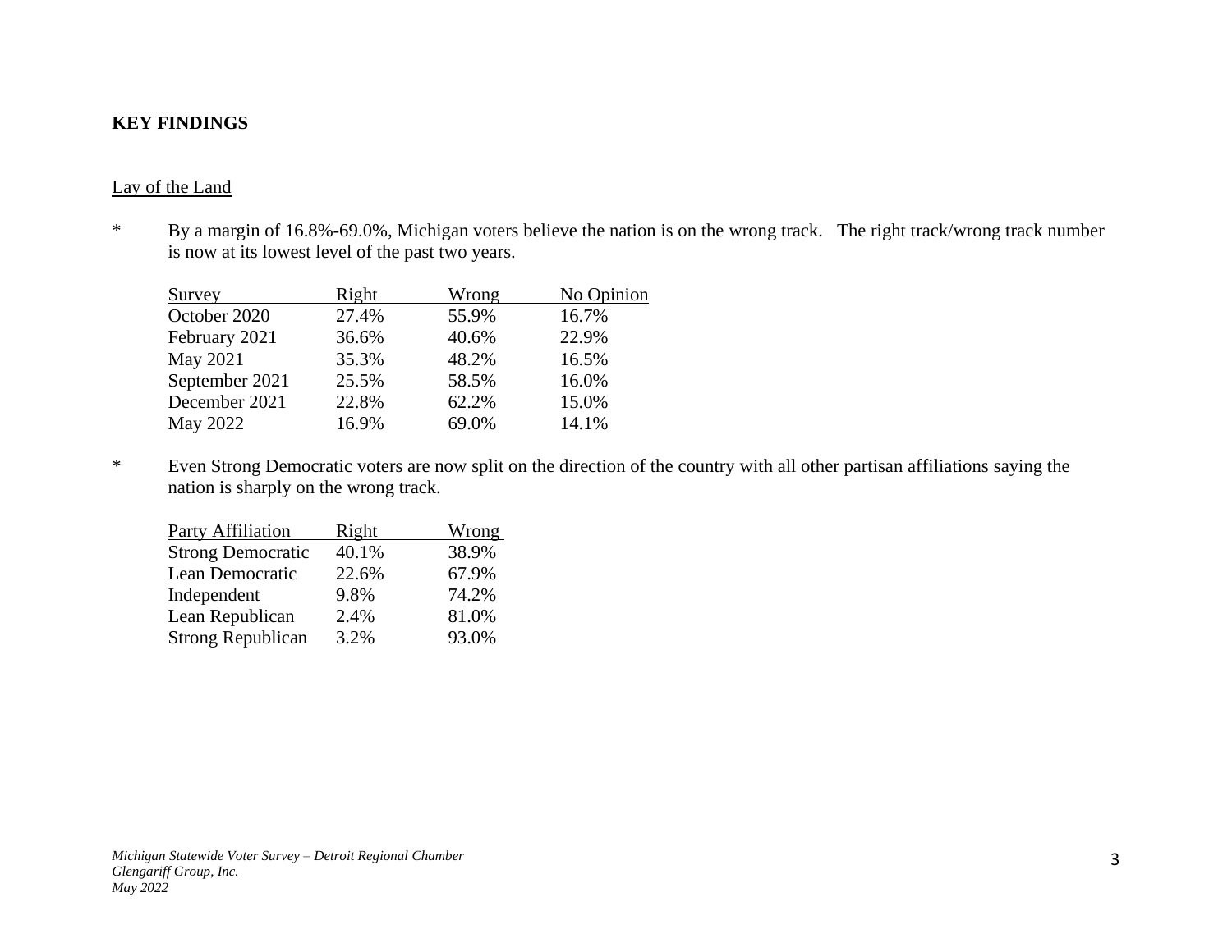**KEY FINDINGS**

Lay of the Land

* By a margin of 16.8%-69.0%, Michigan voters believe the nation is on the wrong track. The right track/wrong track number is now at its lowest level of the past two years.

| Survey | Right | Wrong | No Opinion |
|---|---|---|---|
| October 2020 | 27.4% | 55.9% | 16.7% |
| February 2021 | 36.6% | 40.6% | 22.9% |
| May 2021 | 35.3% | 48.2% | 16.5% |
| September 2021 | 25.5% | 58.5% | 16.0% |
| December 2021 | 22.8% | 62.2% | 15.0% |
| May 2022 | 16.9% | 69.0% | 14.1% |

* Even Strong Democratic voters are now split on the direction of the country with all other partisan affiliations saying the nation is sharply on the wrong track.

| Party Affiliation | Right | Wrong |
|---|---|---|
| Strong Democratic | 40.1% | 38.9% |
| Lean Democratic | 22.6% | 67.9% |
| Independent | 9.8% | 74.2% |
| Lean Republican | 2.4% | 81.0% |
| Strong Republican | 3.2% | 93.0% |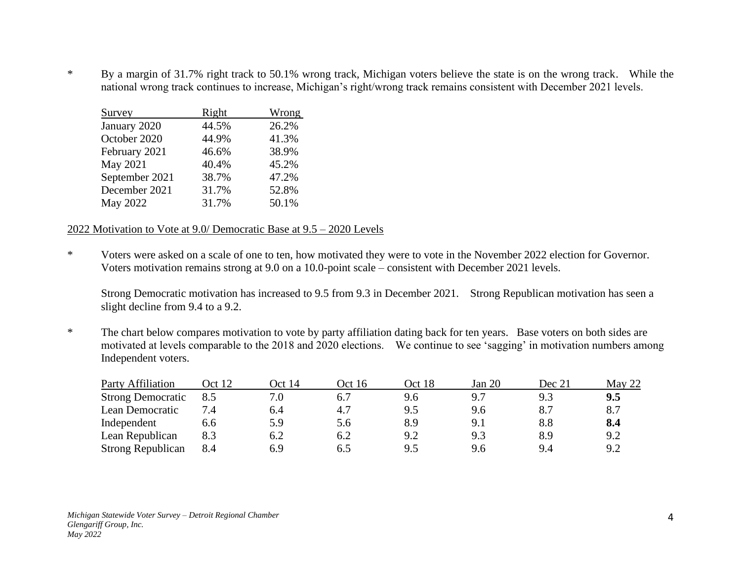* By a margin of 31.7% right track to 50.1% wrong track, Michigan voters believe the state is on the wrong track. While the national wrong track continues to increase, Michigan's right/wrong track remains consistent with December 2021 levels.

| Survey | Right | Wrong |
|---|---|---|
| January 2020 | 44.5% | 26.2% |
| October 2020 | 44.9% | 41.3% |
| February 2021 | 46.6% | 38.9% |
| May 2021 | 40.4% | 45.2% |
| September 2021 | 38.7% | 47.2% |
| December 2021 | 31.7% | 52.8% |
| May 2022 | 31.7% | 50.1% |

2022 Motivation to Vote at 9.0/ Democratic Base at 9.5 – 2020 Levels

* Voters were asked on a scale of one to ten, how motivated they were to vote in the November 2022 election for Governor. Voters motivation remains strong at 9.0 on a 10.0-point scale – consistent with December 2021 levels.

  Strong Democratic motivation has increased to 9.5 from 9.3 in December 2021. Strong Republican motivation has seen a slight decline from 9.4 to a 9.2.

* The chart below compares motivation to vote by party affiliation dating back for ten years. Base voters on both sides are motivated at levels comparable to the 2018 and 2020 elections. We continue to see 'sagging' in motivation numbers among Independent voters.

| Party Affiliation | Oct 12 | Oct 14 | Oct 16 | Oct 18 | Jan 20 | Dec 21 | May 22 |
|---|---|---|---|---|---|---|---|
| Strong Democratic | 8.5 | 7.0 | 6.7 | 9.6 | 9.7 | 9.3 | **9.5** |
| Lean Democratic | 7.4 | 6.4 | 4.7 | 9.5 | 9.6 | 8.7 | 8.7 |
| Independent | 6.6 | 5.9 | 5.6 | 8.9 | 9.1 | 8.8 | **8.4** |
| Lean Republican | 8.3 | 6.2 | 6.2 | 9.2 | 9.3 | 8.9 | 9.2 |
| Strong Republican | 8.4 | 6.9 | 6.5 | 9.5 | 9.6 | 9.4 | 9.2 |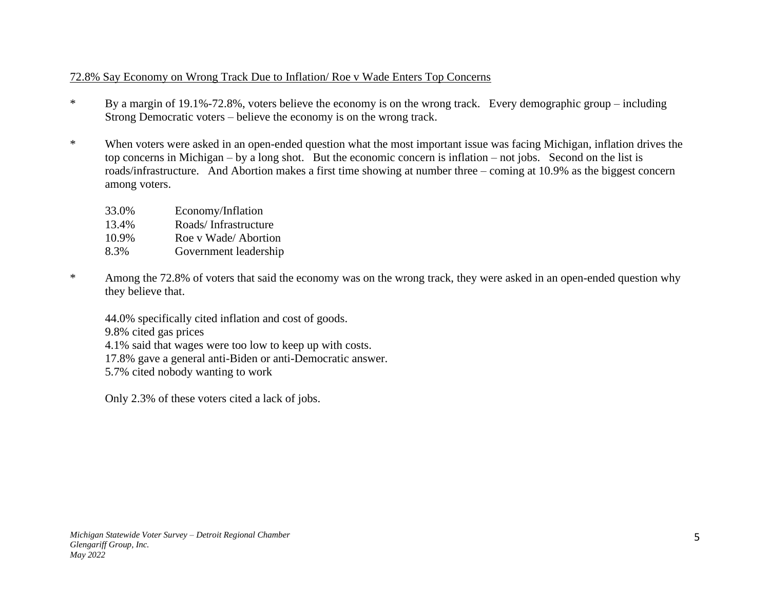<u>72.8% Say Economy on Wrong Track Due to Inflation/ Roe v Wade Enters Top Concerns</u>

- By a margin of 19.1%-72.8%, voters believe the economy is on the wrong track. Every demographic group – including Strong Democratic voters – believe the economy is on the wrong track.

- When voters were asked in an open-ended question what the most important issue was facing Michigan, inflation drives the top concerns in Michigan – by a long shot. But the economic concern is inflation – not jobs. Second on the list is roads/infrastructure. And Abortion makes a first time showing at number three – coming at 10.9% as the biggest concern among voters.

| | |
|---|---|
| 33.0% | Economy/Inflation |
| 13.4% | Roads/ Infrastructure |
| 10.9% | Roe v Wade/ Abortion |
| 8.3% | Government leadership |

- Among the 72.8% of voters that said the economy was on the wrong track, they were asked in an open-ended question why they believe that.

  44.0% specifically cited inflation and cost of goods.
  9.8% cited gas prices
  4.1% said that wages were too low to keep up with costs.
  17.8% gave a general anti-Biden or anti-Democratic answer.
  5.7% cited nobody wanting to work

  Only 2.3% of these voters cited a lack of jobs.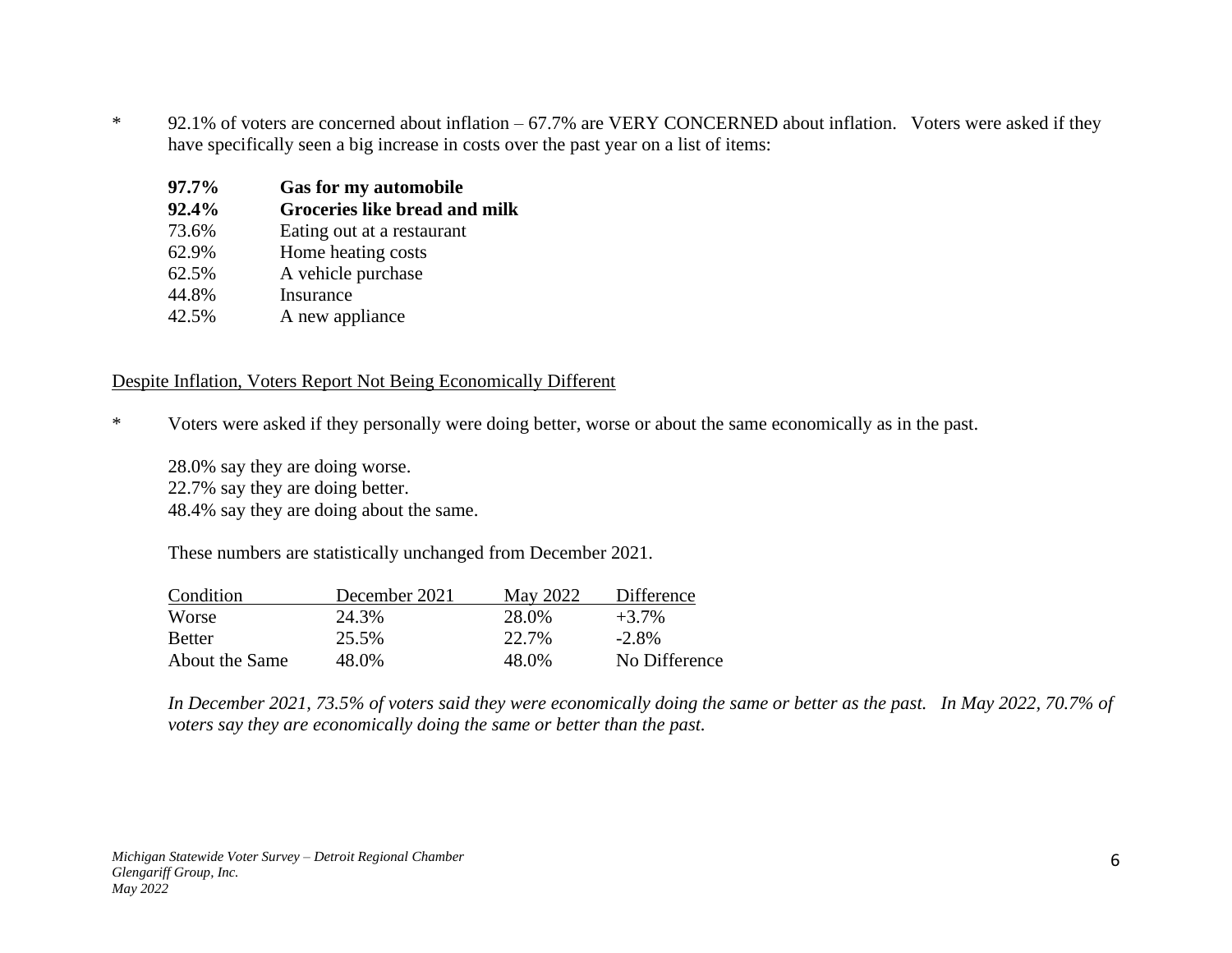* 92.1% of voters are concerned about inflation – 67.7% are VERY CONCERNED about inflation. Voters were asked if they have specifically seen a big increase in costs over the past year on a list of items:

**97.7%** **Gas for my automobile**
**92.4%** **Groceries like bread and milk**
73.6% Eating out at a restaurant
62.9% Home heating costs
62.5% A vehicle purchase
44.8% Insurance
42.5% A new appliance

Despite Inflation, Voters Report Not Being Economically Different

* Voters were asked if they personally were doing better, worse or about the same economically as in the past.

28.0% say they are doing worse.
22.7% say they are doing better.
48.4% say they are doing about the same.

These numbers are statistically unchanged from December 2021.

| Condition | December 2021 | May 2022 | Difference |
|---|---|---|---|
| Worse | 24.3% | 28.0% | +3.7% |
| Better | 25.5% | 22.7% | -2.8% |
| About the Same | 48.0% | 48.0% | No Difference |

*In December 2021, 73.5% of voters said they were economically doing the same or better as the past. In May 2022, 70.7% of voters say they are economically doing the same or better than the past.*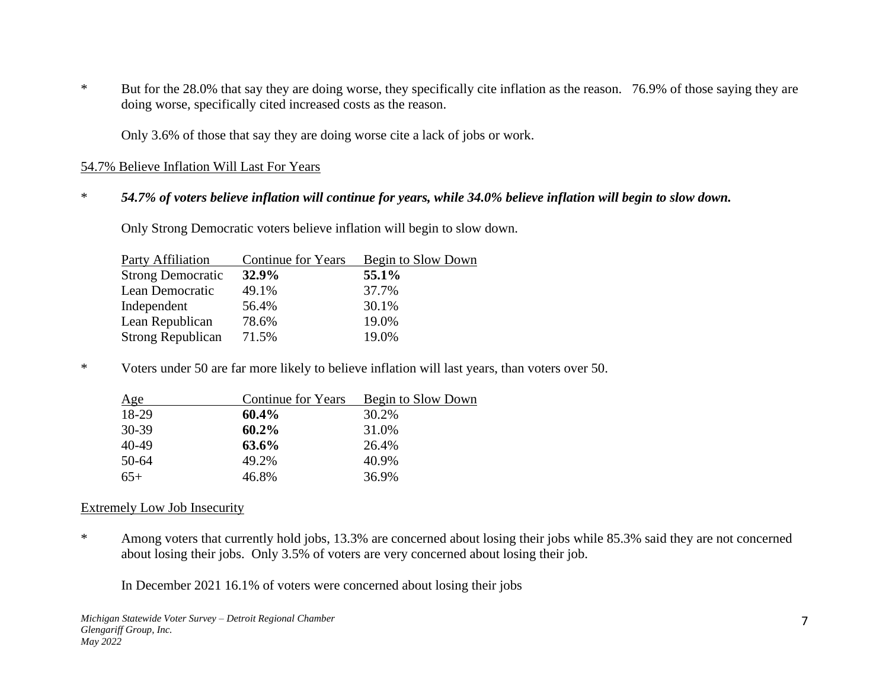\* But for the 28.0% that say they are doing worse, they specifically cite inflation as the reason. 76.9% of those saying they are doing worse, specifically cited increased costs as the reason.

Only 3.6% of those that say they are doing worse cite a lack of jobs or work.

## 54.7% Believe Inflation Will Last For Years

\* ***54.7% of voters believe inflation will continue for years, while 34.0% believe inflation will begin to slow down.***

Only Strong Democratic voters believe inflation will begin to slow down.

| Party Affiliation | Continue for Years | Begin to Slow Down |
|---|---|---|
| Strong Democratic | **32.9%** | **55.1%** |
| Lean Democratic | 49.1% | 37.7% |
| Independent | 56.4% | 30.1% |
| Lean Republican | 78.6% | 19.0% |
| Strong Republican | 71.5% | 19.0% |

\* Voters under 50 are far more likely to believe inflation will last years, than voters over 50.

| Age | Continue for Years | Begin to Slow Down |
|---|---|---|
| 18-29 | **60.4%** | 30.2% |
| 30-39 | **60.2%** | 31.0% |
| 40-49 | **63.6%** | 26.4% |
| 50-64 | 49.2% | 40.9% |
| 65+ | 46.8% | 36.9% |

## Extremely Low Job Insecurity

\* Among voters that currently hold jobs, 13.3% are concerned about losing their jobs while 85.3% said they are not concerned about losing their jobs. Only 3.5% of voters are very concerned about losing their job.

In December 2021 16.1% of voters were concerned about losing their jobs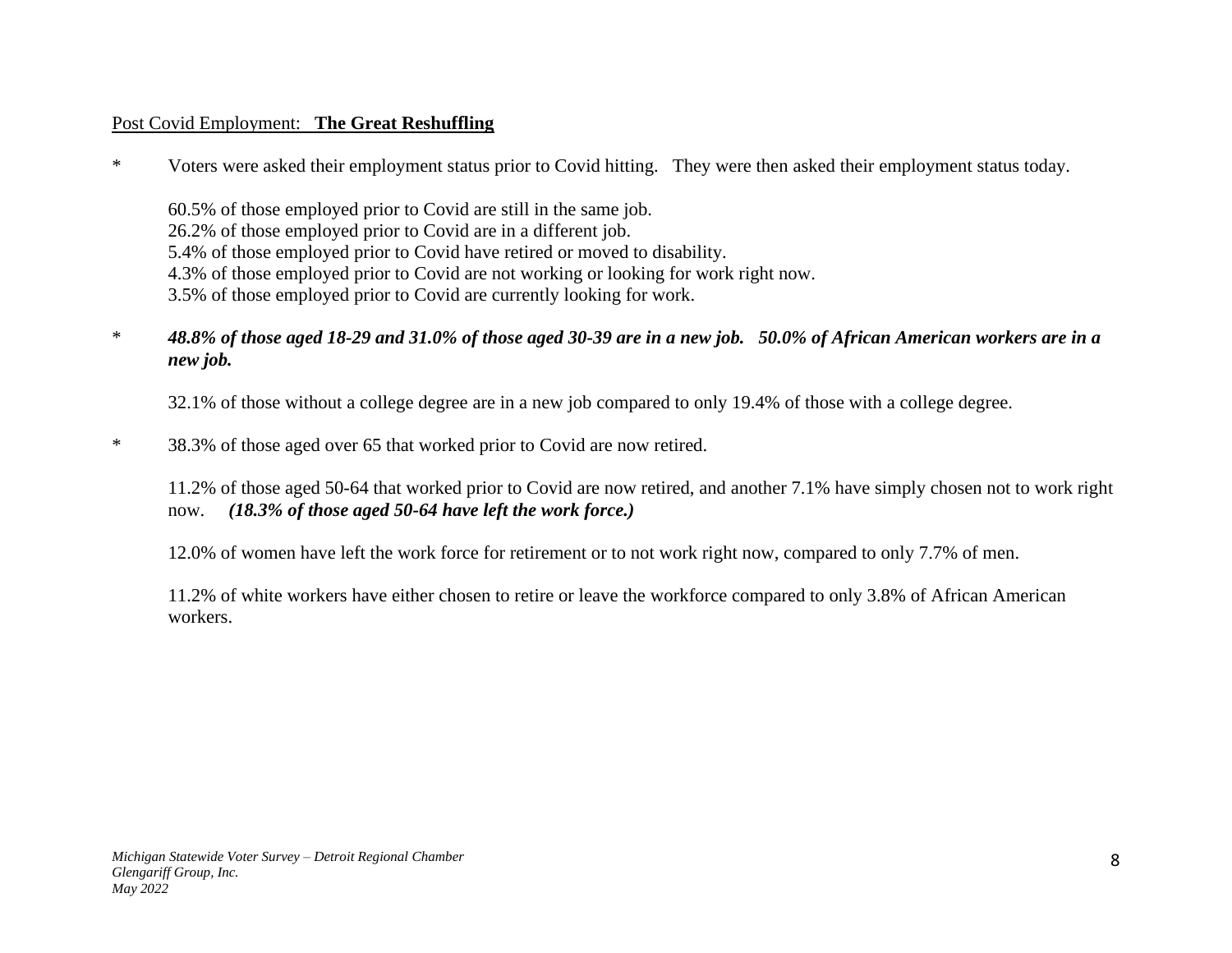## Post Covid Employment: **The Great Reshuffling**

* Voters were asked their employment status prior to Covid hitting. They were then asked their employment status today.

  60.5% of those employed prior to Covid are still in the same job.
  26.2% of those employed prior to Covid are in a different job.
  5.4% of those employed prior to Covid have retired or moved to disability.
  4.3% of those employed prior to Covid are not working or looking for work right now.
  3.5% of those employed prior to Covid are currently looking for work.

* ***48.8% of those aged 18-29 and 31.0% of those aged 30-39 are in a new job. 50.0% of African American workers are in a new job.***

  32.1% of those without a college degree are in a new job compared to only 19.4% of those with a college degree.

* 38.3% of those aged over 65 that worked prior to Covid are now retired.

  11.2% of those aged 50-64 that worked prior to Covid are now retired, and another 7.1% have simply chosen not to work right now. ***(18.3% of those aged 50-64 have left the work force.)***

  12.0% of women have left the work force for retirement or to not work right now, compared to only 7.7% of men.

  11.2% of white workers have either chosen to retire or leave the workforce compared to only 3.8% of African American workers.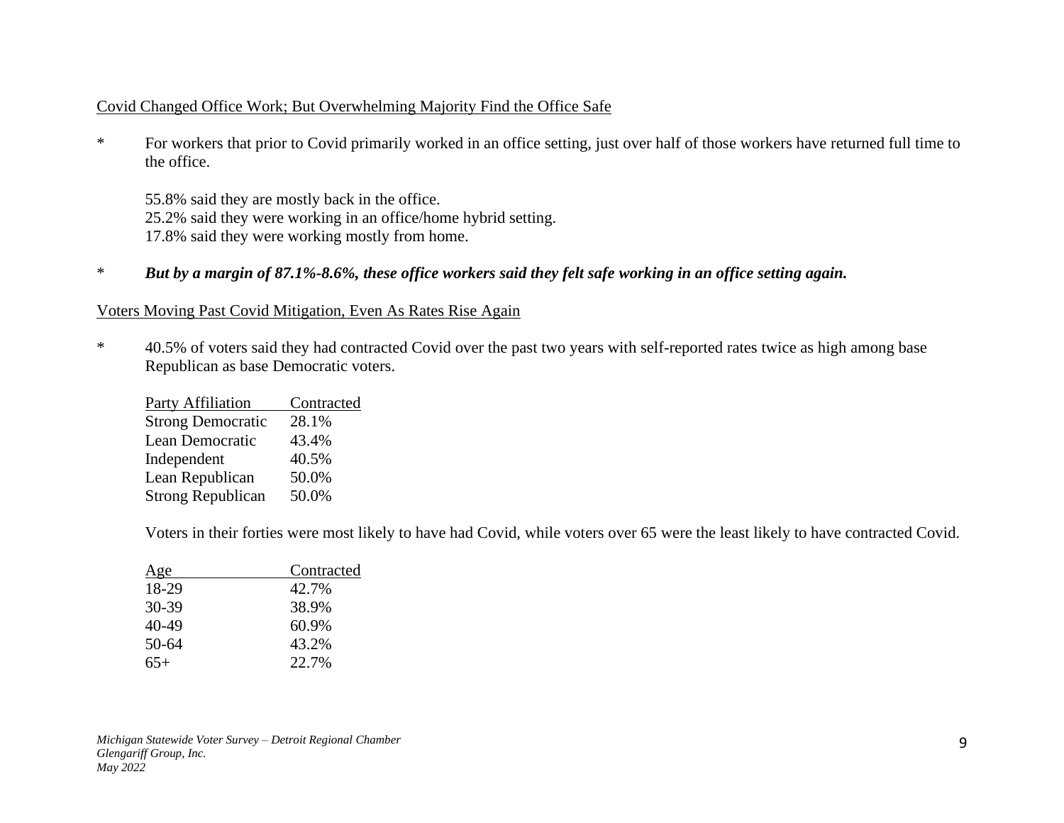<u>Covid Changed Office Work; But Overwhelming Majority Find the Office Safe</u>

\* For workers that prior to Covid primarily worked in an office setting, just over half of those workers have returned full time to the office.

55.8% said they are mostly back in the office.
25.2% said they were working in an office/home hybrid setting.
17.8% said they were working mostly from home.

\* ***But by a margin of 87.1%-8.6%, these office workers said they felt safe working in an office setting again.***

<u>Voters Moving Past Covid Mitigation, Even As Rates Rise Again</u>

\* 40.5% of voters said they had contracted Covid over the past two years with self-reported rates twice as high among base Republican as base Democratic voters.

| Party Affiliation | Contracted |
|---|---|
| Strong Democratic | 28.1% |
| Lean Democratic | 43.4% |
| Independent | 40.5% |
| Lean Republican | 50.0% |
| Strong Republican | 50.0% |

Voters in their forties were most likely to have had Covid, while voters over 65 were the least likely to have contracted Covid.

| Age | Contracted |
|---|---|
| 18-29 | 42.7% |
| 30-39 | 38.9% |
| 40-49 | 60.9% |
| 50-64 | 43.2% |
| 65+ | 22.7% |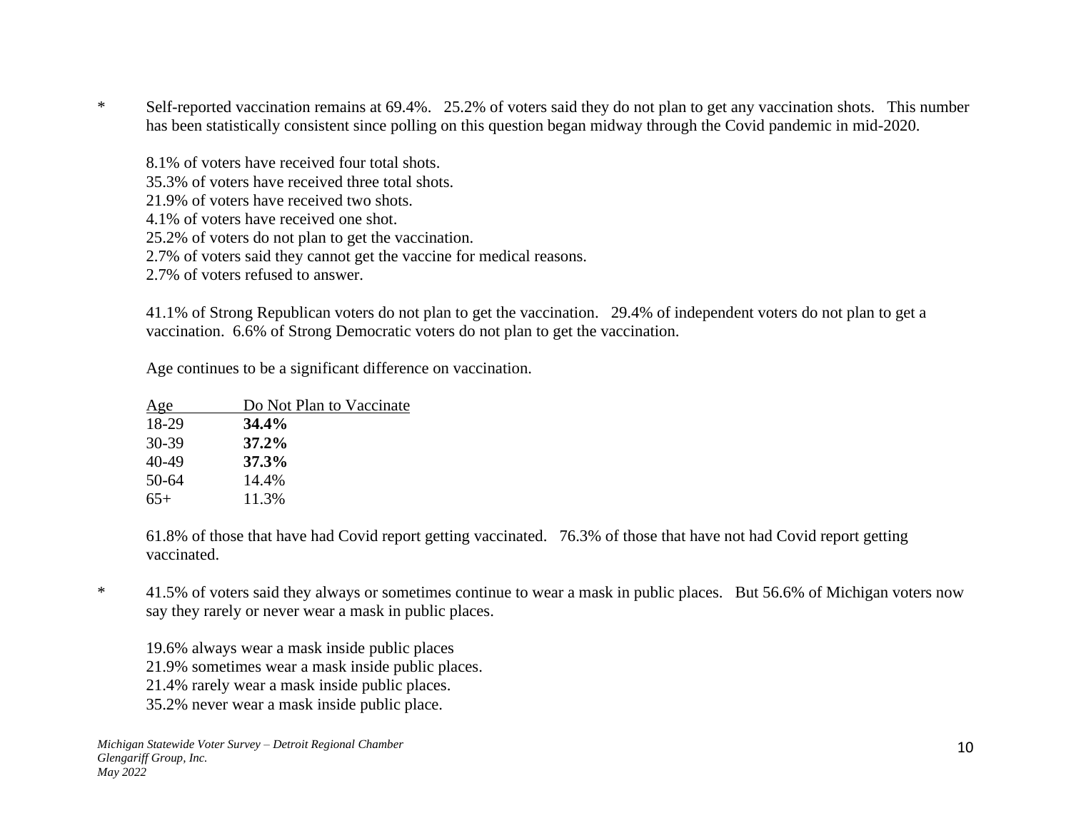\* Self-reported vaccination remains at 69.4%. 25.2% of voters said they do not plan to get any vaccination shots. This number has been statistically consistent since polling on this question began midway through the Covid pandemic in mid-2020.

8.1% of voters have received four total shots.
35.3% of voters have received three total shots.
21.9% of voters have received two shots.
4.1% of voters have received one shot.
25.2% of voters do not plan to get the vaccination.
2.7% of voters said they cannot get the vaccine for medical reasons.
2.7% of voters refused to answer.

41.1% of Strong Republican voters do not plan to get the vaccination. 29.4% of independent voters do not plan to get a vaccination. 6.6% of Strong Democratic voters do not plan to get the vaccination.

Age continues to be a significant difference on vaccination.

| Age | Do Not Plan to Vaccinate |
|---|---|
| 18-29 | **34.4%** |
| 30-39 | **37.2%** |
| 40-49 | **37.3%** |
| 50-64 | 14.4% |
| 65+ | 11.3% |

61.8% of those that have had Covid report getting vaccinated. 76.3% of those that have not had Covid report getting vaccinated.

\* 41.5% of voters said they always or sometimes continue to wear a mask in public places. But 56.6% of Michigan voters now say they rarely or never wear a mask in public places.

19.6% always wear a mask inside public places
21.9% sometimes wear a mask inside public places.
21.4% rarely wear a mask inside public places.
35.2% never wear a mask inside public place.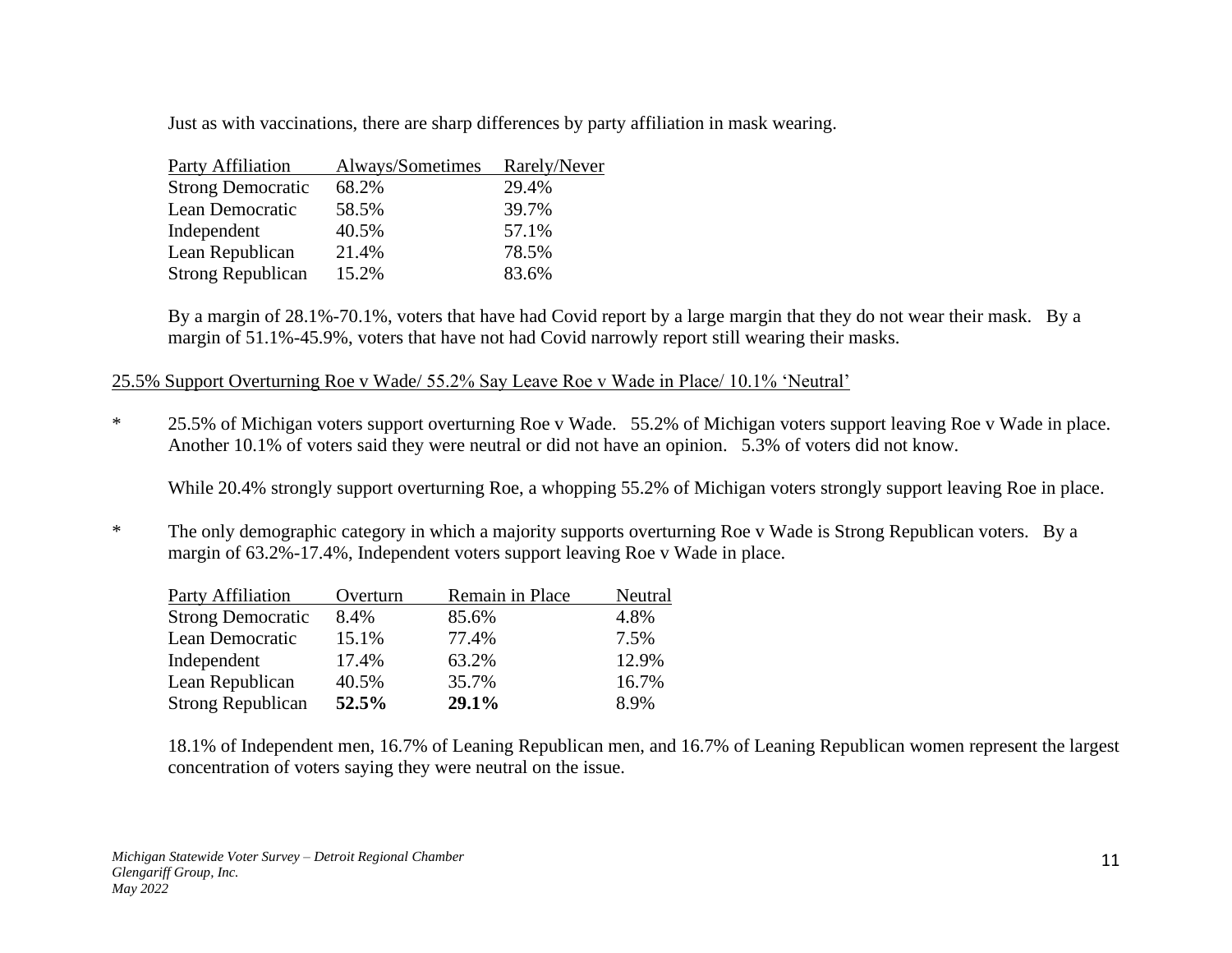Just as with vaccinations, there are sharp differences by party affiliation in mask wearing.

| Party Affiliation | Always/Sometimes | Rarely/Never |
|---|---|---|
| Strong Democratic | 68.2% | 29.4% |
| Lean Democratic | 58.5% | 39.7% |
| Independent | 40.5% | 57.1% |
| Lean Republican | 21.4% | 78.5% |
| Strong Republican | 15.2% | 83.6% |

By a margin of 28.1%-70.1%, voters that have had Covid report by a large margin that they do not wear their mask. By a margin of 51.1%-45.9%, voters that have not had Covid narrowly report still wearing their masks.

## 25.5% Support Overturning Roe v Wade/ 55.2% Say Leave Roe v Wade in Place/ 10.1% 'Neutral'

* 25.5% of Michigan voters support overturning Roe v Wade. 55.2% of Michigan voters support leaving Roe v Wade in place. Another 10.1% of voters said they were neutral or did not have an opinion. 5.3% of voters did not know.

  While 20.4% strongly support overturning Roe, a whopping 55.2% of Michigan voters strongly support leaving Roe in place.

* The only demographic category in which a majority supports overturning Roe v Wade is Strong Republican voters. By a margin of 63.2%-17.4%, Independent voters support leaving Roe v Wade in place.

| Party Affiliation | Overturn | Remain in Place | Neutral |
|---|---|---|---|
| Strong Democratic | 8.4% | 85.6% | 4.8% |
| Lean Democratic | 15.1% | 77.4% | 7.5% |
| Independent | 17.4% | 63.2% | 12.9% |
| Lean Republican | 40.5% | 35.7% | 16.7% |
| Strong Republican | **52.5%** | **29.1%** | 8.9% |

18.1% of Independent men, 16.7% of Leaning Republican men, and 16.7% of Leaning Republican women represent the largest concentration of voters saying they were neutral on the issue.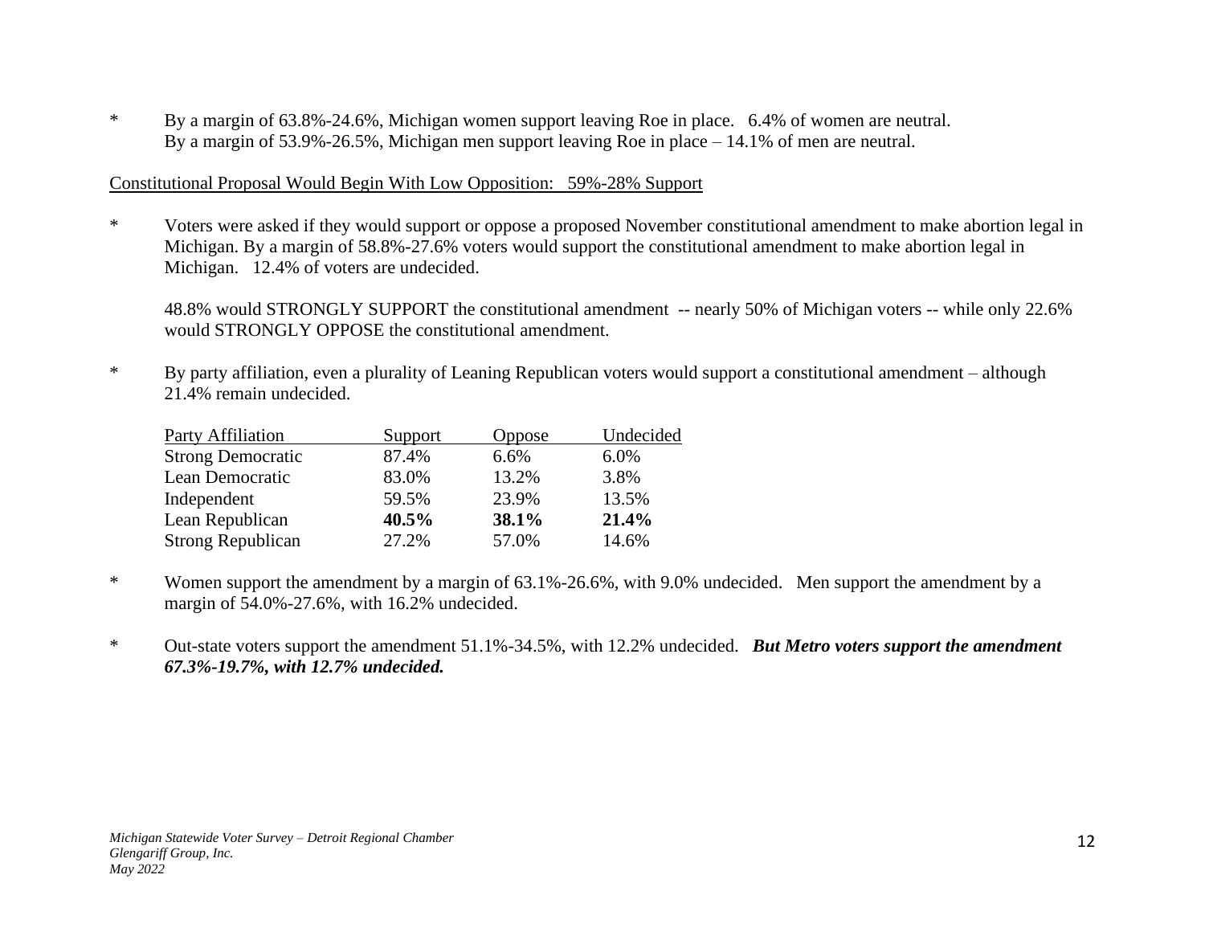* By a margin of 63.8%-24.6%, Michigan women support leaving Roe in place. 6.4% of women are neutral. By a margin of 53.9%-26.5%, Michigan men support leaving Roe in place – 14.1% of men are neutral.

Constitutional Proposal Would Begin With Low Opposition: 59%-28% Support

* Voters were asked if they would support or oppose a proposed November constitutional amendment to make abortion legal in Michigan. By a margin of 58.8%-27.6% voters would support the constitutional amendment to make abortion legal in Michigan. 12.4% of voters are undecided.

  48.8% would STRONGLY SUPPORT the constitutional amendment -- nearly 50% of Michigan voters -- while only 22.6% would STRONGLY OPPOSE the constitutional amendment.

* By party affiliation, even a plurality of Leaning Republican voters would support a constitutional amendment – although 21.4% remain undecided.

| Party Affiliation | Support | Oppose | Undecided |
|---|---|---|---|
| Strong Democratic | 87.4% | 6.6% | 6.0% |
| Lean Democratic | 83.0% | 13.2% | 3.8% |
| Independent | 59.5% | 23.9% | 13.5% |
| Lean Republican | **40.5%** | **38.1%** | **21.4%** |
| Strong Republican | 27.2% | 57.0% | 14.6% |

* Women support the amendment by a margin of 63.1%-26.6%, with 9.0% undecided. Men support the amendment by a margin of 54.0%-27.6%, with 16.2% undecided.

* Out-state voters support the amendment 51.1%-34.5%, with 12.2% undecided. ***But Metro voters support the amendment 67.3%-19.7%, with 12.7% undecided.***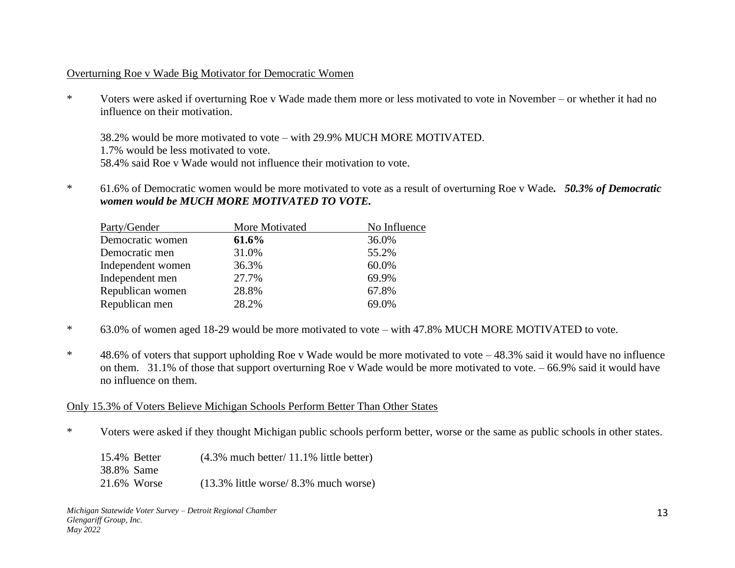## Overturning Roe v Wade Big Motivator for Democratic Women

* Voters were asked if overturning Roe v Wade made them more or less motivated to vote in November – or whether it had no influence on their motivation.

  38.2% would be more motivated to vote – with 29.9% MUCH MORE MOTIVATED.
  1.7% would be less motivated to vote.
  58.4% said Roe v Wade would not influence their motivation to vote.

* 61.6% of Democratic women would be more motivated to vote as a result of overturning Roe v Wade***.*** ***50.3% of Democratic women would be MUCH MORE MOTIVATED TO VOTE.***

| Party/Gender | More Motivated | No Influence |
|---|---|---|
| Democratic women | **61.6%** | 36.0% |
| Democratic men | 31.0% | 55.2% |
| Independent women | 36.3% | 60.0% |
| Independent men | 27.7% | 69.9% |
| Republican women | 28.8% | 67.8% |
| Republican men | 28.2% | 69.0% |

* 63.0% of women aged 18-29 would be more motivated to vote – with 47.8% MUCH MORE MOTIVATED to vote.

* 48.6% of voters that support upholding Roe v Wade would be more motivated to vote – 48.3% said it would have no influence on them. 31.1% of those that support overturning Roe v Wade would be more motivated to vote. – 66.9% said it would have no influence on them.

## Only 15.3% of Voters Believe Michigan Schools Perform Better Than Other States

* Voters were asked if they thought Michigan public schools perform better, worse or the same as public schools in other states.

  15.4% Better (4.3% much better/ 11.1% little better)
  38.8% Same
  21.6% Worse (13.3% little worse/ 8.3% much worse)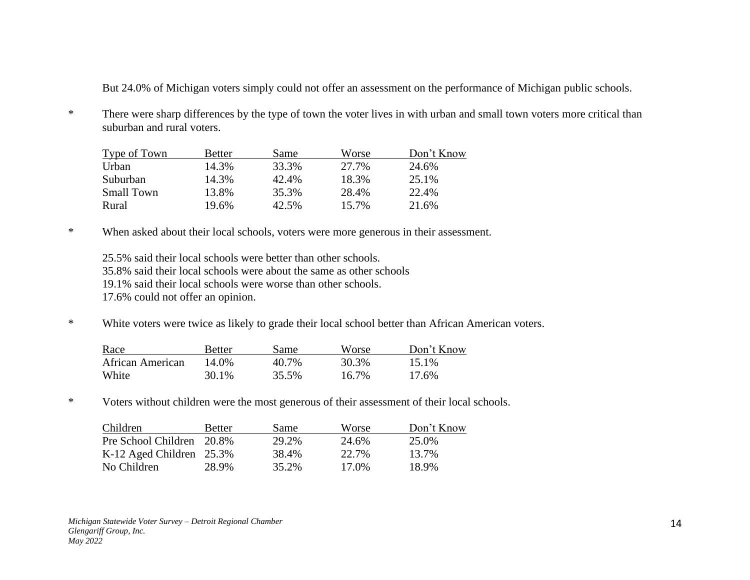But 24.0% of Michigan voters simply could not offer an assessment on the performance of Michigan public schools.

* There were sharp differences by the type of town the voter lives in with urban and small town voters more critical than suburban and rural voters.

| Type of Town | Better | Same | Worse | Don't Know |
|---|---|---|---|---|
| Urban | 14.3% | 33.3% | 27.7% | 24.6% |
| Suburban | 14.3% | 42.4% | 18.3% | 25.1% |
| Small Town | 13.8% | 35.3% | 28.4% | 22.4% |
| Rural | 19.6% | 42.5% | 15.7% | 21.6% |

* When asked about their local schools, voters were more generous in their assessment.

  25.5% said their local schools were better than other schools.
  35.8% said their local schools were about the same as other schools
  19.1% said their local schools were worse than other schools.
  17.6% could not offer an opinion.

* White voters were twice as likely to grade their local school better than African American voters.

| Race | Better | Same | Worse | Don't Know |
|---|---|---|---|---|
| African American | 14.0% | 40.7% | 30.3% | 15.1% |
| White | 30.1% | 35.5% | 16.7% | 17.6% |

* Voters without children were the most generous of their assessment of their local schools.

| Children | Better | Same | Worse | Don't Know |
|---|---|---|---|---|
| Pre School Children | 20.8% | 29.2% | 24.6% | 25.0% |
| K-12 Aged Children | 25.3% | 38.4% | 22.7% | 13.7% |
| No Children | 28.9% | 35.2% | 17.0% | 18.9% |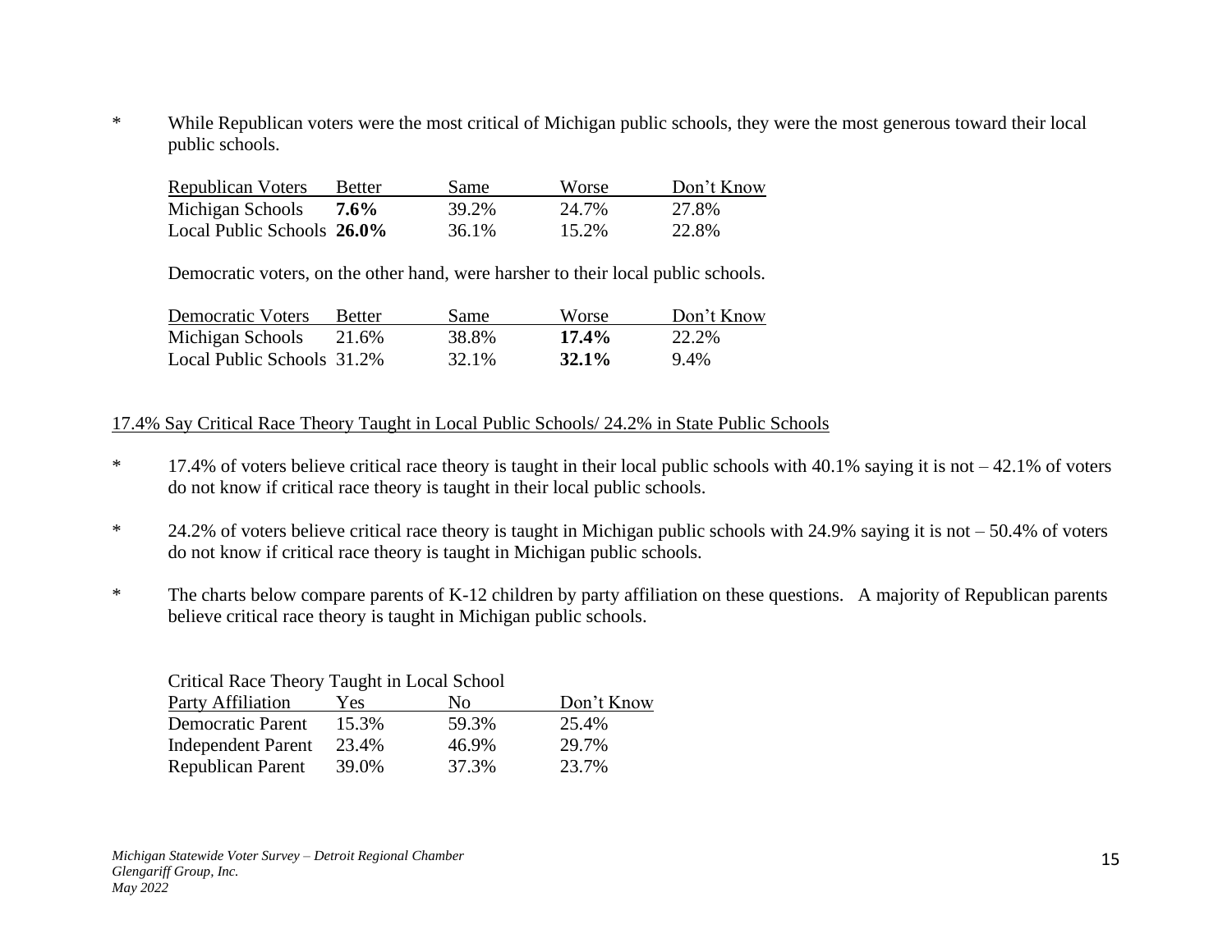* While Republican voters were the most critical of Michigan public schools, they were the most generous toward their local public schools.

| Republican Voters | Better | Same | Worse | Don't Know |
|---|---|---|---|---|
| Michigan Schools | **7.6%** | 39.2% | 24.7% | 27.8% |
| Local Public Schools | **26.0%** | 36.1% | 15.2% | 22.8% |

Democratic voters, on the other hand, were harsher to their local public schools.

| Democratic Voters | Better | Same | Worse | Don't Know |
|---|---|---|---|---|
| Michigan Schools | 21.6% | 38.8% | **17.4%** | 22.2% |
| Local Public Schools | 31.2% | 32.1% | **32.1%** | 9.4% |

## 17.4% Say Critical Race Theory Taught in Local Public Schools/ 24.2% in State Public Schools

* 17.4% of voters believe critical race theory is taught in their local public schools with 40.1% saying it is not – 42.1% of voters do not know if critical race theory is taught in their local public schools.

* 24.2% of voters believe critical race theory is taught in Michigan public schools with 24.9% saying it is not – 50.4% of voters do not know if critical race theory is taught in Michigan public schools.

* The charts below compare parents of K-12 children by party affiliation on these questions. A majority of Republican parents believe critical race theory is taught in Michigan public schools.

Critical Race Theory Taught in Local School

| Party Affiliation | Yes | No | Don't Know |
|---|---|---|---|
| Democratic Parent | 15.3% | 59.3% | 25.4% |
| Independent Parent | 23.4% | 46.9% | 29.7% |
| Republican Parent | 39.0% | 37.3% | 23.7% |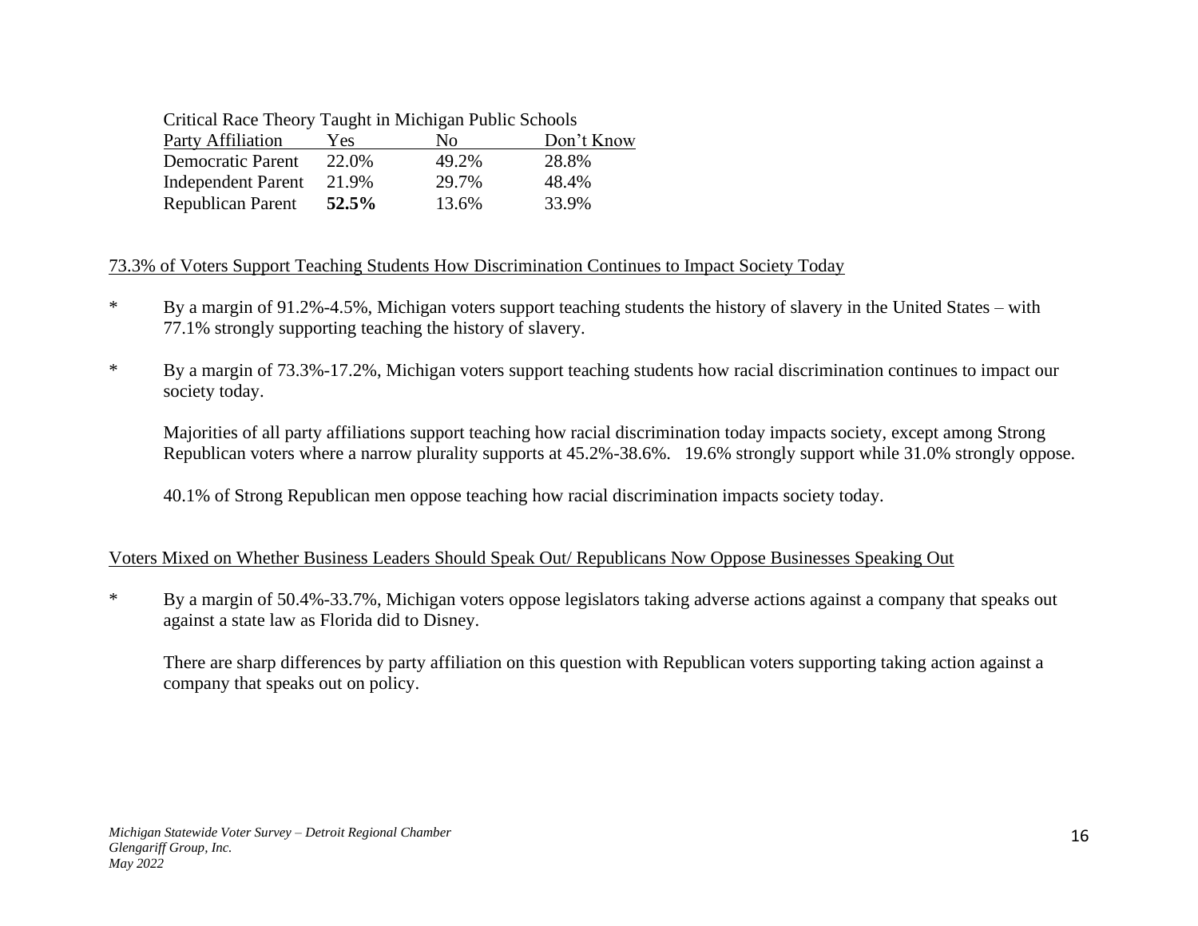Critical Race Theory Taught in Michigan Public Schools

| Party Affiliation | Yes | No | Don't Know |
|---|---|---|---|
| Democratic Parent | 22.0% | 49.2% | 28.8% |
| Independent Parent | 21.9% | 29.7% | 48.4% |
| Republican Parent | **52.5%** | 13.6% | 33.9% |

<u>73.3% of Voters Support Teaching Students How Discrimination Continues to Impact Society Today</u>

* By a margin of 91.2%-4.5%, Michigan voters support teaching students the history of slavery in the United States – with 77.1% strongly supporting teaching the history of slavery.

* By a margin of 73.3%-17.2%, Michigan voters support teaching students how racial discrimination continues to impact our society today.

  Majorities of all party affiliations support teaching how racial discrimination today impacts society, except among Strong Republican voters where a narrow plurality supports at 45.2%-38.6%. 19.6% strongly support while 31.0% strongly oppose.

  40.1% of Strong Republican men oppose teaching how racial discrimination impacts society today.

<u>Voters Mixed on Whether Business Leaders Should Speak Out/ Republicans Now Oppose Businesses Speaking Out</u>

* By a margin of 50.4%-33.7%, Michigan voters oppose legislators taking adverse actions against a company that speaks out against a state law as Florida did to Disney.

  There are sharp differences by party affiliation on this question with Republican voters supporting taking action against a company that speaks out on policy.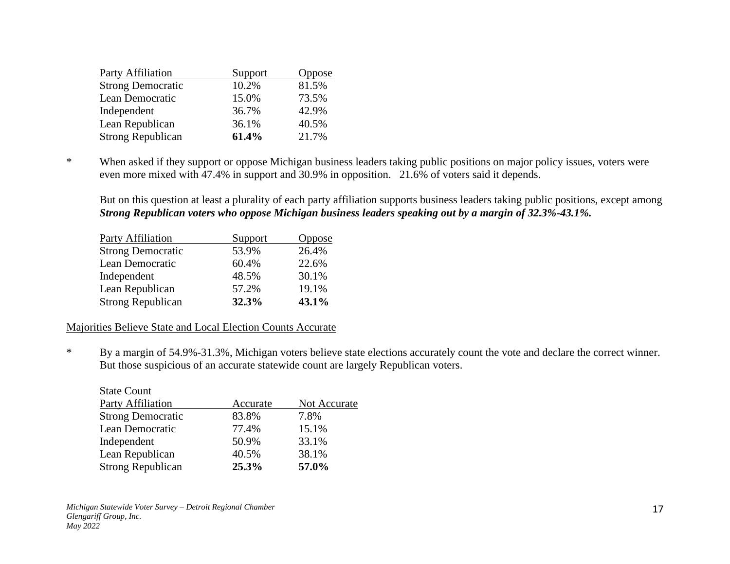| Party Affiliation | Support | Oppose |
|---|---|---|
| Strong Democratic | 10.2% | 81.5% |
| Lean Democratic | 15.0% | 73.5% |
| Independent | 36.7% | 42.9% |
| Lean Republican | 36.1% | 40.5% |
| Strong Republican | **61.4%** | 21.7% |

\* When asked if they support or oppose Michigan business leaders taking public positions on major policy issues, voters were even more mixed with 47.4% in support and 30.9% in opposition. 21.6% of voters said it depends.

But on this question at least a plurality of each party affiliation supports business leaders taking public positions, except among ***Strong Republican voters who oppose Michigan business leaders speaking out by a margin of 32.3%-43.1%.***

| Party Affiliation | Support | Oppose |
|---|---|---|
| Strong Democratic | 53.9% | 26.4% |
| Lean Democratic | 60.4% | 22.6% |
| Independent | 48.5% | 30.1% |
| Lean Republican | 57.2% | 19.1% |
| Strong Republican | **32.3%** | **43.1%** |

## Majorities Believe State and Local Election Counts Accurate

\* By a margin of 54.9%-31.3%, Michigan voters believe state elections accurately count the vote and declare the correct winner. But those suspicious of an accurate statewide count are largely Republican voters.

| State Count<br>Party Affiliation | Accurate | Not Accurate |
|---|---|---|
| Strong Democratic | 83.8% | 7.8% |
| Lean Democratic | 77.4% | 15.1% |
| Independent | 50.9% | 33.1% |
| Lean Republican | 40.5% | 38.1% |
| Strong Republican | **25.3%** | **57.0%** |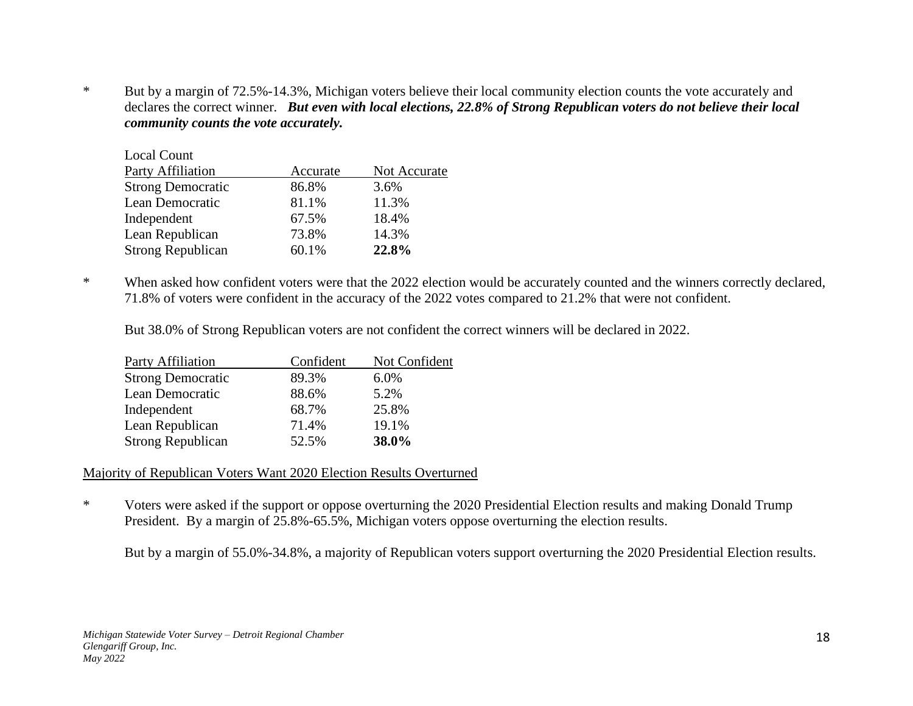* But by a margin of 72.5%-14.3%, Michigan voters believe their local community election counts the vote accurately and declares the correct winner. ***But even with local elections, 22.8% of Strong Republican voters do not believe their local community counts the vote accurately.***

Local Count

| Party Affiliation | Accurate | Not Accurate |
| --- | --- | --- |
| Strong Democratic | 86.8% | 3.6% |
| Lean Democratic | 81.1% | 11.3% |
| Independent | 67.5% | 18.4% |
| Lean Republican | 73.8% | 14.3% |
| Strong Republican | 60.1% | **22.8%** |

* When asked how confident voters were that the 2022 election would be accurately counted and the winners correctly declared, 71.8% of voters were confident in the accuracy of the 2022 votes compared to 21.2% that were not confident.

  But 38.0% of Strong Republican voters are not confident the correct winners will be declared in 2022.

| Party Affiliation | Confident | Not Confident |
| --- | --- | --- |
| Strong Democratic | 89.3% | 6.0% |
| Lean Democratic | 88.6% | 5.2% |
| Independent | 68.7% | 25.8% |
| Lean Republican | 71.4% | 19.1% |
| Strong Republican | 52.5% | **38.0%** |

## Majority of Republican Voters Want 2020 Election Results Overturned

* Voters were asked if the support or oppose overturning the 2020 Presidential Election results and making Donald Trump President. By a margin of 25.8%-65.5%, Michigan voters oppose overturning the election results.

  But by a margin of 55.0%-34.8%, a majority of Republican voters support overturning the 2020 Presidential Election results.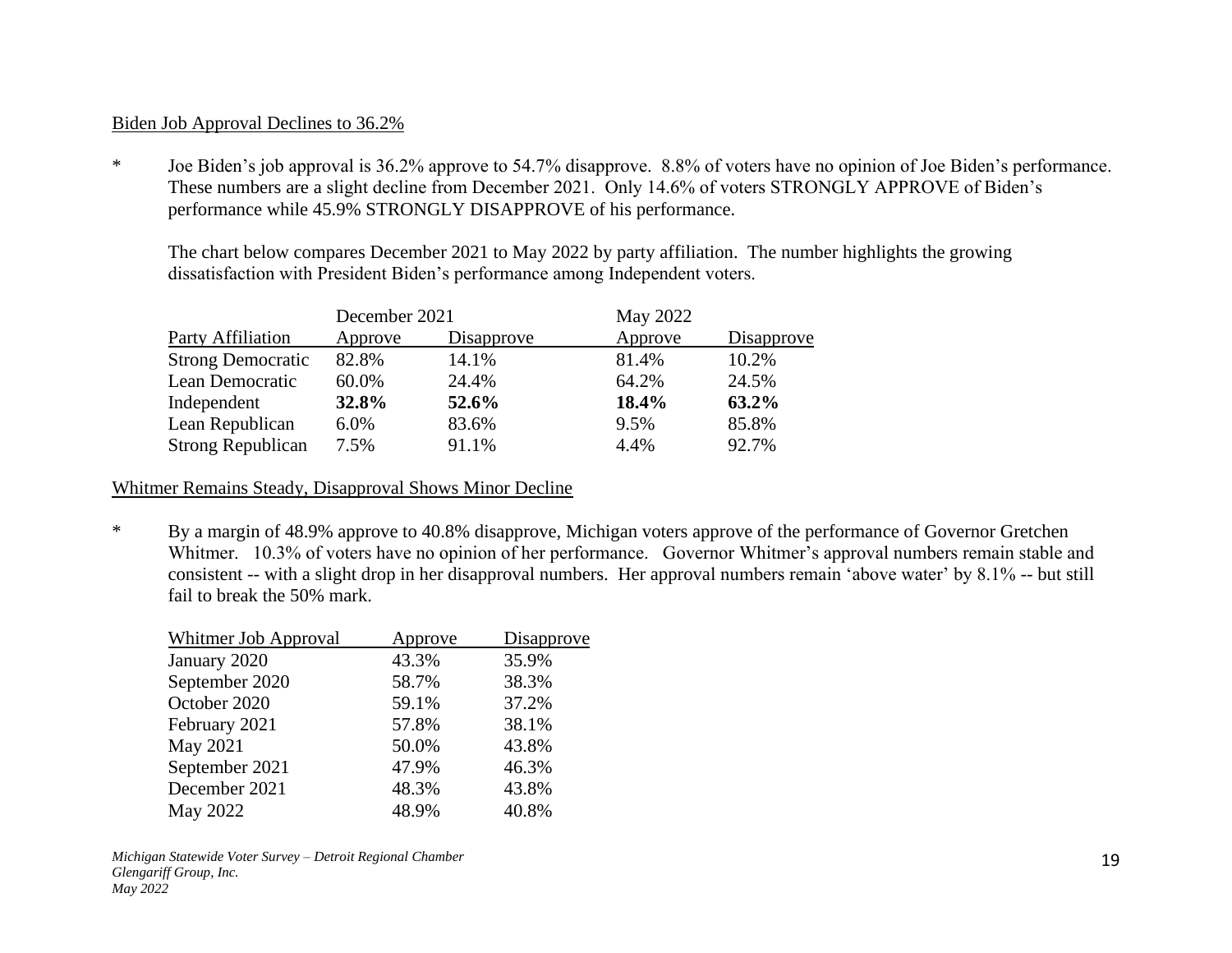## Biden Job Approval Declines to 36.2%

\* Joe Biden's job approval is 36.2% approve to 54.7% disapprove. 8.8% of voters have no opinion of Joe Biden's performance. These numbers are a slight decline from December 2021. Only 14.6% of voters STRONGLY APPROVE of Biden's performance while 45.9% STRONGLY DISAPPROVE of his performance.

The chart below compares December 2021 to May 2022 by party affiliation. The number highlights the growing dissatisfaction with President Biden's performance among Independent voters.

| | December 2021 | | May 2022 | |
|---|---|---|---|---|
| Party Affiliation | Approve | Disapprove | Approve | Disapprove |
| Strong Democratic | 82.8% | 14.1% | 81.4% | 10.2% |
| Lean Democratic | 60.0% | 24.4% | 64.2% | 24.5% |
| Independent | **32.8%** | **52.6%** | **18.4%** | **63.2%** |
| Lean Republican | 6.0% | 83.6% | 9.5% | 85.8% |
| Strong Republican | 7.5% | 91.1% | 4.4% | 92.7% |

## Whitmer Remains Steady, Disapproval Shows Minor Decline

\* By a margin of 48.9% approve to 40.8% disapprove, Michigan voters approve of the performance of Governor Gretchen Whitmer. 10.3% of voters have no opinion of her performance. Governor Whitmer's approval numbers remain stable and consistent -- with a slight drop in her disapproval numbers. Her approval numbers remain 'above water' by 8.1% -- but still fail to break the 50% mark.

| Whitmer Job Approval | Approve | Disapprove |
|---|---|---|
| January 2020 | 43.3% | 35.9% |
| September 2020 | 58.7% | 38.3% |
| October 2020 | 59.1% | 37.2% |
| February 2021 | 57.8% | 38.1% |
| May 2021 | 50.0% | 43.8% |
| September 2021 | 47.9% | 46.3% |
| December 2021 | 48.3% | 43.8% |
| May 2022 | 48.9% | 40.8% |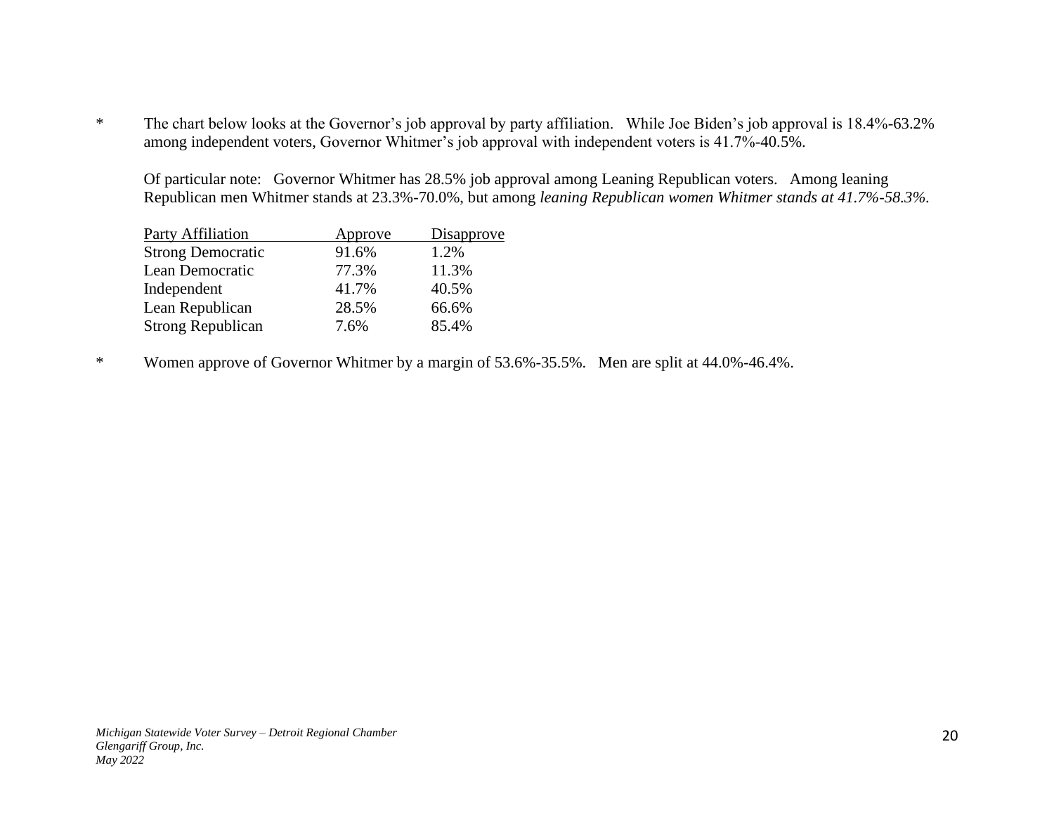* The chart below looks at the Governor's job approval by party affiliation. While Joe Biden's job approval is 18.4%-63.2% among independent voters, Governor Whitmer's job approval with independent voters is 41.7%-40.5%.

  Of particular note: Governor Whitmer has 28.5% job approval among Leaning Republican voters. Among leaning Republican men Whitmer stands at 23.3%-70.0%, but among *leaning Republican women Whitmer stands at 41.7%-58.3%.*

| Party Affiliation | Approve | Disapprove |
|---|---|---|
| Strong Democratic | 91.6% | 1.2% |
| Lean Democratic | 77.3% | 11.3% |
| Independent | 41.7% | 40.5% |
| Lean Republican | 28.5% | 66.6% |
| Strong Republican | 7.6% | 85.4% |

* Women approve of Governor Whitmer by a margin of 53.6%-35.5%. Men are split at 44.0%-46.4%.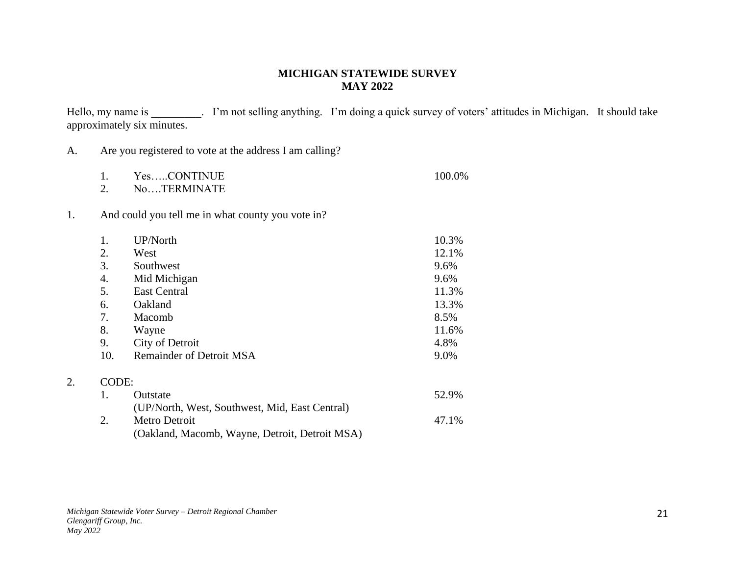**MICHIGAN STATEWIDE SURVEY**
**MAY 2022**

Hello, my name is _________. I'm not selling anything. I'm doing a quick survey of voters' attitudes in Michigan. It should take approximately six minutes.

A. Are you registered to vote at the address I am calling?

| | | |
|---|---|---|
| 1. | Yes…..CONTINUE | 100.0% |
| 2. | No….TERMINATE | |

1. And could you tell me in what county you vote in?

| | | |
|---|---|---|
| 1. | UP/North | 10.3% |
| 2. | West | 12.1% |
| 3. | Southwest | 9.6% |
| 4. | Mid Michigan | 9.6% |
| 5. | East Central | 11.3% |
| 6. | Oakland | 13.3% |
| 7. | Macomb | 8.5% |
| 8. | Wayne | 11.6% |
| 9. | City of Detroit | 4.8% |
| 10. | Remainder of Detroit MSA | 9.0% |

2. CODE:

| | | |
|---|---|---|
| 1. | Outstate (UP/North, West, Southwest, Mid, East Central) | 52.9% |
| 2. | Metro Detroit (Oakland, Macomb, Wayne, Detroit, Detroit MSA) | 47.1% |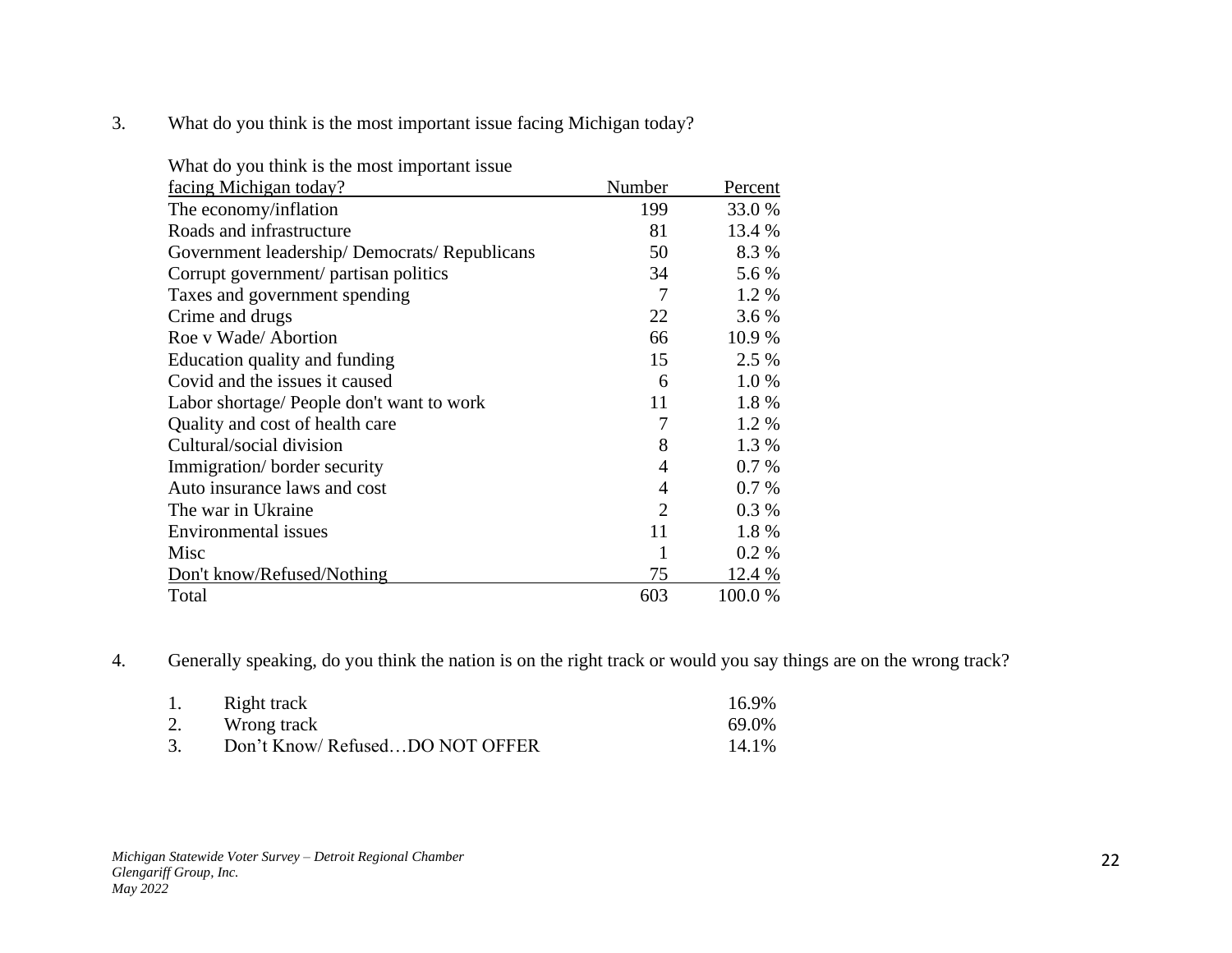3. What do you think is the most important issue facing Michigan today?

| What do you think is the most important issue facing Michigan today? | Number | Percent |
|---|---|---|
| The economy/inflation | 199 | 33.0 % |
| Roads and infrastructure | 81 | 13.4 % |
| Government leadership/ Democrats/ Republicans | 50 | 8.3 % |
| Corrupt government/ partisan politics | 34 | 5.6 % |
| Taxes and government spending | 7 | 1.2 % |
| Crime and drugs | 22 | 3.6 % |
| Roe v Wade/ Abortion | 66 | 10.9 % |
| Education quality and funding | 15 | 2.5 % |
| Covid and the issues it caused | 6 | 1.0 % |
| Labor shortage/ People don't want to work | 11 | 1.8 % |
| Quality and cost of health care | 7 | 1.2 % |
| Cultural/social division | 8 | 1.3 % |
| Immigration/ border security | 4 | 0.7 % |
| Auto insurance laws and cost | 4 | 0.7 % |
| The war in Ukraine | 2 | 0.3 % |
| Environmental issues | 11 | 1.8 % |
| Misc | 1 | 0.2 % |
| Don't know/Refused/Nothing | 75 | 12.4 % |
| Total | 603 | 100.0 % |

4. Generally speaking, do you think the nation is on the right track or would you say things are on the wrong track?

1. Right track 16.9%
2. Wrong track 69.0%
3. Don't Know/ Refused…DO NOT OFFER 14.1%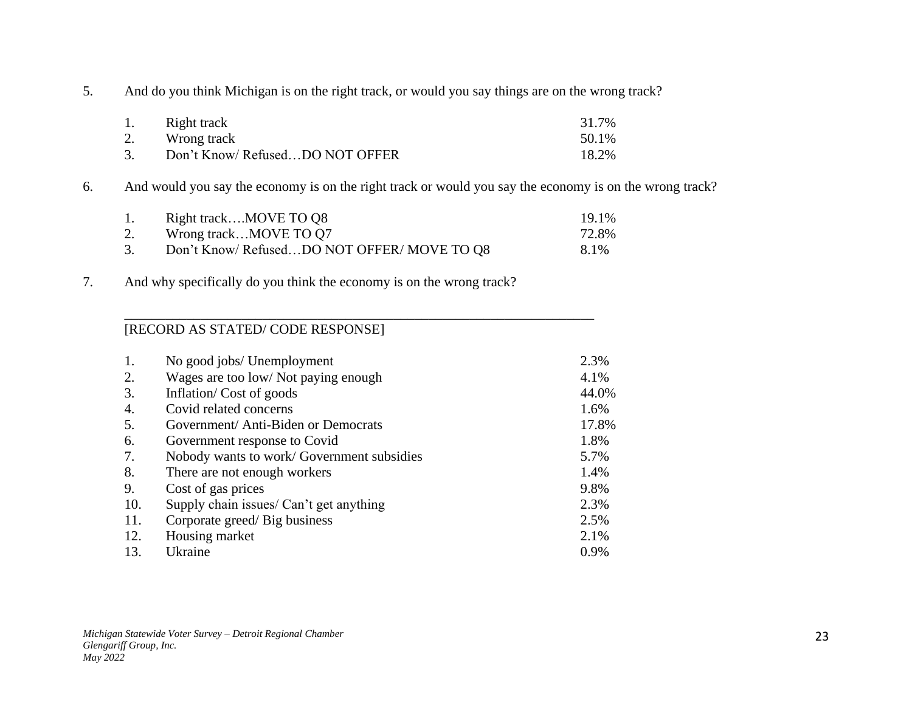5. And do you think Michigan is on the right track, or would you say things are on the wrong track?

| | | |
|---|---|---|
| 1. | Right track | 31.7% |
| 2. | Wrong track | 50.1% |
| 3. | Don't Know/ Refused…DO NOT OFFER | 18.2% |

6. And would you say the economy is on the right track or would you say the economy is on the wrong track?

| | | |
|---|---|---|
| 1. | Right track….MOVE TO Q8 | 19.1% |
| 2. | Wrong track…MOVE TO Q7 | 72.8% |
| 3. | Don't Know/ Refused…DO NOT OFFER/ MOVE TO Q8 | 8.1% |

7. And why specifically do you think the economy is on the wrong track?

_______________________________________________________________

[RECORD AS STATED/ CODE RESPONSE]

| | | |
|---|---|---|
| 1. | No good jobs/ Unemployment | 2.3% |
| 2. | Wages are too low/ Not paying enough | 4.1% |
| 3. | Inflation/ Cost of goods | 44.0% |
| 4. | Covid related concerns | 1.6% |
| 5. | Government/ Anti-Biden or Democrats | 17.8% |
| 6. | Government response to Covid | 1.8% |
| 7. | Nobody wants to work/ Government subsidies | 5.7% |
| 8. | There are not enough workers | 1.4% |
| 9. | Cost of gas prices | 9.8% |
| 10. | Supply chain issues/ Can't get anything | 2.3% |
| 11. | Corporate greed/ Big business | 2.5% |
| 12. | Housing market | 2.1% |
| 13. | Ukraine | 0.9% |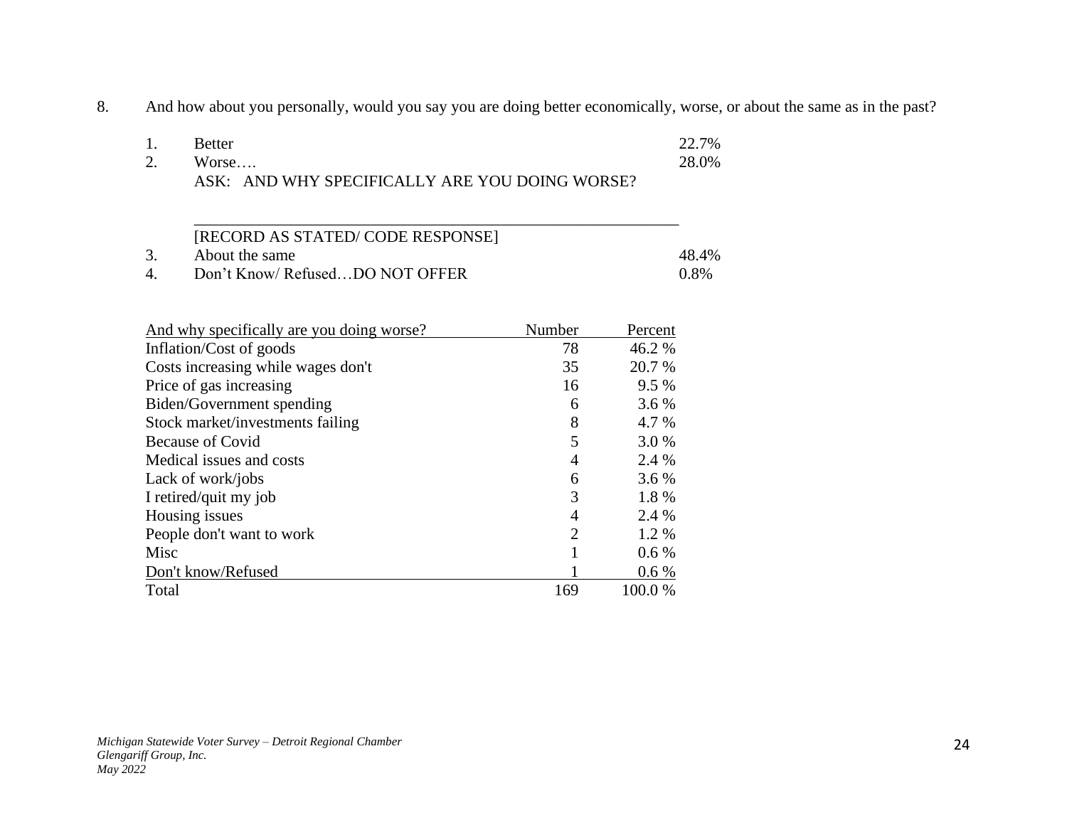8. And how about you personally, would you say you are doing better economically, worse, or about the same as in the past?

| | | |
|---|---|---|
| 1. | Better | 22.7% |
| 2. | Worse….<br>ASK: AND WHY SPECIFICALLY ARE YOU DOING WORSE?<br>\_\_\_\_\_\_\_\_\_\_\_\_\_\_\_\_\_\_\_\_\_\_\_\_\_\_\_\_\_\_\_\_\_\_\_\_\_\_\_\_<br>[RECORD AS STATED/ CODE RESPONSE] | 28.0% |
| 3. | About the same | 48.4% |
| 4. | Don't Know/ Refused…DO NOT OFFER | 0.8% |

| And why specifically are you doing worse? | Number | Percent |
|---|---|---|
| Inflation/Cost of goods | 78 | 46.2 % |
| Costs increasing while wages don't | 35 | 20.7 % |
| Price of gas increasing | 16 | 9.5 % |
| Biden/Government spending | 6 | 3.6 % |
| Stock market/investments failing | 8 | 4.7 % |
| Because of Covid | 5 | 3.0 % |
| Medical issues and costs | 4 | 2.4 % |
| Lack of work/jobs | 6 | 3.6 % |
| I retired/quit my job | 3 | 1.8 % |
| Housing issues | 4 | 2.4 % |
| People don't want to work | 2 | 1.2 % |
| Misc | 1 | 0.6 % |
| Don't know/Refused | 1 | 0.6 % |
| Total | 169 | 100.0 % |

*Michigan Statewide Voter Survey – Detroit Regional Chamber*
*Glengariff Group, Inc.*
*May 2022*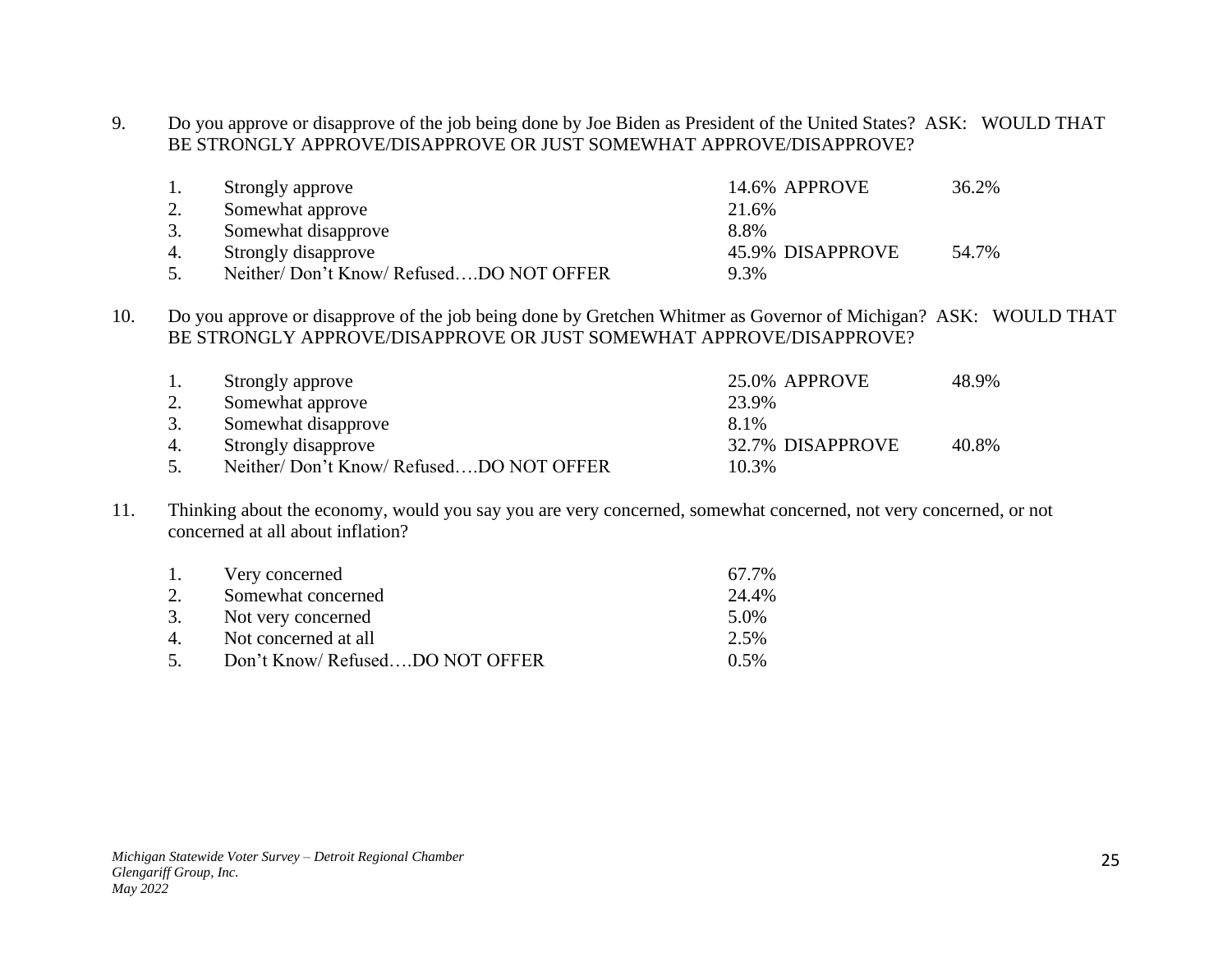9. Do you approve or disapprove of the job being done by Joe Biden as President of the United States? ASK: WOULD THAT BE STRONGLY APPROVE/DISAPPROVE OR JUST SOMEWHAT APPROVE/DISAPPROVE?

| | | | | |
|---|---|---|---|---|
| 1. | Strongly approve | 14.6% | APPROVE | 36.2% |
| 2. | Somewhat approve | 21.6% | | |
| 3. | Somewhat disapprove | 8.8% | | |
| 4. | Strongly disapprove | 45.9% | DISAPPROVE | 54.7% |
| 5. | Neither/ Don't Know/ Refused….DO NOT OFFER | 9.3% | | |

10. Do you approve or disapprove of the job being done by Gretchen Whitmer as Governor of Michigan? ASK: WOULD THAT BE STRONGLY APPROVE/DISAPPROVE OR JUST SOMEWHAT APPROVE/DISAPPROVE?

| | | | | |
|---|---|---|---|---|
| 1. | Strongly approve | 25.0% | APPROVE | 48.9% |
| 2. | Somewhat approve | 23.9% | | |
| 3. | Somewhat disapprove | 8.1% | | |
| 4. | Strongly disapprove | 32.7% | DISAPPROVE | 40.8% |
| 5. | Neither/ Don't Know/ Refused….DO NOT OFFER | 10.3% | | |

11. Thinking about the economy, would you say you are very concerned, somewhat concerned, not very concerned, or not concerned at all about inflation?

| | | |
|---|---|---|
| 1. | Very concerned | 67.7% |
| 2. | Somewhat concerned | 24.4% |
| 3. | Not very concerned | 5.0% |
| 4. | Not concerned at all | 2.5% |
| 5. | Don't Know/ Refused….DO NOT OFFER | 0.5% |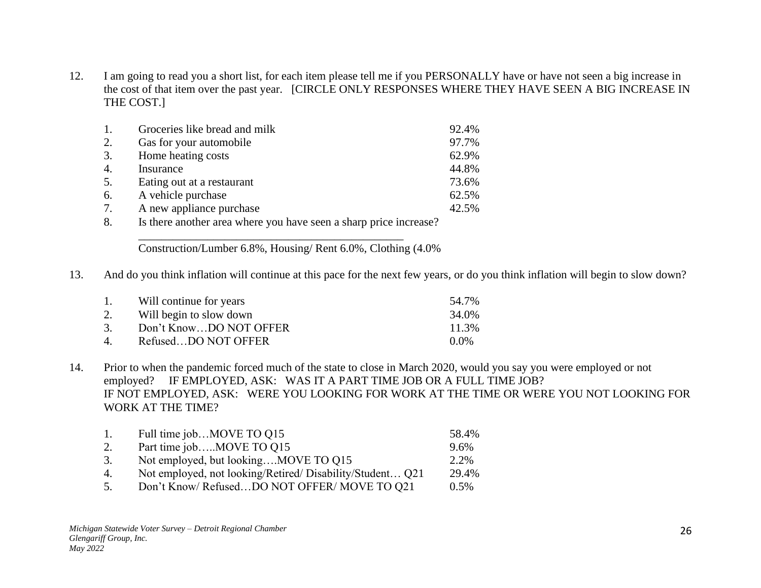12. I am going to read you a short list, for each item please tell me if you PERSONALLY have or have not seen a big increase in the cost of that item over the past year. [CIRCLE ONLY RESPONSES WHERE THEY HAVE SEEN A BIG INCREASE IN THE COST.]

| | | |
|---|---|---|
| 1. | Groceries like bread and milk | 92.4% |
| 2. | Gas for your automobile | 97.7% |
| 3. | Home heating costs | 62.9% |
| 4. | Insurance | 44.8% |
| 5. | Eating out at a restaurant | 73.6% |
| 6. | A vehicle purchase | 62.5% |
| 7. | A new appliance purchase | 42.5% |
| 8. | Is there another area where you have seen a sharp price increase? | |

_______________________________________________

Construction/Lumber 6.8%, Housing/ Rent 6.0%, Clothing (4.0%

13. And do you think inflation will continue at this pace for the next few years, or do you think inflation will begin to slow down?

| | | |
|---|---|---|
| 1. | Will continue for years | 54.7% |
| 2. | Will begin to slow down | 34.0% |
| 3. | Don't Know…DO NOT OFFER | 11.3% |
| 4. | Refused…DO NOT OFFER | 0.0% |

14. Prior to when the pandemic forced much of the state to close in March 2020, would you say you were employed or not employed? IF EMPLOYED, ASK: WAS IT A PART TIME JOB OR A FULL TIME JOB?
IF NOT EMPLOYED, ASK: WERE YOU LOOKING FOR WORK AT THE TIME OR WERE YOU NOT LOOKING FOR WORK AT THE TIME?

| | | |
|---|---|---|
| 1. | Full time job…MOVE TO Q15 | 58.4% |
| 2. | Part time job…..MOVE TO Q15 | 9.6% |
| 3. | Not employed, but looking….MOVE TO Q15 | 2.2% |
| 4. | Not employed, not looking/Retired/ Disability/Student… Q21 | 29.4% |
| 5. | Don't Know/ Refused…DO NOT OFFER/ MOVE TO Q21 | 0.5% |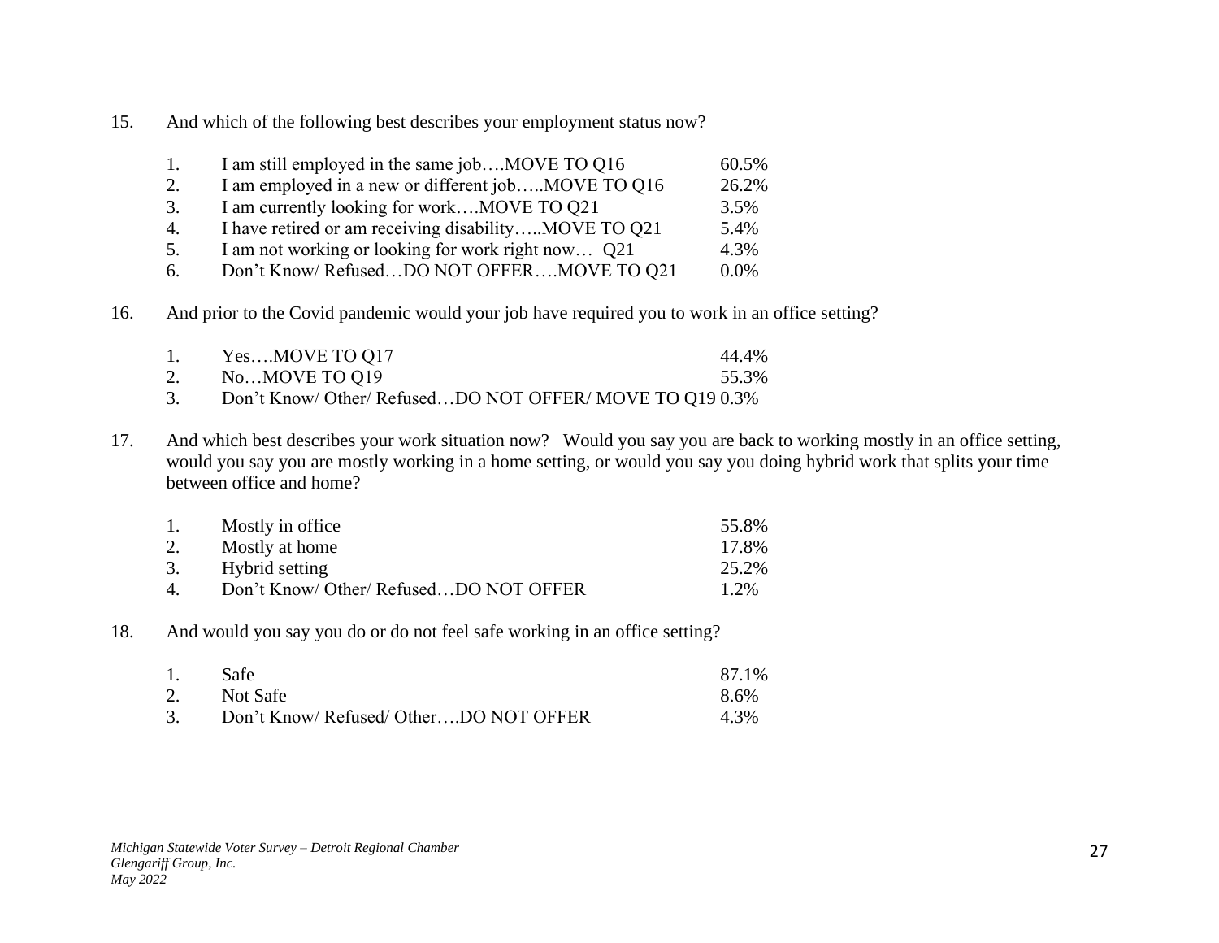15. And which of the following best describes your employment status now?

| | | |
|---|---|---|
| 1. | I am still employed in the same job….MOVE TO Q16 | 60.5% |
| 2. | I am employed in a new or different job…..MOVE TO Q16 | 26.2% |
| 3. | I am currently looking for work….MOVE TO Q21 | 3.5% |
| 4. | I have retired or am receiving disability…..MOVE TO Q21 | 5.4% |
| 5. | I am not working or looking for work right now… Q21 | 4.3% |
| 6. | Don't Know/ Refused…DO NOT OFFER….MOVE TO Q21 | 0.0% |

16. And prior to the Covid pandemic would your job have required you to work in an office setting?

| | | |
|---|---|---|
| 1. | Yes….MOVE TO Q17 | 44.4% |
| 2. | No…MOVE TO Q19 | 55.3% |
| 3. | Don't Know/ Other/ Refused…DO NOT OFFER/ MOVE TO Q19 | 0.3% |

17. And which best describes your work situation now? Would you say you are back to working mostly in an office setting, would you say you are mostly working in a home setting, or would you say you doing hybrid work that splits your time between office and home?

| | | |
|---|---|---|
| 1. | Mostly in office | 55.8% |
| 2. | Mostly at home | 17.8% |
| 3. | Hybrid setting | 25.2% |
| 4. | Don't Know/ Other/ Refused…DO NOT OFFER | 1.2% |

18. And would you say you do or do not feel safe working in an office setting?

| | | |
|---|---|---|
| 1. | Safe | 87.1% |
| 2. | Not Safe | 8.6% |
| 3. | Don't Know/ Refused/ Other….DO NOT OFFER | 4.3% |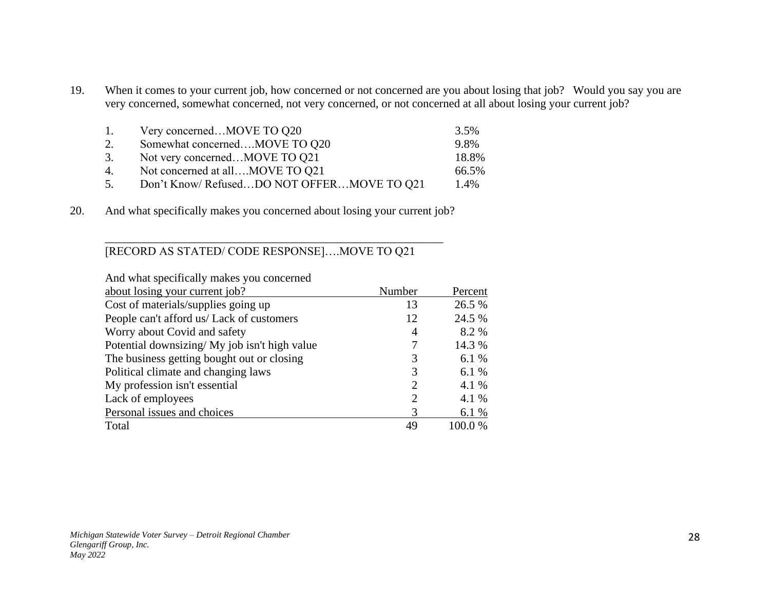19. When it comes to your current job, how concerned or not concerned are you about losing that job? Would you say you are very concerned, somewhat concerned, not very concerned, or not concerned at all about losing your current job?

| | | |
|---|---|---|
| 1. | Very concerned…MOVE TO Q20 | 3.5% |
| 2. | Somewhat concerned….MOVE TO Q20 | 9.8% |
| 3. | Not very concerned…MOVE TO Q21 | 18.8% |
| 4. | Not concerned at all….MOVE TO Q21 | 66.5% |
| 5. | Don't Know/ Refused…DO NOT OFFER…MOVE TO Q21 | 1.4% |

20. And what specifically makes you concerned about losing your current job?

_______________________________________________________

[RECORD AS STATED/ CODE RESPONSE]….MOVE TO Q21

| And what specifically makes you concerned about losing your current job? | Number | Percent |
|---|---|---|
| Cost of materials/supplies going up | 13 | 26.5 % |
| People can't afford us/ Lack of customers | 12 | 24.5 % |
| Worry about Covid and safety | 4 | 8.2 % |
| Potential downsizing/ My job isn't high value | 7 | 14.3 % |
| The business getting bought out or closing | 3 | 6.1 % |
| Political climate and changing laws | 3 | 6.1 % |
| My profession isn't essential | 2 | 4.1 % |
| Lack of employees | 2 | 4.1 % |
| Personal issues and choices | 3 | 6.1 % |
| Total | 49 | 100.0 % |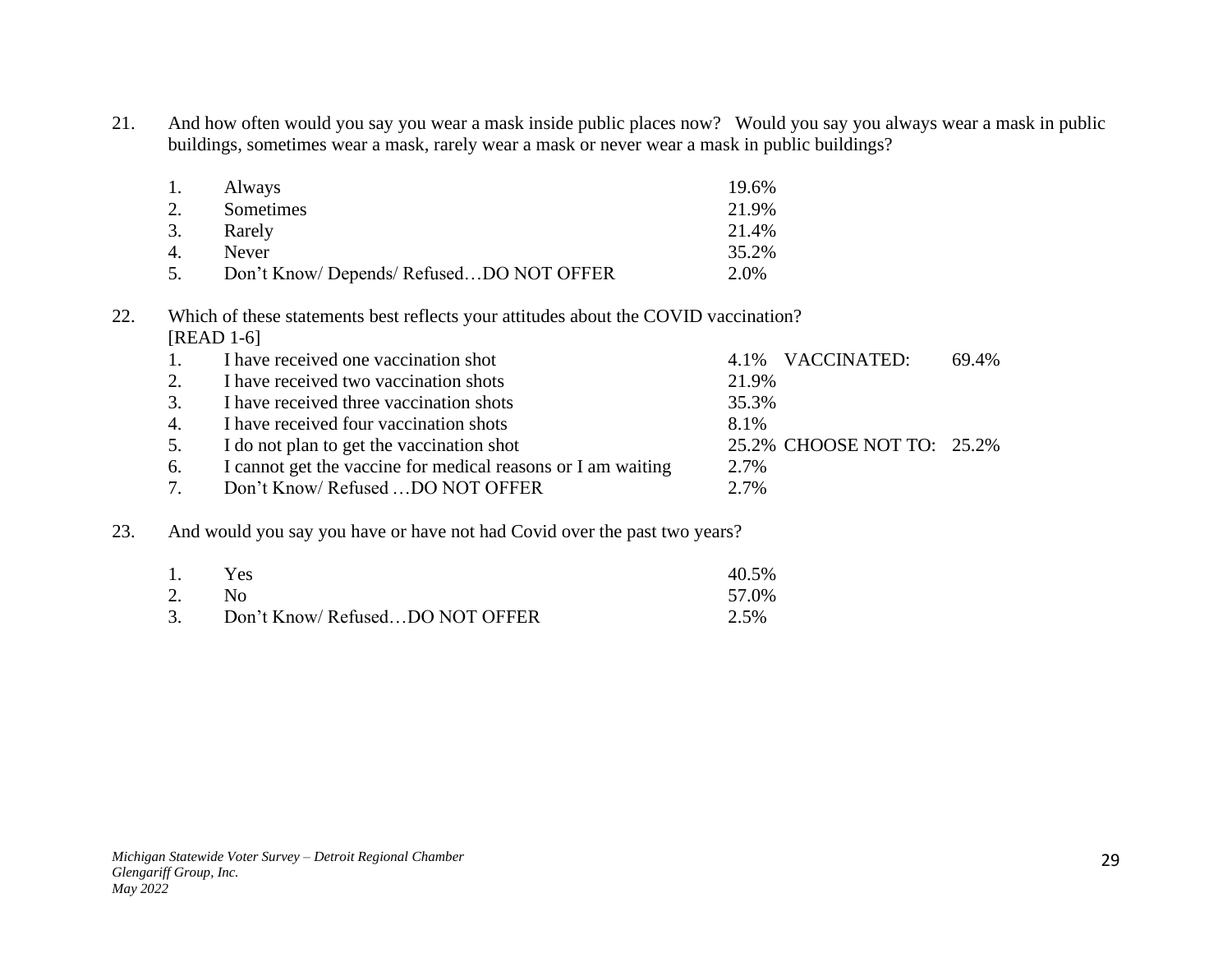21. And how often would you say you wear a mask inside public places now? Would you say you always wear a mask in public buildings, sometimes wear a mask, rarely wear a mask or never wear a mask in public buildings?

| | | |
|---|---|---|
| 1. | Always | 19.6% |
| 2. | Sometimes | 21.9% |
| 3. | Rarely | 21.4% |
| 4. | Never | 35.2% |
| 5. | Don't Know/ Depends/ Refused…DO NOT OFFER | 2.0% |

22. Which of these statements best reflects your attitudes about the COVID vaccination?
[READ 1-6]

| | | | | |
|---|---|---|---|---|
| 1. | I have received one vaccination shot | 4.1% | VACCINATED: | 69.4% |
| 2. | I have received two vaccination shots | 21.9% | | |
| 3. | I have received three vaccination shots | 35.3% | | |
| 4. | I have received four vaccination shots | 8.1% | | |
| 5. | I do not plan to get the vaccination shot | 25.2% | CHOOSE NOT TO: | 25.2% |
| 6. | I cannot get the vaccine for medical reasons or I am waiting | 2.7% | | |
| 7. | Don't Know/ Refused …DO NOT OFFER | 2.7% | | |

23. And would you say you have or have not had Covid over the past two years?

| | | |
|---|---|---|
| 1. | Yes | 40.5% |
| 2. | No | 57.0% |
| 3. | Don't Know/ Refused…DO NOT OFFER | 2.5% |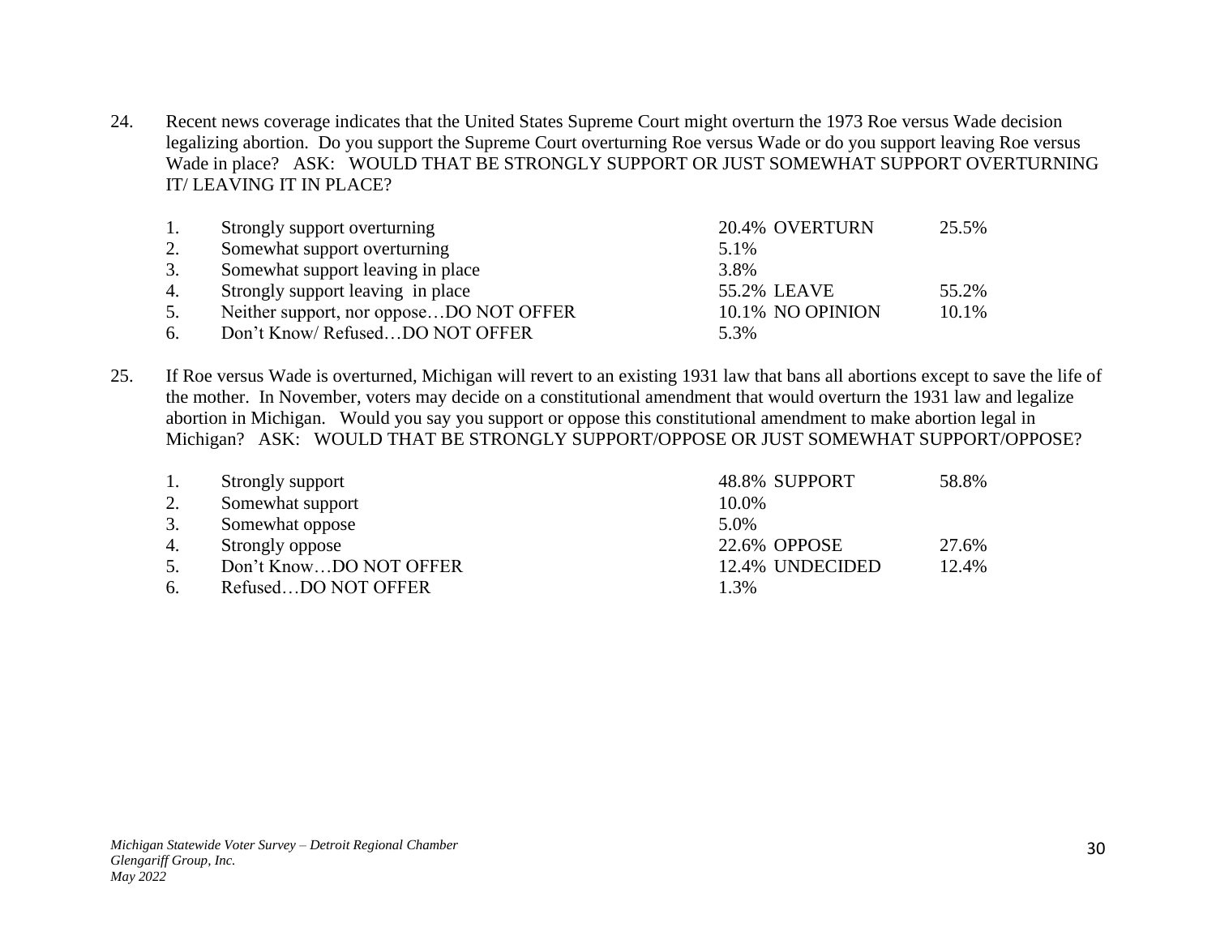24. Recent news coverage indicates that the United States Supreme Court might overturn the 1973 Roe versus Wade decision legalizing abortion. Do you support the Supreme Court overturning Roe versus Wade or do you support leaving Roe versus Wade in place? ASK: WOULD THAT BE STRONGLY SUPPORT OR JUST SOMEWHAT SUPPORT OVERTURNING IT/ LEAVING IT IN PLACE?

| | | | | |
|---|---|---|---|---|
| 1. | Strongly support overturning | 20.4% | OVERTURN | 25.5% |
| 2. | Somewhat support overturning | 5.1% | | |
| 3. | Somewhat support leaving in place | 3.8% | | |
| 4. | Strongly support leaving in place | 55.2% | LEAVE | 55.2% |
| 5. | Neither support, nor oppose…DO NOT OFFER | 10.1% | NO OPINION | 10.1% |
| 6. | Don't Know/ Refused…DO NOT OFFER | 5.3% | | |

25. If Roe versus Wade is overturned, Michigan will revert to an existing 1931 law that bans all abortions except to save the life of the mother. In November, voters may decide on a constitutional amendment that would overturn the 1931 law and legalize abortion in Michigan. Would you say you support or oppose this constitutional amendment to make abortion legal in Michigan? ASK: WOULD THAT BE STRONGLY SUPPORT/OPPOSE OR JUST SOMEWHAT SUPPORT/OPPOSE?

| | | | | |
|---|---|---|---|---|
| 1. | Strongly support | 48.8% | SUPPORT | 58.8% |
| 2. | Somewhat support | 10.0% | | |
| 3. | Somewhat oppose | 5.0% | | |
| 4. | Strongly oppose | 22.6% | OPPOSE | 27.6% |
| 5. | Don't Know…DO NOT OFFER | 12.4% | UNDECIDED | 12.4% |
| 6. | Refused…DO NOT OFFER | 1.3% | | |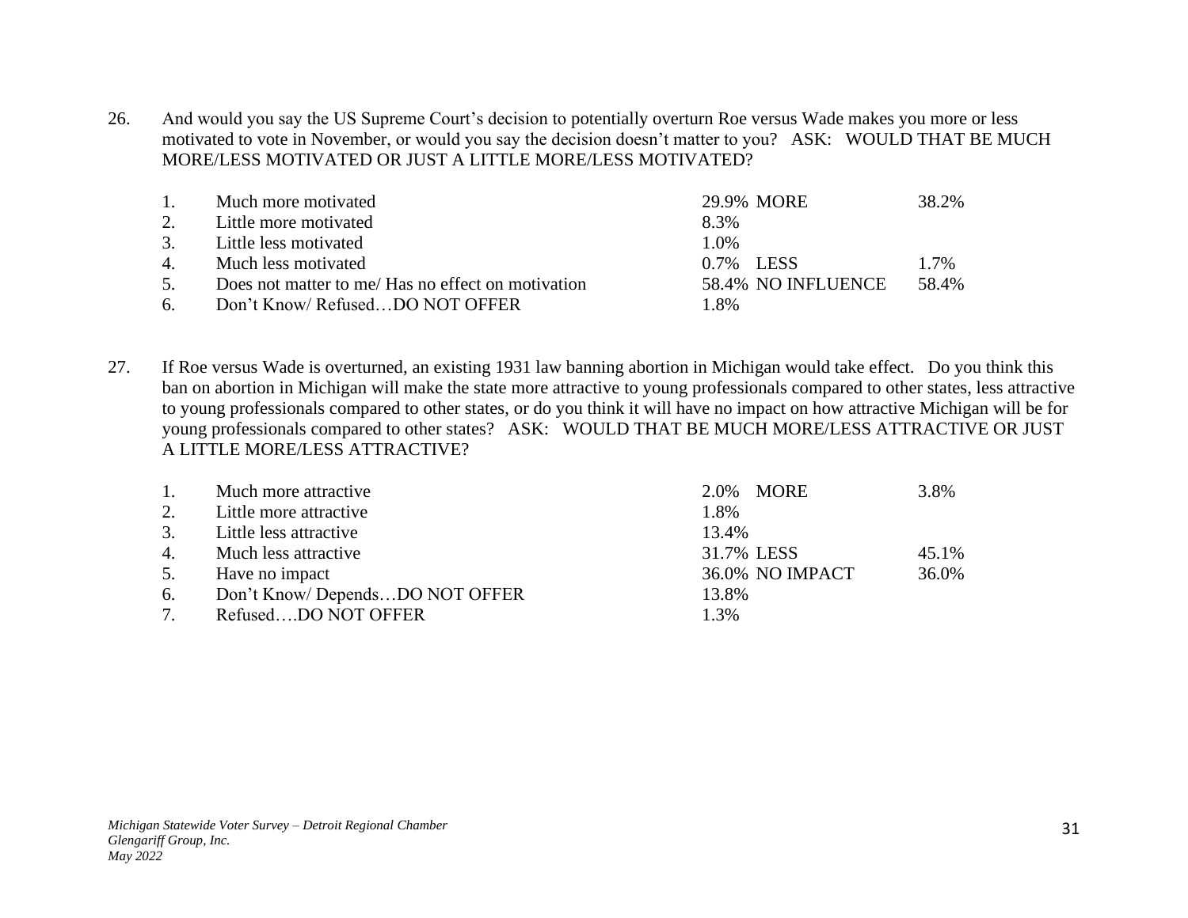26. And would you say the US Supreme Court's decision to potentially overturn Roe versus Wade makes you more or less motivated to vote in November, or would you say the decision doesn't matter to you? ASK: WOULD THAT BE MUCH MORE/LESS MOTIVATED OR JUST A LITTLE MORE/LESS MOTIVATED?

| | | | | |
|---|---|---|---|---|
| 1. | Much more motivated | 29.9% | MORE | 38.2% |
| 2. | Little more motivated | 8.3% | | |
| 3. | Little less motivated | 1.0% | | |
| 4. | Much less motivated | 0.7% | LESS | 1.7% |
| 5. | Does not matter to me/ Has no effect on motivation | 58.4% | NO INFLUENCE | 58.4% |
| 6. | Don't Know/ Refused…DO NOT OFFER | 1.8% | | |

27. If Roe versus Wade is overturned, an existing 1931 law banning abortion in Michigan would take effect. Do you think this ban on abortion in Michigan will make the state more attractive to young professionals compared to other states, less attractive to young professionals compared to other states, or do you think it will have no impact on how attractive Michigan will be for young professionals compared to other states? ASK: WOULD THAT BE MUCH MORE/LESS ATTRACTIVE OR JUST A LITTLE MORE/LESS ATTRACTIVE?

| | | | | |
|---|---|---|---|---|
| 1. | Much more attractive | 2.0% | MORE | 3.8% |
| 2. | Little more attractive | 1.8% | | |
| 3. | Little less attractive | 13.4% | | |
| 4. | Much less attractive | 31.7% | LESS | 45.1% |
| 5. | Have no impact | 36.0% | NO IMPACT | 36.0% |
| 6. | Don't Know/ Depends…DO NOT OFFER | 13.8% | | |
| 7. | Refused….DO NOT OFFER | 1.3% | | |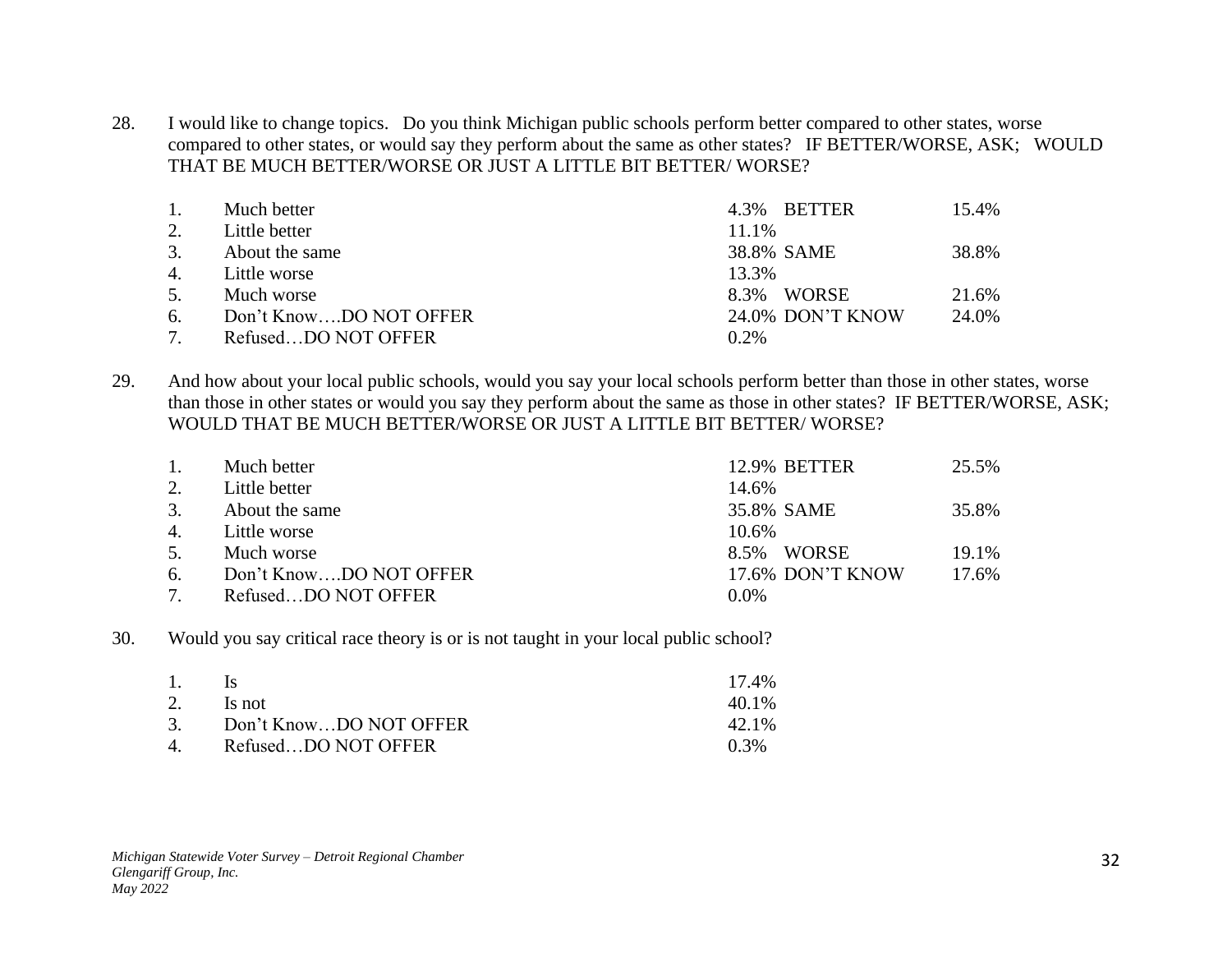28. I would like to change topics. Do you think Michigan public schools perform better compared to other states, worse compared to other states, or would say they perform about the same as other states? IF BETTER/WORSE, ASK; WOULD THAT BE MUCH BETTER/WORSE OR JUST A LITTLE BIT BETTER/ WORSE?

| | | | | |
|---|---|---|---|---|
| 1. | Much better | 4.3% | BETTER | 15.4% |
| 2. | Little better | 11.1% | | |
| 3. | About the same | 38.8% | SAME | 38.8% |
| 4. | Little worse | 13.3% | | |
| 5. | Much worse | 8.3% | WORSE | 21.6% |
| 6. | Don't Know….DO NOT OFFER | 24.0% | DON'T KNOW | 24.0% |
| 7. | Refused…DO NOT OFFER | 0.2% | | |

29. And how about your local public schools, would you say your local schools perform better than those in other states, worse than those in other states or would you say they perform about the same as those in other states? IF BETTER/WORSE, ASK; WOULD THAT BE MUCH BETTER/WORSE OR JUST A LITTLE BIT BETTER/ WORSE?

| | | | | |
|---|---|---|---|---|
| 1. | Much better | 12.9% | BETTER | 25.5% |
| 2. | Little better | 14.6% | | |
| 3. | About the same | 35.8% | SAME | 35.8% |
| 4. | Little worse | 10.6% | | |
| 5. | Much worse | 8.5% | WORSE | 19.1% |
| 6. | Don't Know….DO NOT OFFER | 17.6% | DON'T KNOW | 17.6% |
| 7. | Refused…DO NOT OFFER | 0.0% | | |

30. Would you say critical race theory is or is not taught in your local public school?

| | | |
|---|---|---|
| 1. | Is | 17.4% |
| 2. | Is not | 40.1% |
| 3. | Don't Know…DO NOT OFFER | 42.1% |
| 4. | Refused…DO NOT OFFER | 0.3% |

*Michigan Statewide Voter Survey – Detroit Regional Chamber*
*Glengariff Group, Inc.*
*May 2022*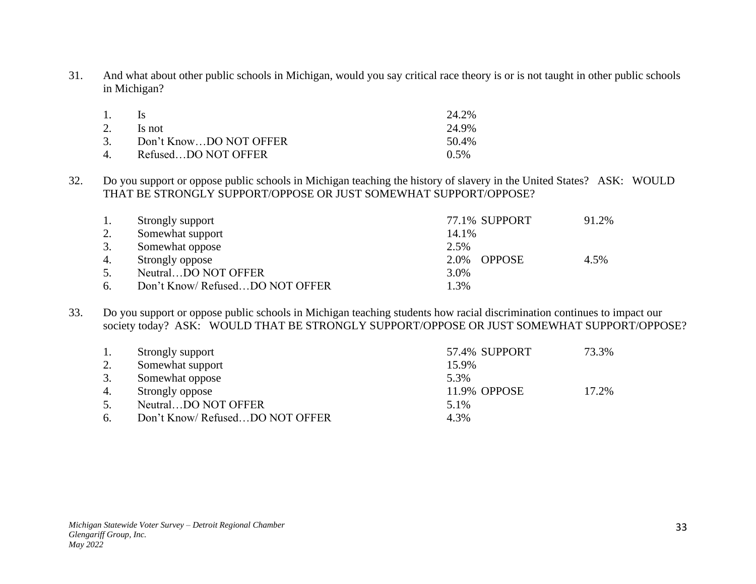31. And what about other public schools in Michigan, would you say critical race theory is or is not taught in other public schools in Michigan?

| | | | | |
|---|---|---|---|---|
| 1. | Is | 24.2% | | |
| 2. | Is not | 24.9% | | |
| 3. | Don't Know…DO NOT OFFER | 50.4% | | |
| 4. | Refused…DO NOT OFFER | 0.5% | | |

32. Do you support or oppose public schools in Michigan teaching the history of slavery in the United States? ASK: WOULD THAT BE STRONGLY SUPPORT/OPPOSE OR JUST SOMEWHAT SUPPORT/OPPOSE?

| | | | | |
|---|---|---|---|---|
| 1. | Strongly support | 77.1% | SUPPORT | 91.2% |
| 2. | Somewhat support | 14.1% | | |
| 3. | Somewhat oppose | 2.5% | | |
| 4. | Strongly oppose | 2.0% | OPPOSE | 4.5% |
| 5. | Neutral…DO NOT OFFER | 3.0% | | |
| 6. | Don't Know/ Refused…DO NOT OFFER | 1.3% | | |

33. Do you support or oppose public schools in Michigan teaching students how racial discrimination continues to impact our society today? ASK: WOULD THAT BE STRONGLY SUPPORT/OPPOSE OR JUST SOMEWHAT SUPPORT/OPPOSE?

| | | | | |
|---|---|---|---|---|
| 1. | Strongly support | 57.4% | SUPPORT | 73.3% |
| 2. | Somewhat support | 15.9% | | |
| 3. | Somewhat oppose | 5.3% | | |
| 4. | Strongly oppose | 11.9% | OPPOSE | 17.2% |
| 5. | Neutral…DO NOT OFFER | 5.1% | | |
| 6. | Don't Know/ Refused…DO NOT OFFER | 4.3% | | |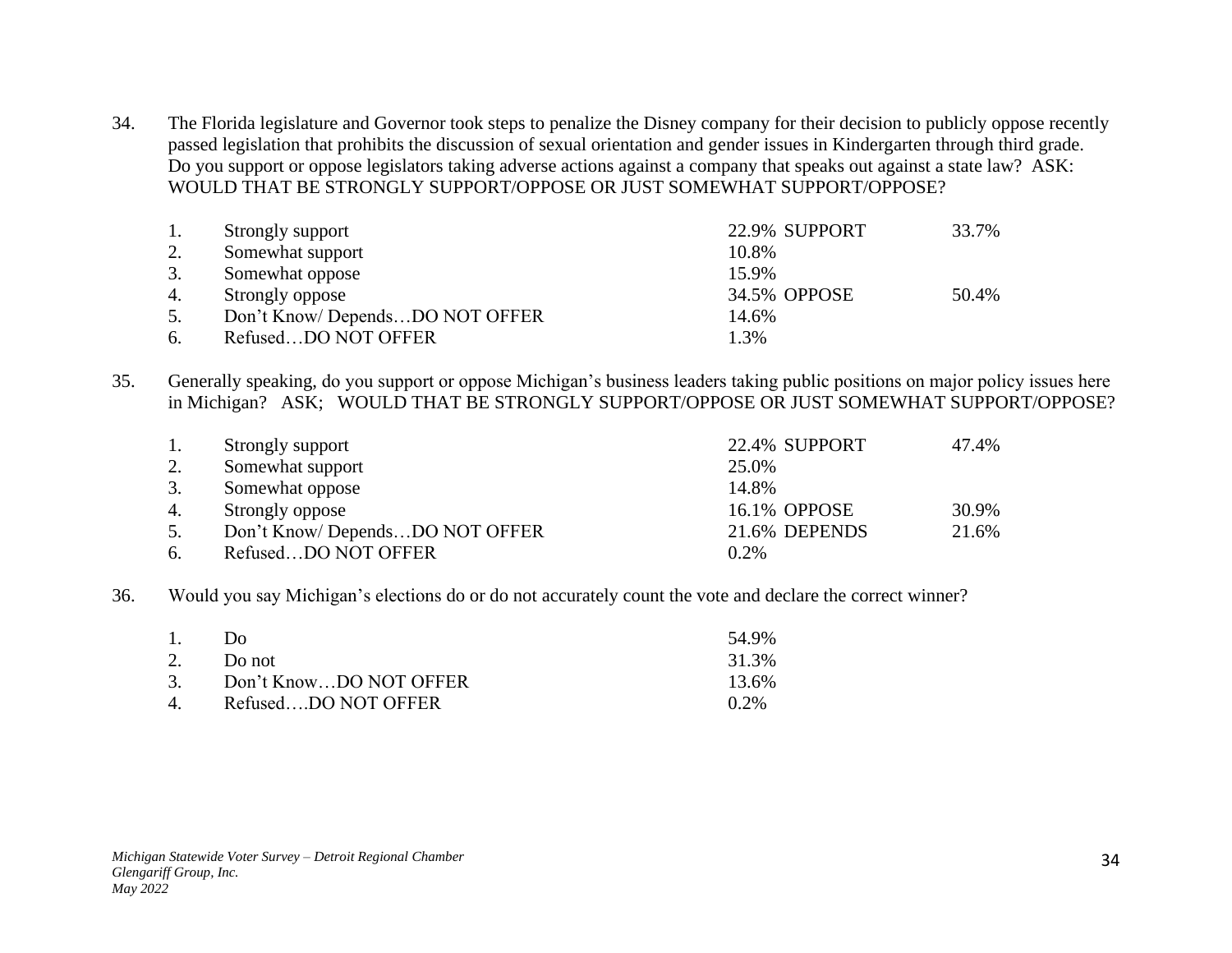34. The Florida legislature and Governor took steps to penalize the Disney company for their decision to publicly oppose recently passed legislation that prohibits the discussion of sexual orientation and gender issues in Kindergarten through third grade. Do you support or oppose legislators taking adverse actions against a company that speaks out against a state law? ASK: WOULD THAT BE STRONGLY SUPPORT/OPPOSE OR JUST SOMEWHAT SUPPORT/OPPOSE?

| | | | | |
|---|---|---|---|---|
| 1. | Strongly support | 22.9% | SUPPORT | 33.7% |
| 2. | Somewhat support | 10.8% | | |
| 3. | Somewhat oppose | 15.9% | | |
| 4. | Strongly oppose | 34.5% | OPPOSE | 50.4% |
| 5. | Don't Know/ Depends…DO NOT OFFER | 14.6% | | |
| 6. | Refused…DO NOT OFFER | 1.3% | | |

35. Generally speaking, do you support or oppose Michigan's business leaders taking public positions on major policy issues here in Michigan? ASK; WOULD THAT BE STRONGLY SUPPORT/OPPOSE OR JUST SOMEWHAT SUPPORT/OPPOSE?

| | | | | |
|---|---|---|---|---|
| 1. | Strongly support | 22.4% | SUPPORT | 47.4% |
| 2. | Somewhat support | 25.0% | | |
| 3. | Somewhat oppose | 14.8% | | |
| 4. | Strongly oppose | 16.1% | OPPOSE | 30.9% |
| 5. | Don't Know/ Depends…DO NOT OFFER | 21.6% | DEPENDS | 21.6% |
| 6. | Refused…DO NOT OFFER | 0.2% | | |

36. Would you say Michigan's elections do or do not accurately count the vote and declare the correct winner?

| | | |
|---|---|---|
| 1. | Do | 54.9% |
| 2. | Do not | 31.3% |
| 3. | Don't Know…DO NOT OFFER | 13.6% |
| 4. | Refused….DO NOT OFFER | 0.2% |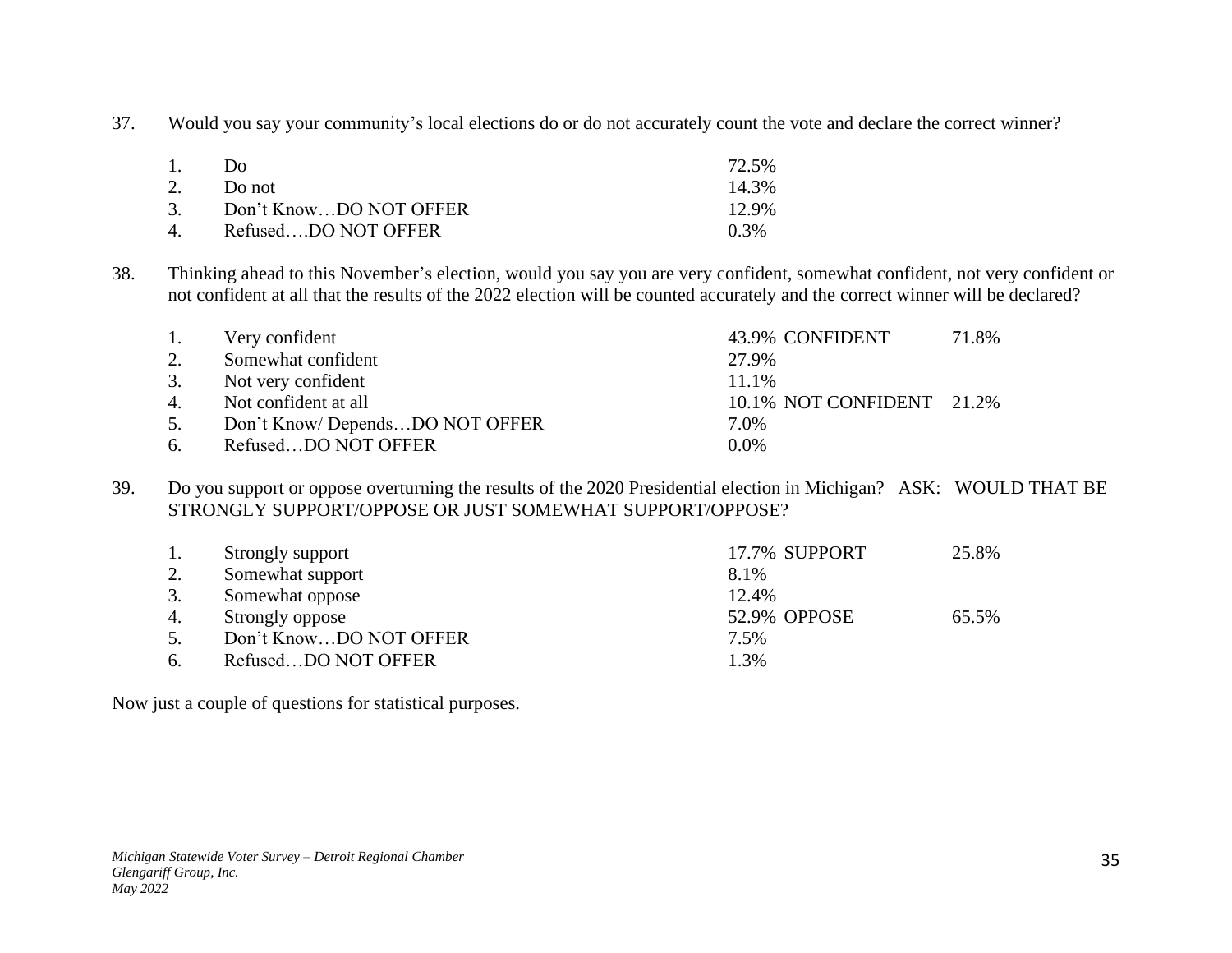37. Would you say your community's local elections do or do not accurately count the vote and declare the correct winner?

| | | | | |
|---|---|---|---|---|
| 1. | Do | 72.5% | | |
| 2. | Do not | 14.3% | | |
| 3. | Don't Know…DO NOT OFFER | 12.9% | | |
| 4. | Refused….DO NOT OFFER | 0.3% | | |

38. Thinking ahead to this November's election, would you say you are very confident, somewhat confident, not very confident or not confident at all that the results of the 2022 election will be counted accurately and the correct winner will be declared?

| | | | | |
|---|---|---|---|---|
| 1. | Very confident | 43.9% | CONFIDENT | 71.8% |
| 2. | Somewhat confident | 27.9% | | |
| 3. | Not very confident | 11.1% | | |
| 4. | Not confident at all | 10.1% | NOT CONFIDENT | 21.2% |
| 5. | Don't Know/ Depends…DO NOT OFFER | 7.0% | | |
| 6. | Refused…DO NOT OFFER | 0.0% | | |

39. Do you support or oppose overturning the results of the 2020 Presidential election in Michigan? ASK: WOULD THAT BE STRONGLY SUPPORT/OPPOSE OR JUST SOMEWHAT SUPPORT/OPPOSE?

| | | | | |
|---|---|---|---|---|
| 1. | Strongly support | 17.7% | SUPPORT | 25.8% |
| 2. | Somewhat support | 8.1% | | |
| 3. | Somewhat oppose | 12.4% | | |
| 4. | Strongly oppose | 52.9% | OPPOSE | 65.5% |
| 5. | Don't Know…DO NOT OFFER | 7.5% | | |
| 6. | Refused…DO NOT OFFER | 1.3% | | |

Now just a couple of questions for statistical purposes.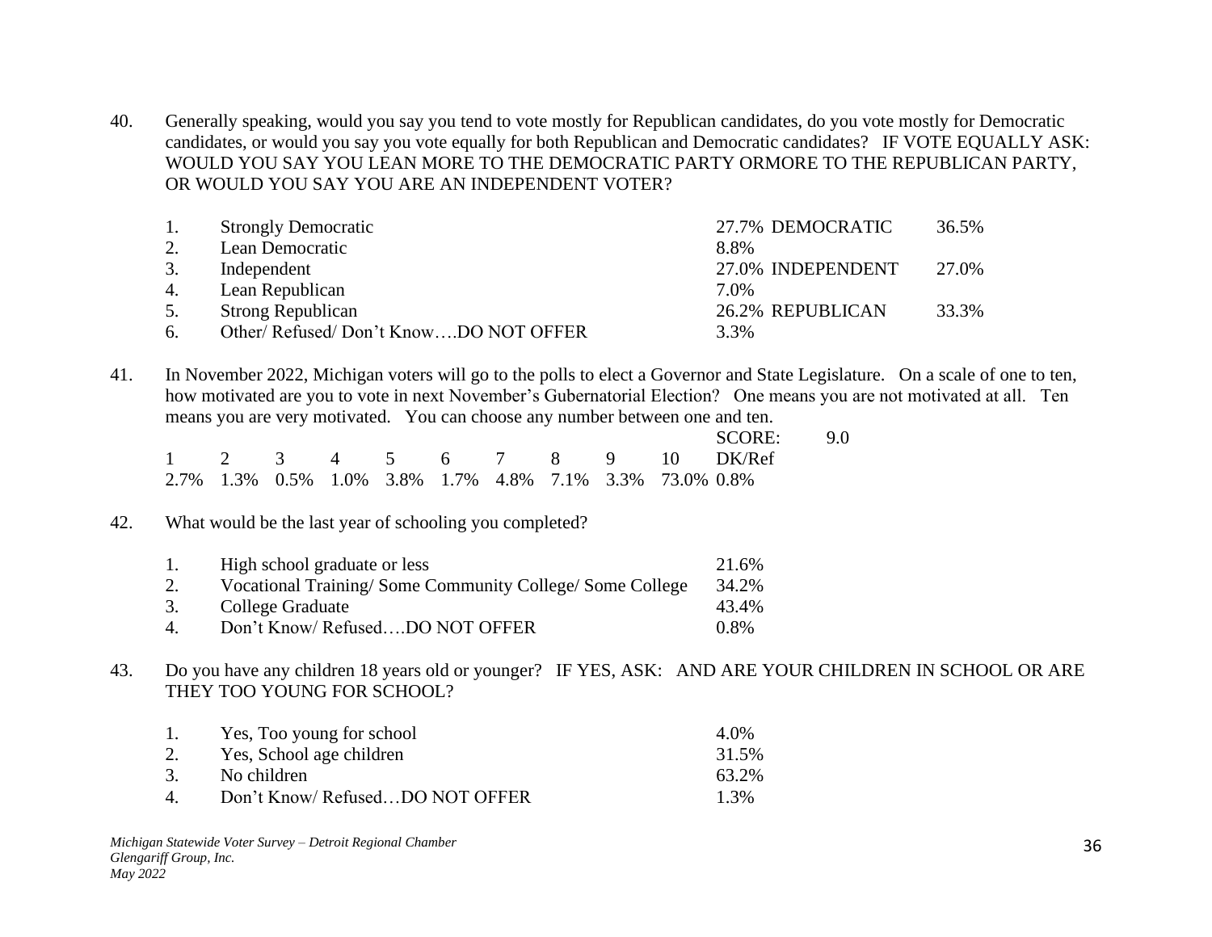40. Generally speaking, would you say you tend to vote mostly for Republican candidates, do you vote mostly for Democratic candidates, or would you say you vote equally for both Republican and Democratic candidates? IF VOTE EQUALLY ASK: WOULD YOU SAY YOU LEAN MORE TO THE DEMOCRATIC PARTY ORMORE TO THE REPUBLICAN PARTY, OR WOULD YOU SAY YOU ARE AN INDEPENDENT VOTER?

| | | | | |
|---|---|---|---|---|
| 1. | Strongly Democratic | 27.7% | DEMOCRATIC | 36.5% |
| 2. | Lean Democratic | 8.8% | | |
| 3. | Independent | 27.0% | INDEPENDENT | 27.0% |
| 4. | Lean Republican | 7.0% | | |
| 5. | Strong Republican | 26.2% | REPUBLICAN | 33.3% |
| 6. | Other/ Refused/ Don't Know….DO NOT OFFER | 3.3% | | |

41. In November 2022, Michigan voters will go to the polls to elect a Governor and State Legislature. On a scale of one to ten, how motivated are you to vote in next November's Gubernatorial Election? One means you are not motivated at all. Ten means you are very motivated. You can choose any number between one and ten.

SCORE: 9.0

| 1 | 2 | 3 | 4 | 5 | 6 | 7 | 8 | 9 | 10 | DK/Ref |
|---|---|---|---|---|---|---|---|---|---|---|
| 2.7% | 1.3% | 0.5% | 1.0% | 3.8% | 1.7% | 4.8% | 7.1% | 3.3% | 73.0% | 0.8% |

42. What would be the last year of schooling you completed?

| | | |
|---|---|---|
| 1. | High school graduate or less | 21.6% |
| 2. | Vocational Training/ Some Community College/ Some College | 34.2% |
| 3. | College Graduate | 43.4% |
| 4. | Don't Know/ Refused….DO NOT OFFER | 0.8% |

43. Do you have any children 18 years old or younger? IF YES, ASK: AND ARE YOUR CHILDREN IN SCHOOL OR ARE THEY TOO YOUNG FOR SCHOOL?

| | | |
|---|---|---|
| 1. | Yes, Too young for school | 4.0% |
| 2. | Yes, School age children | 31.5% |
| 3. | No children | 63.2% |
| 4. | Don't Know/ Refused…DO NOT OFFER | 1.3% |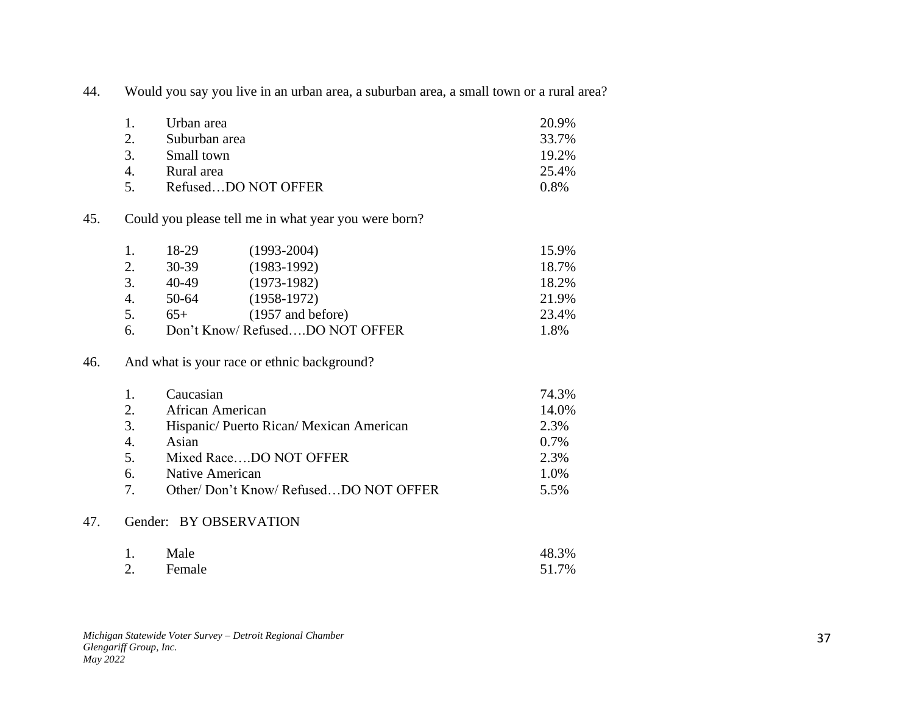44. Would you say you live in an urban area, a suburban area, a small town or a rural area?

| | | |
|---|---|---|
| 1. | Urban area | 20.9% |
| 2. | Suburban area | 33.7% |
| 3. | Small town | 19.2% |
| 4. | Rural area | 25.4% |
| 5. | Refused…DO NOT OFFER | 0.8% |

45. Could you please tell me in what year you were born?

| | | | |
|---|---|---|---|
| 1. | 18-29 | (1993-2004) | 15.9% |
| 2. | 30-39 | (1983-1992) | 18.7% |
| 3. | 40-49 | (1973-1982) | 18.2% |
| 4. | 50-64 | (1958-1972) | 21.9% |
| 5. | 65+ | (1957 and before) | 23.4% |
| 6. | Don't Know/ Refused….DO NOT OFFER | | 1.8% |

46. And what is your race or ethnic background?

| | | |
|---|---|---|
| 1. | Caucasian | 74.3% |
| 2. | African American | 14.0% |
| 3. | Hispanic/ Puerto Rican/ Mexican American | 2.3% |
| 4. | Asian | 0.7% |
| 5. | Mixed Race….DO NOT OFFER | 2.3% |
| 6. | Native American | 1.0% |
| 7. | Other/ Don't Know/ Refused…DO NOT OFFER | 5.5% |

47. Gender: BY OBSERVATION

| | | |
|---|---|---|
| 1. | Male | 48.3% |
| 2. | Female | 51.7% |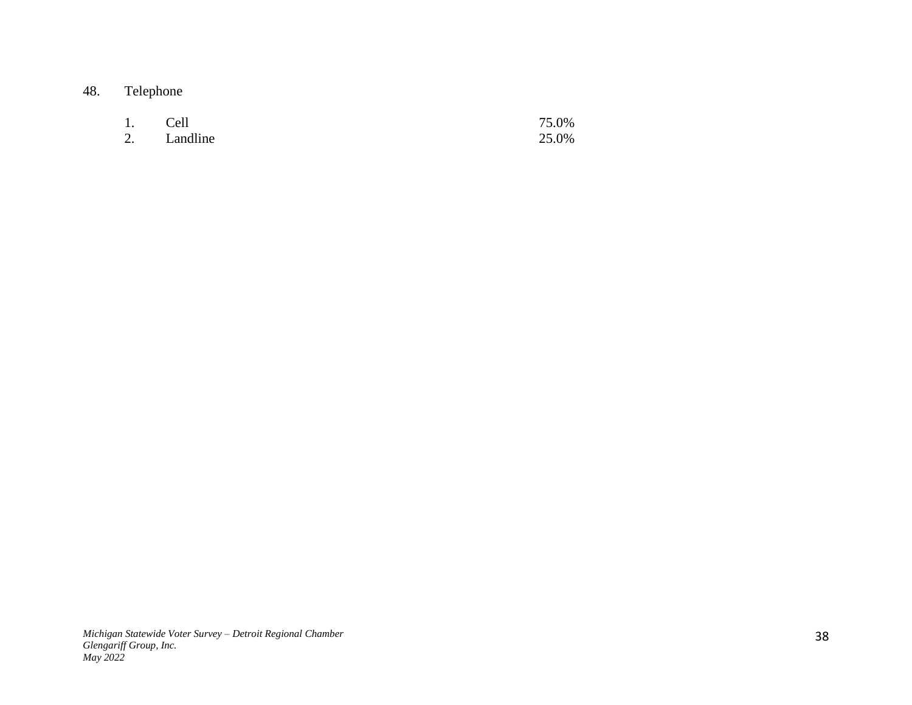48. Telephone

| | | |
|---|---|---|
| 1. | Cell | 75.0% |
| 2. | Landline | 25.0% |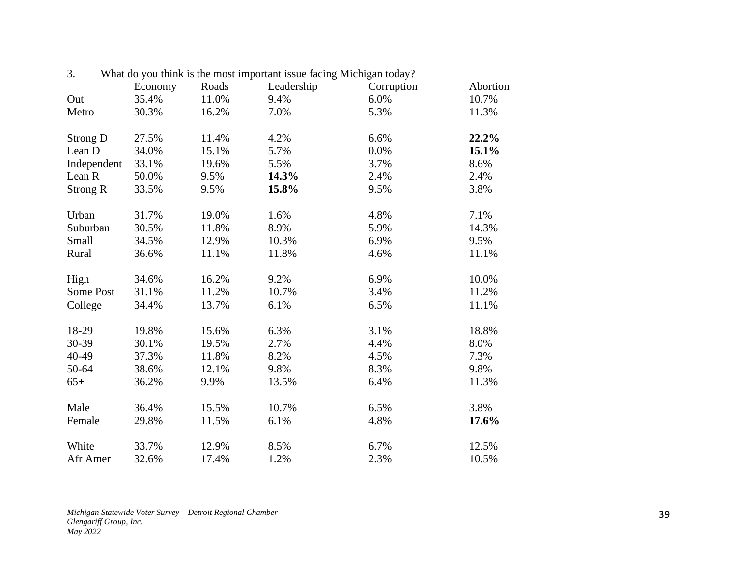3. What do you think is the most important issue facing Michigan today?

| | Economy | Roads | Leadership | Corruption | Abortion |
|---|---|---|---|---|---|
| Out | 35.4% | 11.0% | 9.4% | 6.0% | 10.7% |
| Metro | 30.3% | 16.2% | 7.0% | 5.3% | 11.3% |
| | | | | | |
| Strong D | 27.5% | 11.4% | 4.2% | 6.6% | **22.2%** |
| Lean D | 34.0% | 15.1% | 5.7% | 0.0% | **15.1%** |
| Independent | 33.1% | 19.6% | 5.5% | 3.7% | 8.6% |
| Lean R | 50.0% | 9.5% | **14.3%** | 2.4% | 2.4% |
| Strong R | 33.5% | 9.5% | **15.8%** | 9.5% | 3.8% |
| | | | | | |
| Urban | 31.7% | 19.0% | 1.6% | 4.8% | 7.1% |
| Suburban | 30.5% | 11.8% | 8.9% | 5.9% | 14.3% |
| Small | 34.5% | 12.9% | 10.3% | 6.9% | 9.5% |
| Rural | 36.6% | 11.1% | 11.8% | 4.6% | 11.1% |
| | | | | | |
| High | 34.6% | 16.2% | 9.2% | 6.9% | 10.0% |
| Some Post | 31.1% | 11.2% | 10.7% | 3.4% | 11.2% |
| College | 34.4% | 13.7% | 6.1% | 6.5% | 11.1% |
| | | | | | |
| 18-29 | 19.8% | 15.6% | 6.3% | 3.1% | 18.8% |
| 30-39 | 30.1% | 19.5% | 2.7% | 4.4% | 8.0% |
| 40-49 | 37.3% | 11.8% | 8.2% | 4.5% | 7.3% |
| 50-64 | 38.6% | 12.1% | 9.8% | 8.3% | 9.8% |
| 65+ | 36.2% | 9.9% | 13.5% | 6.4% | 11.3% |
| | | | | | |
| Male | 36.4% | 15.5% | 10.7% | 6.5% | 3.8% |
| Female | 29.8% | 11.5% | 6.1% | 4.8% | **17.6%** |
| | | | | | |
| White | 33.7% | 12.9% | 8.5% | 6.7% | 12.5% |
| Afr Amer | 32.6% | 17.4% | 1.2% | 2.3% | 10.5% |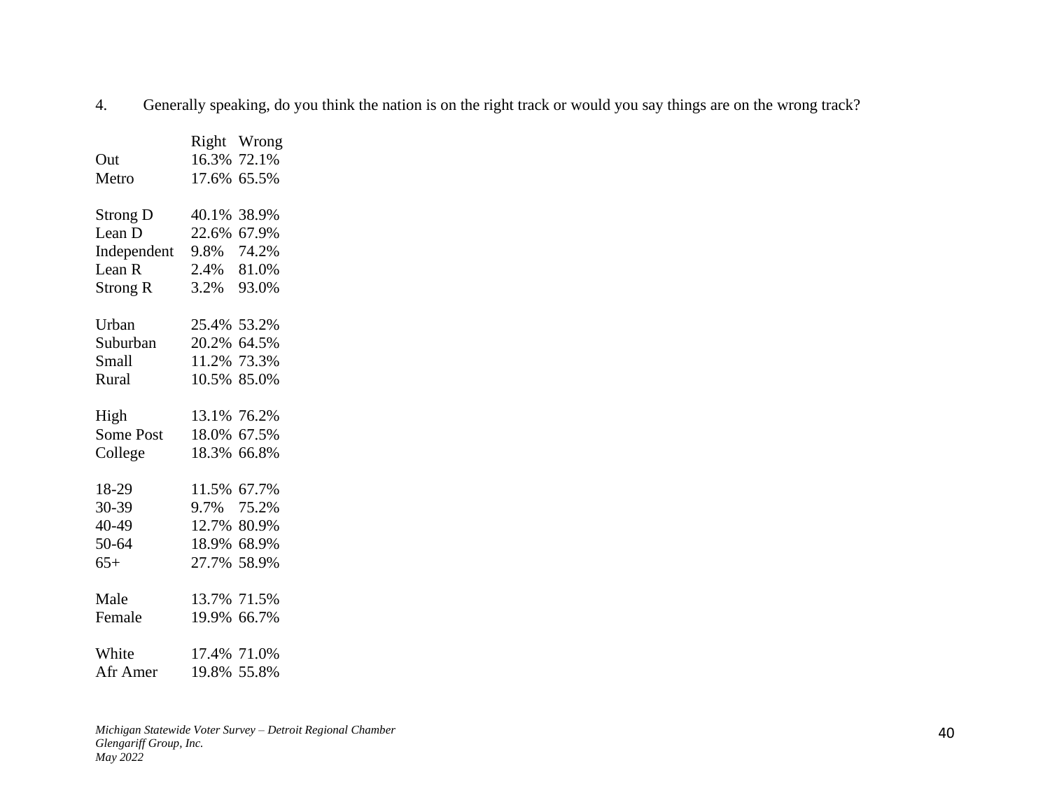4. Generally speaking, do you think the nation is on the right track or would you say things are on the wrong track?

| | Right | Wrong |
|---|---|---|
| Out | 16.3% | 72.1% |
| Metro | 17.6% | 65.5% |
| | | |
| Strong D | 40.1% | 38.9% |
| Lean D | 22.6% | 67.9% |
| Independent | 9.8% | 74.2% |
| Lean R | 2.4% | 81.0% |
| Strong R | 3.2% | 93.0% |
| | | |
| Urban | 25.4% | 53.2% |
| Suburban | 20.2% | 64.5% |
| Small | 11.2% | 73.3% |
| Rural | 10.5% | 85.0% |
| | | |
| High | 13.1% | 76.2% |
| Some Post | 18.0% | 67.5% |
| College | 18.3% | 66.8% |
| | | |
| 18-29 | 11.5% | 67.7% |
| 30-39 | 9.7% | 75.2% |
| 40-49 | 12.7% | 80.9% |
| 50-64 | 18.9% | 68.9% |
| 65+ | 27.7% | 58.9% |
| | | |
| Male | 13.7% | 71.5% |
| Female | 19.9% | 66.7% |
| | | |
| White | 17.4% | 71.0% |
| Afr Amer | 19.8% | 55.8% |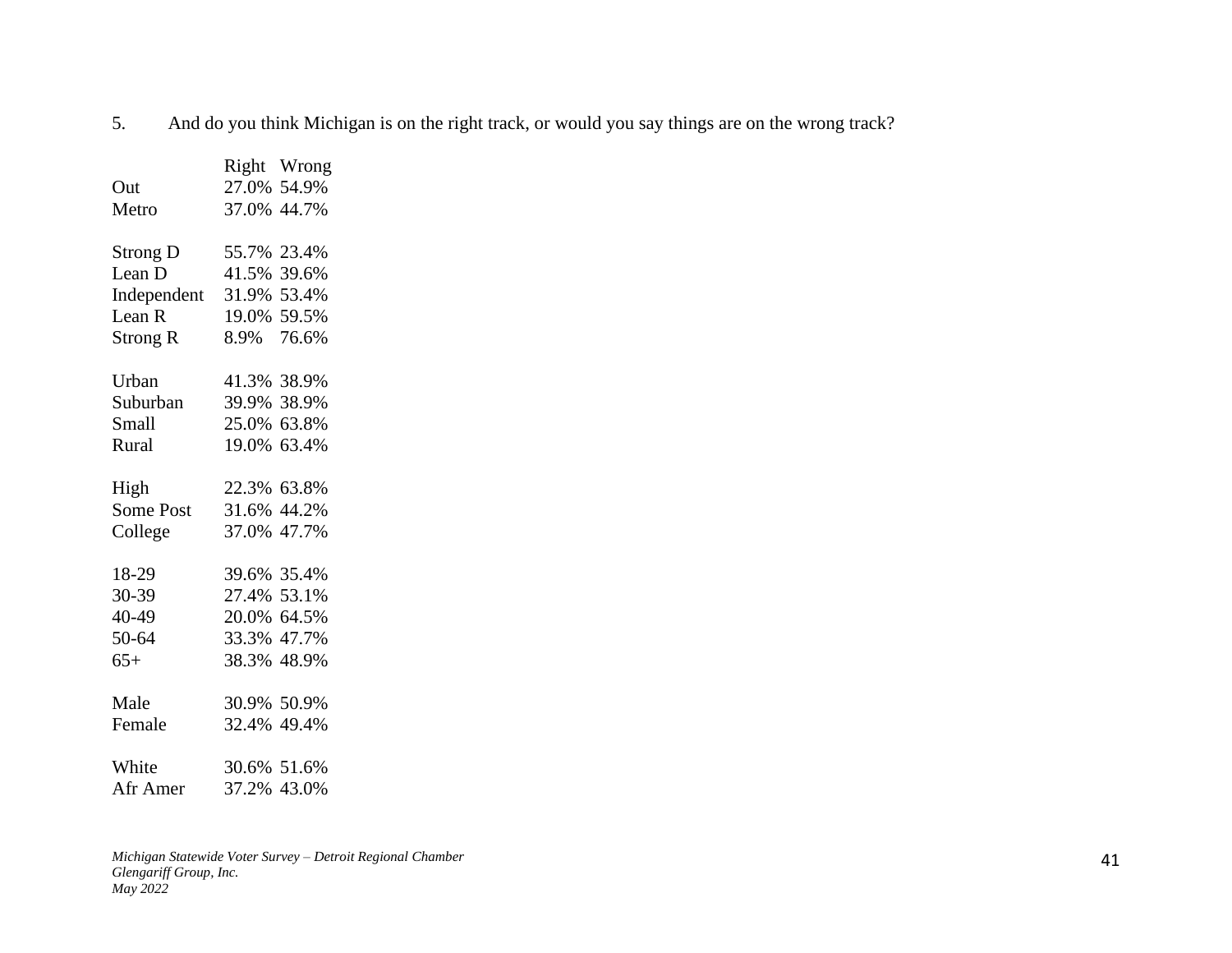5. And do you think Michigan is on the right track, or would you say things are on the wrong track?

| | Right | Wrong |
|---|---|---|
| Out | 27.0% | 54.9% |
| Metro | 37.0% | 44.7% |
| | | |
| Strong D | 55.7% | 23.4% |
| Lean D | 41.5% | 39.6% |
| Independent | 31.9% | 53.4% |
| Lean R | 19.0% | 59.5% |
| Strong R | 8.9% | 76.6% |
| | | |
| Urban | 41.3% | 38.9% |
| Suburban | 39.9% | 38.9% |
| Small | 25.0% | 63.8% |
| Rural | 19.0% | 63.4% |
| | | |
| High | 22.3% | 63.8% |
| Some Post | 31.6% | 44.2% |
| College | 37.0% | 47.7% |
| | | |
| 18-29 | 39.6% | 35.4% |
| 30-39 | 27.4% | 53.1% |
| 40-49 | 20.0% | 64.5% |
| 50-64 | 33.3% | 47.7% |
| 65+ | 38.3% | 48.9% |
| | | |
| Male | 30.9% | 50.9% |
| Female | 32.4% | 49.4% |
| | | |
| White | 30.6% | 51.6% |
| Afr Amer | 37.2% | 43.0% |

*Michigan Statewide Voter Survey – Detroit Regional Chamber*
*Glengariff Group, Inc.*
*May 2022*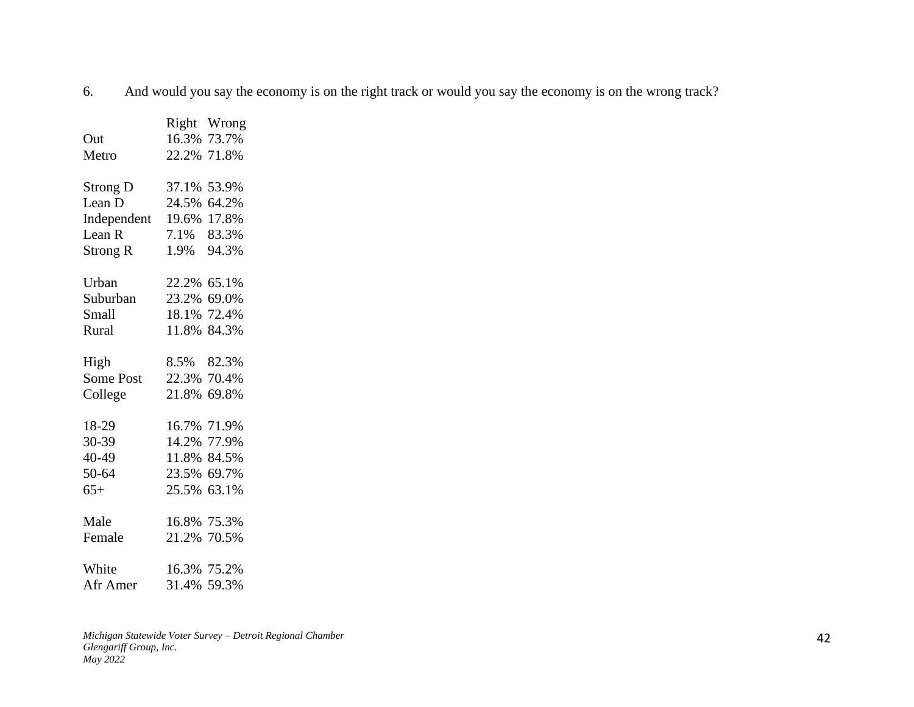6. And would you say the economy is on the right track or would you say the economy is on the wrong track?

| | Right | Wrong |
|---|---|---|
| Out | 16.3% | 73.7% |
| Metro | 22.2% | 71.8% |
| | | |
| Strong D | 37.1% | 53.9% |
| Lean D | 24.5% | 64.2% |
| Independent | 19.6% | 17.8% |
| Lean R | 7.1% | 83.3% |
| Strong R | 1.9% | 94.3% |
| | | |
| Urban | 22.2% | 65.1% |
| Suburban | 23.2% | 69.0% |
| Small | 18.1% | 72.4% |
| Rural | 11.8% | 84.3% |
| | | |
| High | 8.5% | 82.3% |
| Some Post | 22.3% | 70.4% |
| College | 21.8% | 69.8% |
| | | |
| 18-29 | 16.7% | 71.9% |
| 30-39 | 14.2% | 77.9% |
| 40-49 | 11.8% | 84.5% |
| 50-64 | 23.5% | 69.7% |
| 65+ | 25.5% | 63.1% |
| | | |
| Male | 16.8% | 75.3% |
| Female | 21.2% | 70.5% |
| | | |
| White | 16.3% | 75.2% |
| Afr Amer | 31.4% | 59.3% |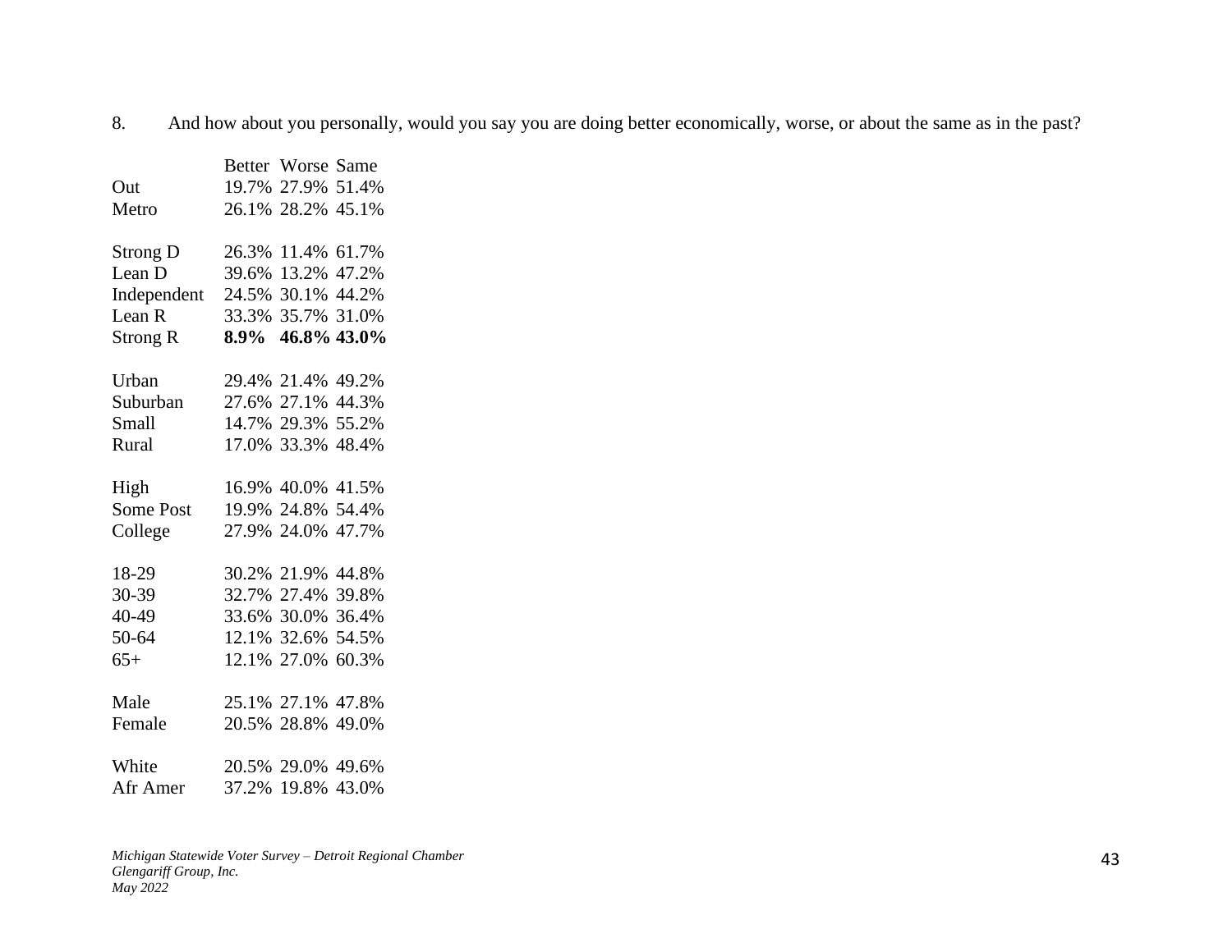8. And how about you personally, would you say you are doing better economically, worse, or about the same as in the past?

| | Better | Worse | Same |
|---|---|---|---|
| Out | 19.7% | 27.9% | 51.4% |
| Metro | 26.1% | 28.2% | 45.1% |
| | | | |
| Strong D | 26.3% | 11.4% | 61.7% |
| Lean D | 39.6% | 13.2% | 47.2% |
| Independent | 24.5% | 30.1% | 44.2% |
| Lean R | 33.3% | 35.7% | 31.0% |
| Strong R | **8.9%** | **46.8%** | **43.0%** |
| | | | |
| Urban | 29.4% | 21.4% | 49.2% |
| Suburban | 27.6% | 27.1% | 44.3% |
| Small | 14.7% | 29.3% | 55.2% |
| Rural | 17.0% | 33.3% | 48.4% |
| | | | |
| High | 16.9% | 40.0% | 41.5% |
| Some Post | 19.9% | 24.8% | 54.4% |
| College | 27.9% | 24.0% | 47.7% |
| | | | |
| 18-29 | 30.2% | 21.9% | 44.8% |
| 30-39 | 32.7% | 27.4% | 39.8% |
| 40-49 | 33.6% | 30.0% | 36.4% |
| 50-64 | 12.1% | 32.6% | 54.5% |
| 65+ | 12.1% | 27.0% | 60.3% |
| | | | |
| Male | 25.1% | 27.1% | 47.8% |
| Female | 20.5% | 28.8% | 49.0% |
| | | | |
| White | 20.5% | 29.0% | 49.6% |
| Afr Amer | 37.2% | 19.8% | 43.0% |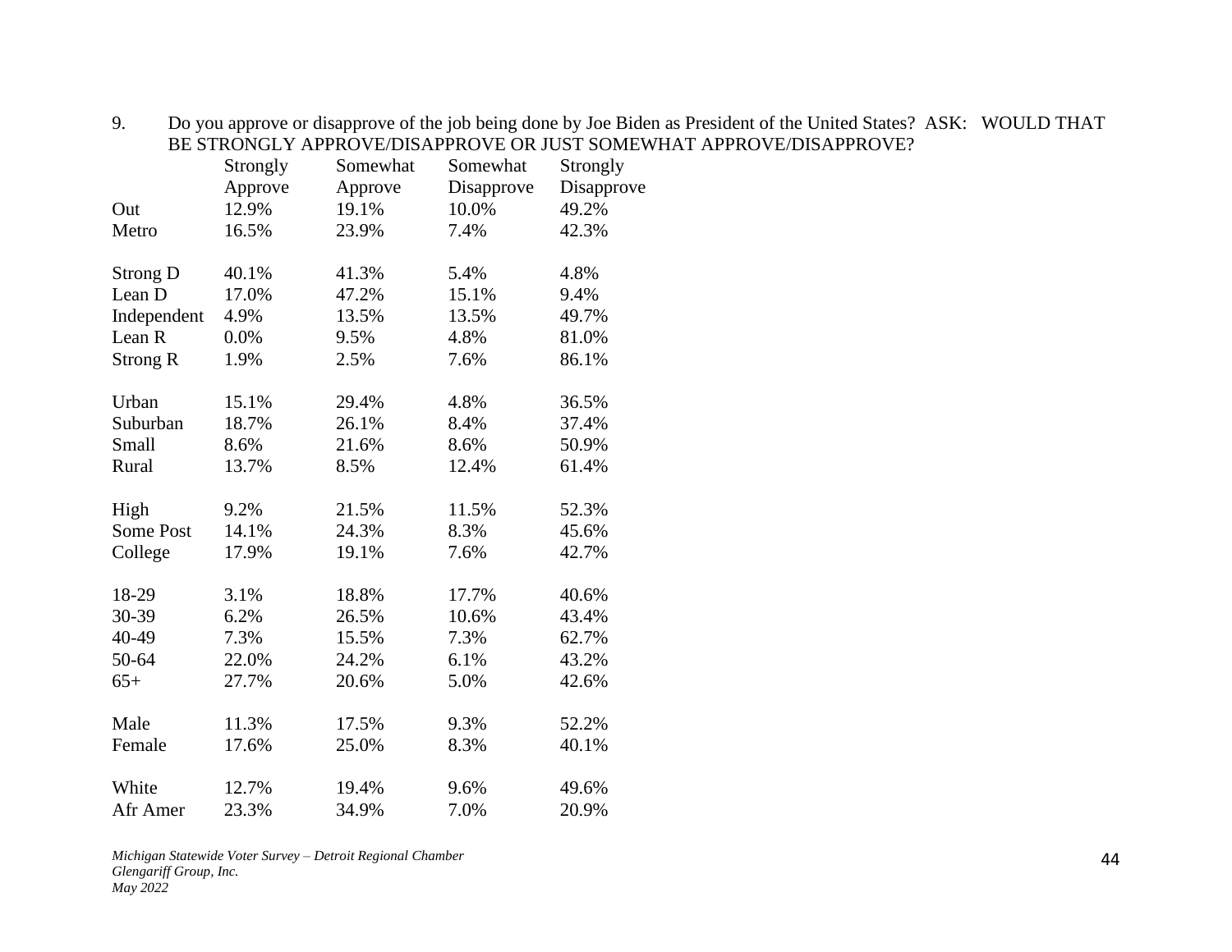9. Do you approve or disapprove of the job being done by Joe Biden as President of the United States? ASK: WOULD THAT BE STRONGLY APPROVE/DISAPPROVE OR JUST SOMEWHAT APPROVE/DISAPPROVE?

| | Strongly Approve | Somewhat Approve | Somewhat Disapprove | Strongly Disapprove |
|---|---|---|---|---|
| Out | 12.9% | 19.1% | 10.0% | 49.2% |
| Metro | 16.5% | 23.9% | 7.4% | 42.3% |
| | | | | |
| Strong D | 40.1% | 41.3% | 5.4% | 4.8% |
| Lean D | 17.0% | 47.2% | 15.1% | 9.4% |
| Independent | 4.9% | 13.5% | 13.5% | 49.7% |
| Lean R | 0.0% | 9.5% | 4.8% | 81.0% |
| Strong R | 1.9% | 2.5% | 7.6% | 86.1% |
| | | | | |
| Urban | 15.1% | 29.4% | 4.8% | 36.5% |
| Suburban | 18.7% | 26.1% | 8.4% | 37.4% |
| Small | 8.6% | 21.6% | 8.6% | 50.9% |
| Rural | 13.7% | 8.5% | 12.4% | 61.4% |
| | | | | |
| High | 9.2% | 21.5% | 11.5% | 52.3% |
| Some Post | 14.1% | 24.3% | 8.3% | 45.6% |
| College | 17.9% | 19.1% | 7.6% | 42.7% |
| | | | | |
| 18-29 | 3.1% | 18.8% | 17.7% | 40.6% |
| 30-39 | 6.2% | 26.5% | 10.6% | 43.4% |
| 40-49 | 7.3% | 15.5% | 7.3% | 62.7% |
| 50-64 | 22.0% | 24.2% | 6.1% | 43.2% |
| 65+ | 27.7% | 20.6% | 5.0% | 42.6% |
| | | | | |
| Male | 11.3% | 17.5% | 9.3% | 52.2% |
| Female | 17.6% | 25.0% | 8.3% | 40.1% |
| | | | | |
| White | 12.7% | 19.4% | 9.6% | 49.6% |
| Afr Amer | 23.3% | 34.9% | 7.0% | 20.9% |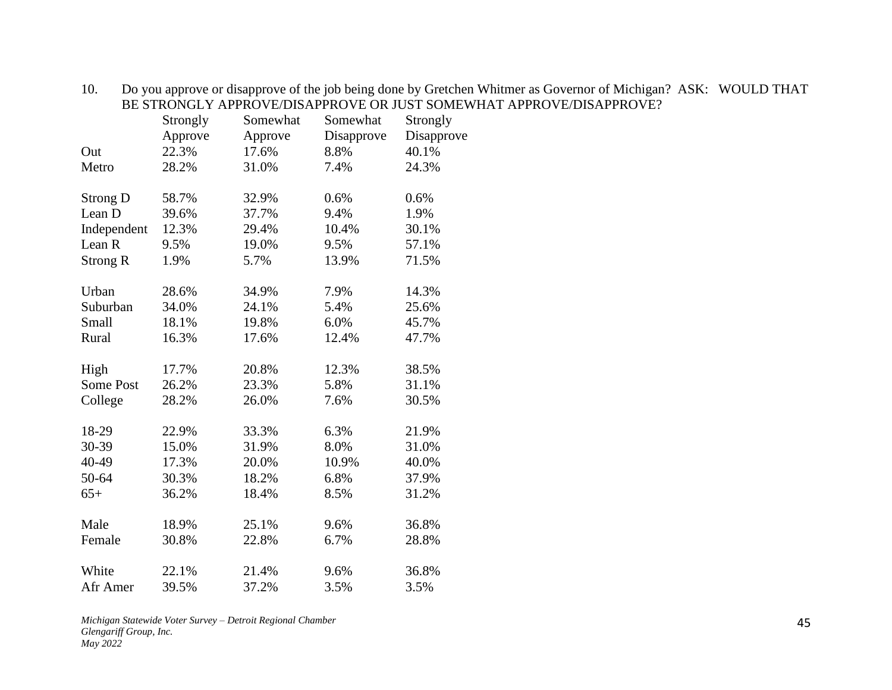10. Do you approve or disapprove of the job being done by Gretchen Whitmer as Governor of Michigan? ASK: WOULD THAT BE STRONGLY APPROVE/DISAPPROVE OR JUST SOMEWHAT APPROVE/DISAPPROVE?

| | Strongly Approve | Somewhat Approve | Somewhat Disapprove | Strongly Disapprove |
|---|---|---|---|---|
| Out | 22.3% | 17.6% | 8.8% | 40.1% |
| Metro | 28.2% | 31.0% | 7.4% | 24.3% |
| | | | | |
| Strong D | 58.7% | 32.9% | 0.6% | 0.6% |
| Lean D | 39.6% | 37.7% | 9.4% | 1.9% |
| Independent | 12.3% | 29.4% | 10.4% | 30.1% |
| Lean R | 9.5% | 19.0% | 9.5% | 57.1% |
| Strong R | 1.9% | 5.7% | 13.9% | 71.5% |
| | | | | |
| Urban | 28.6% | 34.9% | 7.9% | 14.3% |
| Suburban | 34.0% | 24.1% | 5.4% | 25.6% |
| Small | 18.1% | 19.8% | 6.0% | 45.7% |
| Rural | 16.3% | 17.6% | 12.4% | 47.7% |
| | | | | |
| High | 17.7% | 20.8% | 12.3% | 38.5% |
| Some Post | 26.2% | 23.3% | 5.8% | 31.1% |
| College | 28.2% | 26.0% | 7.6% | 30.5% |
| | | | | |
| 18-29 | 22.9% | 33.3% | 6.3% | 21.9% |
| 30-39 | 15.0% | 31.9% | 8.0% | 31.0% |
| 40-49 | 17.3% | 20.0% | 10.9% | 40.0% |
| 50-64 | 30.3% | 18.2% | 6.8% | 37.9% |
| 65+ | 36.2% | 18.4% | 8.5% | 31.2% |
| | | | | |
| Male | 18.9% | 25.1% | 9.6% | 36.8% |
| Female | 30.8% | 22.8% | 6.7% | 28.8% |
| | | | | |
| White | 22.1% | 21.4% | 9.6% | 36.8% |
| Afr Amer | 39.5% | 37.2% | 3.5% | 3.5% |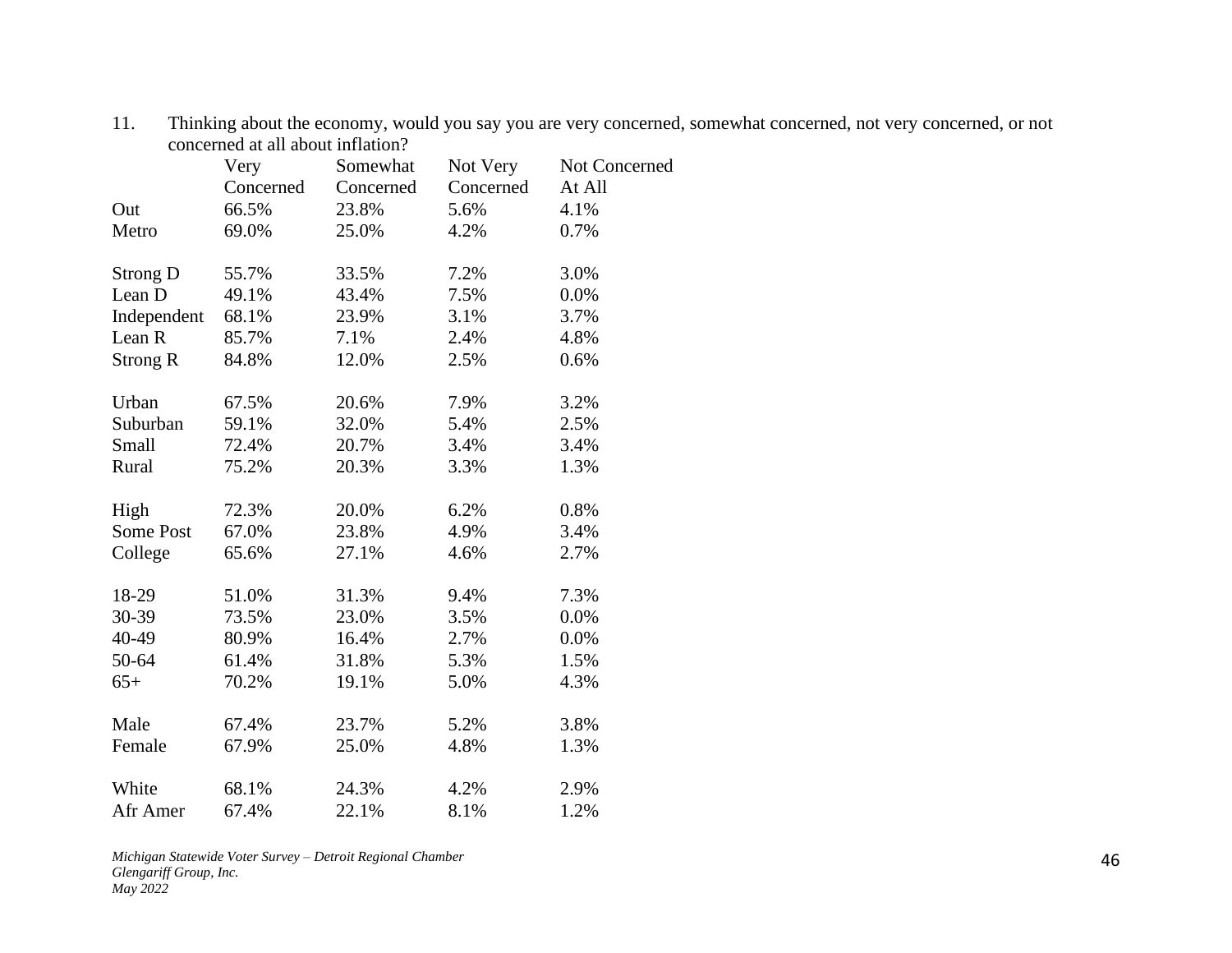11. Thinking about the economy, would you say you are very concerned, somewhat concerned, not very concerned, or not concerned at all about inflation?

| | Very Concerned | Somewhat Concerned | Not Very Concerned | Not Concerned At All |
|---|---|---|---|---|
| Out | 66.5% | 23.8% | 5.6% | 4.1% |
| Metro | 69.0% | 25.0% | 4.2% | 0.7% |
| | | | | |
| Strong D | 55.7% | 33.5% | 7.2% | 3.0% |
| Lean D | 49.1% | 43.4% | 7.5% | 0.0% |
| Independent | 68.1% | 23.9% | 3.1% | 3.7% |
| Lean R | 85.7% | 7.1% | 2.4% | 4.8% |
| Strong R | 84.8% | 12.0% | 2.5% | 0.6% |
| | | | | |
| Urban | 67.5% | 20.6% | 7.9% | 3.2% |
| Suburban | 59.1% | 32.0% | 5.4% | 2.5% |
| Small | 72.4% | 20.7% | 3.4% | 3.4% |
| Rural | 75.2% | 20.3% | 3.3% | 1.3% |
| | | | | |
| High | 72.3% | 20.0% | 6.2% | 0.8% |
| Some Post | 67.0% | 23.8% | 4.9% | 3.4% |
| College | 65.6% | 27.1% | 4.6% | 2.7% |
| | | | | |
| 18-29 | 51.0% | 31.3% | 9.4% | 7.3% |
| 30-39 | 73.5% | 23.0% | 3.5% | 0.0% |
| 40-49 | 80.9% | 16.4% | 2.7% | 0.0% |
| 50-64 | 61.4% | 31.8% | 5.3% | 1.5% |
| 65+ | 70.2% | 19.1% | 5.0% | 4.3% |
| | | | | |
| Male | 67.4% | 23.7% | 5.2% | 3.8% |
| Female | 67.9% | 25.0% | 4.8% | 1.3% |
| | | | | |
| White | 68.1% | 24.3% | 4.2% | 2.9% |
| Afr Amer | 67.4% | 22.1% | 8.1% | 1.2% |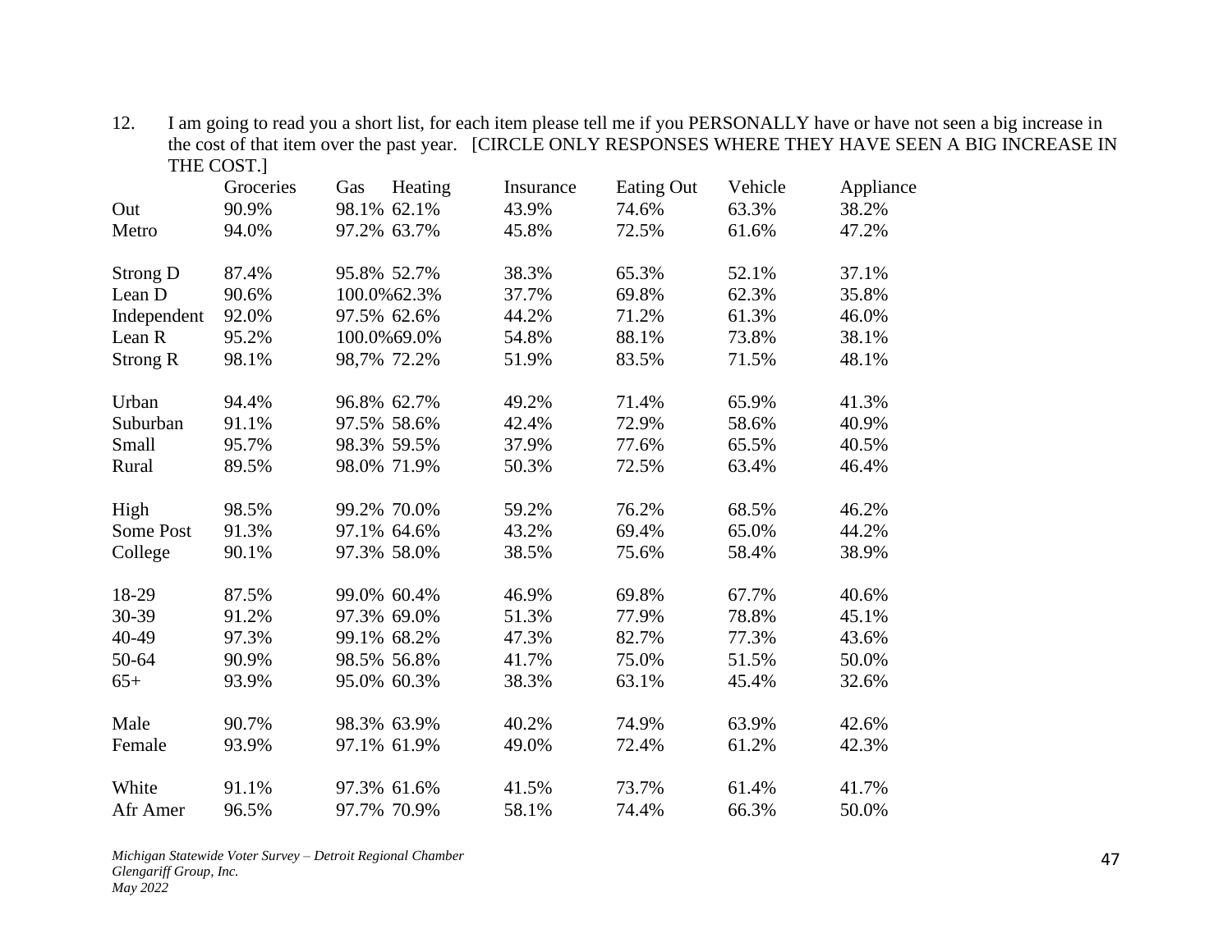12. I am going to read you a short list, for each item please tell me if you PERSONALLY have or have not seen a big increase in the cost of that item over the past year. [CIRCLE ONLY RESPONSES WHERE THEY HAVE SEEN A BIG INCREASE IN THE COST.]

| | Groceries | Gas | Heating | Insurance | Eating Out | Vehicle | Appliance |
|---|---|---|---|---|---|---|---|
| Out | 90.9% | 98.1% | 62.1% | 43.9% | 74.6% | 63.3% | 38.2% |
| Metro | 94.0% | 97.2% | 63.7% | 45.8% | 72.5% | 61.6% | 47.2% |
| | | | | | | | |
| Strong D | 87.4% | 95.8% | 52.7% | 38.3% | 65.3% | 52.1% | 37.1% |
| Lean D | 90.6% | 100.0% | 62.3% | 37.7% | 69.8% | 62.3% | 35.8% |
| Independent | 92.0% | 97.5% | 62.6% | 44.2% | 71.2% | 61.3% | 46.0% |
| Lean R | 95.2% | 100.0% | 69.0% | 54.8% | 88.1% | 73.8% | 38.1% |
| Strong R | 98.1% | 98,7% | 72.2% | 51.9% | 83.5% | 71.5% | 48.1% |
| | | | | | | | |
| Urban | 94.4% | 96.8% | 62.7% | 49.2% | 71.4% | 65.9% | 41.3% |
| Suburban | 91.1% | 97.5% | 58.6% | 42.4% | 72.9% | 58.6% | 40.9% |
| Small | 95.7% | 98.3% | 59.5% | 37.9% | 77.6% | 65.5% | 40.5% |
| Rural | 89.5% | 98.0% | 71.9% | 50.3% | 72.5% | 63.4% | 46.4% |
| | | | | | | | |
| High | 98.5% | 99.2% | 70.0% | 59.2% | 76.2% | 68.5% | 46.2% |
| Some Post | 91.3% | 97.1% | 64.6% | 43.2% | 69.4% | 65.0% | 44.2% |
| College | 90.1% | 97.3% | 58.0% | 38.5% | 75.6% | 58.4% | 38.9% |
| | | | | | | | |
| 18-29 | 87.5% | 99.0% | 60.4% | 46.9% | 69.8% | 67.7% | 40.6% |
| 30-39 | 91.2% | 97.3% | 69.0% | 51.3% | 77.9% | 78.8% | 45.1% |
| 40-49 | 97.3% | 99.1% | 68.2% | 47.3% | 82.7% | 77.3% | 43.6% |
| 50-64 | 90.9% | 98.5% | 56.8% | 41.7% | 75.0% | 51.5% | 50.0% |
| 65+ | 93.9% | 95.0% | 60.3% | 38.3% | 63.1% | 45.4% | 32.6% |
| | | | | | | | |
| Male | 90.7% | 98.3% | 63.9% | 40.2% | 74.9% | 63.9% | 42.6% |
| Female | 93.9% | 97.1% | 61.9% | 49.0% | 72.4% | 61.2% | 42.3% |
| | | | | | | | |
| White | 91.1% | 97.3% | 61.6% | 41.5% | 73.7% | 61.4% | 41.7% |
| Afr Amer | 96.5% | 97.7% | 70.9% | 58.1% | 74.4% | 66.3% | 50.0% |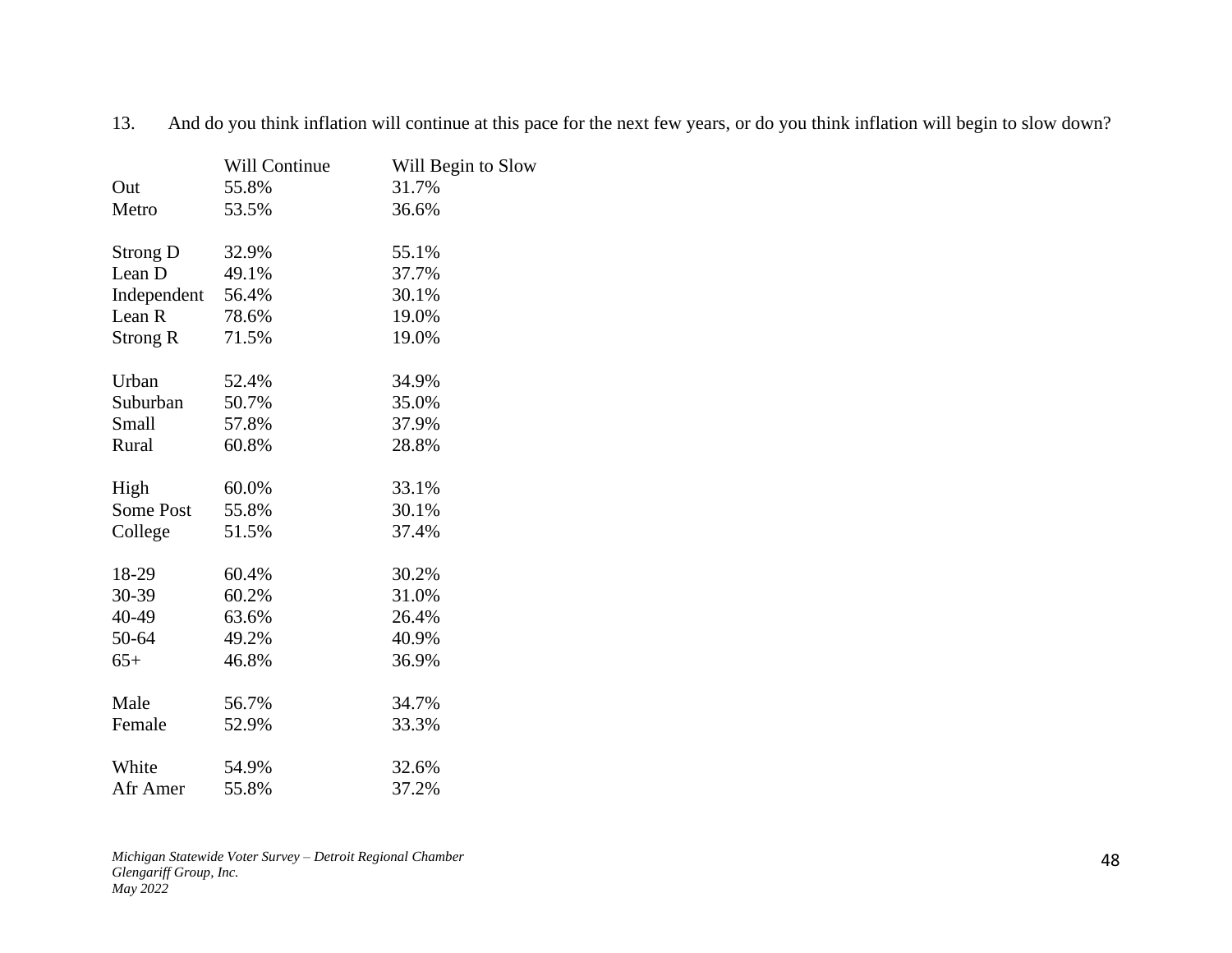13. And do you think inflation will continue at this pace for the next few years, or do you think inflation will begin to slow down?

| | Will Continue | Will Begin to Slow |
|---|---|---|
| Out | 55.8% | 31.7% |
| Metro | 53.5% | 36.6% |
| | | |
| Strong D | 32.9% | 55.1% |
| Lean D | 49.1% | 37.7% |
| Independent | 56.4% | 30.1% |
| Lean R | 78.6% | 19.0% |
| Strong R | 71.5% | 19.0% |
| | | |
| Urban | 52.4% | 34.9% |
| Suburban | 50.7% | 35.0% |
| Small | 57.8% | 37.9% |
| Rural | 60.8% | 28.8% |
| | | |
| High | 60.0% | 33.1% |
| Some Post | 55.8% | 30.1% |
| College | 51.5% | 37.4% |
| | | |
| 18-29 | 60.4% | 30.2% |
| 30-39 | 60.2% | 31.0% |
| 40-49 | 63.6% | 26.4% |
| 50-64 | 49.2% | 40.9% |
| 65+ | 46.8% | 36.9% |
| | | |
| Male | 56.7% | 34.7% |
| Female | 52.9% | 33.3% |
| | | |
| White | 54.9% | 32.6% |
| Afr Amer | 55.8% | 37.2% |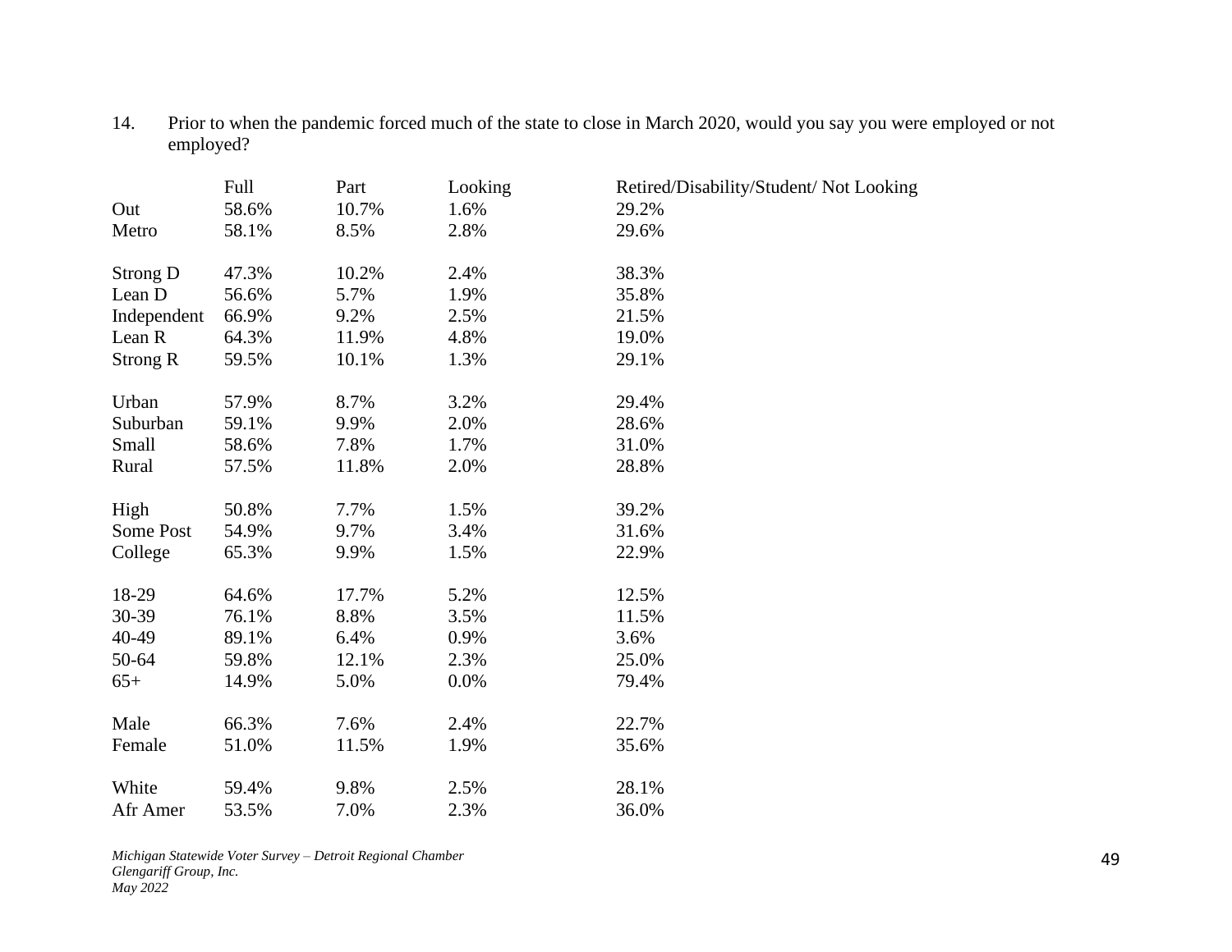14. Prior to when the pandemic forced much of the state to close in March 2020, would you say you were employed or not employed?

| | Full | Part | Looking | Retired/Disability/Student/ Not Looking |
|---|---|---|---|---|
| Out | 58.6% | 10.7% | 1.6% | 29.2% |
| Metro | 58.1% | 8.5% | 2.8% | 29.6% |
| | | | | |
| Strong D | 47.3% | 10.2% | 2.4% | 38.3% |
| Lean D | 56.6% | 5.7% | 1.9% | 35.8% |
| Independent | 66.9% | 9.2% | 2.5% | 21.5% |
| Lean R | 64.3% | 11.9% | 4.8% | 19.0% |
| Strong R | 59.5% | 10.1% | 1.3% | 29.1% |
| | | | | |
| Urban | 57.9% | 8.7% | 3.2% | 29.4% |
| Suburban | 59.1% | 9.9% | 2.0% | 28.6% |
| Small | 58.6% | 7.8% | 1.7% | 31.0% |
| Rural | 57.5% | 11.8% | 2.0% | 28.8% |
| | | | | |
| High | 50.8% | 7.7% | 1.5% | 39.2% |
| Some Post | 54.9% | 9.7% | 3.4% | 31.6% |
| College | 65.3% | 9.9% | 1.5% | 22.9% |
| | | | | |
| 18-29 | 64.6% | 17.7% | 5.2% | 12.5% |
| 30-39 | 76.1% | 8.8% | 3.5% | 11.5% |
| 40-49 | 89.1% | 6.4% | 0.9% | 3.6% |
| 50-64 | 59.8% | 12.1% | 2.3% | 25.0% |
| 65+ | 14.9% | 5.0% | 0.0% | 79.4% |
| | | | | |
| Male | 66.3% | 7.6% | 2.4% | 22.7% |
| Female | 51.0% | 11.5% | 1.9% | 35.6% |
| | | | | |
| White | 59.4% | 9.8% | 2.5% | 28.1% |
| Afr Amer | 53.5% | 7.0% | 2.3% | 36.0% |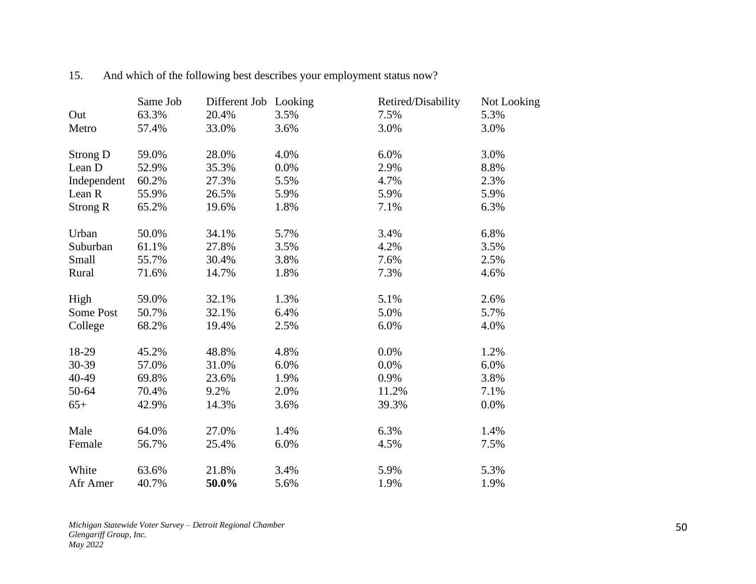15. And which of the following best describes your employment status now?

| | Same Job | Different Job | Looking | Retired/Disability | Not Looking |
|---|---|---|---|---|---|
| Out | 63.3% | 20.4% | 3.5% | 7.5% | 5.3% |
| Metro | 57.4% | 33.0% | 3.6% | 3.0% | 3.0% |
| | | | | | |
| Strong D | 59.0% | 28.0% | 4.0% | 6.0% | 3.0% |
| Lean D | 52.9% | 35.3% | 0.0% | 2.9% | 8.8% |
| Independent | 60.2% | 27.3% | 5.5% | 4.7% | 2.3% |
| Lean R | 55.9% | 26.5% | 5.9% | 5.9% | 5.9% |
| Strong R | 65.2% | 19.6% | 1.8% | 7.1% | 6.3% |
| | | | | | |
| Urban | 50.0% | 34.1% | 5.7% | 3.4% | 6.8% |
| Suburban | 61.1% | 27.8% | 3.5% | 4.2% | 3.5% |
| Small | 55.7% | 30.4% | 3.8% | 7.6% | 2.5% |
| Rural | 71.6% | 14.7% | 1.8% | 7.3% | 4.6% |
| | | | | | |
| High | 59.0% | 32.1% | 1.3% | 5.1% | 2.6% |
| Some Post | 50.7% | 32.1% | 6.4% | 5.0% | 5.7% |
| College | 68.2% | 19.4% | 2.5% | 6.0% | 4.0% |
| | | | | | |
| 18-29 | 45.2% | 48.8% | 4.8% | 0.0% | 1.2% |
| 30-39 | 57.0% | 31.0% | 6.0% | 0.0% | 6.0% |
| 40-49 | 69.8% | 23.6% | 1.9% | 0.9% | 3.8% |
| 50-64 | 70.4% | 9.2% | 2.0% | 11.2% | 7.1% |
| 65+ | 42.9% | 14.3% | 3.6% | 39.3% | 0.0% |
| | | | | | |
| Male | 64.0% | 27.0% | 1.4% | 6.3% | 1.4% |
| Female | 56.7% | 25.4% | 6.0% | 4.5% | 7.5% |
| | | | | | |
| White | 63.6% | 21.8% | 3.4% | 5.9% | 5.3% |
| Afr Amer | 40.7% | **50.0%** | 5.6% | 1.9% | 1.9% |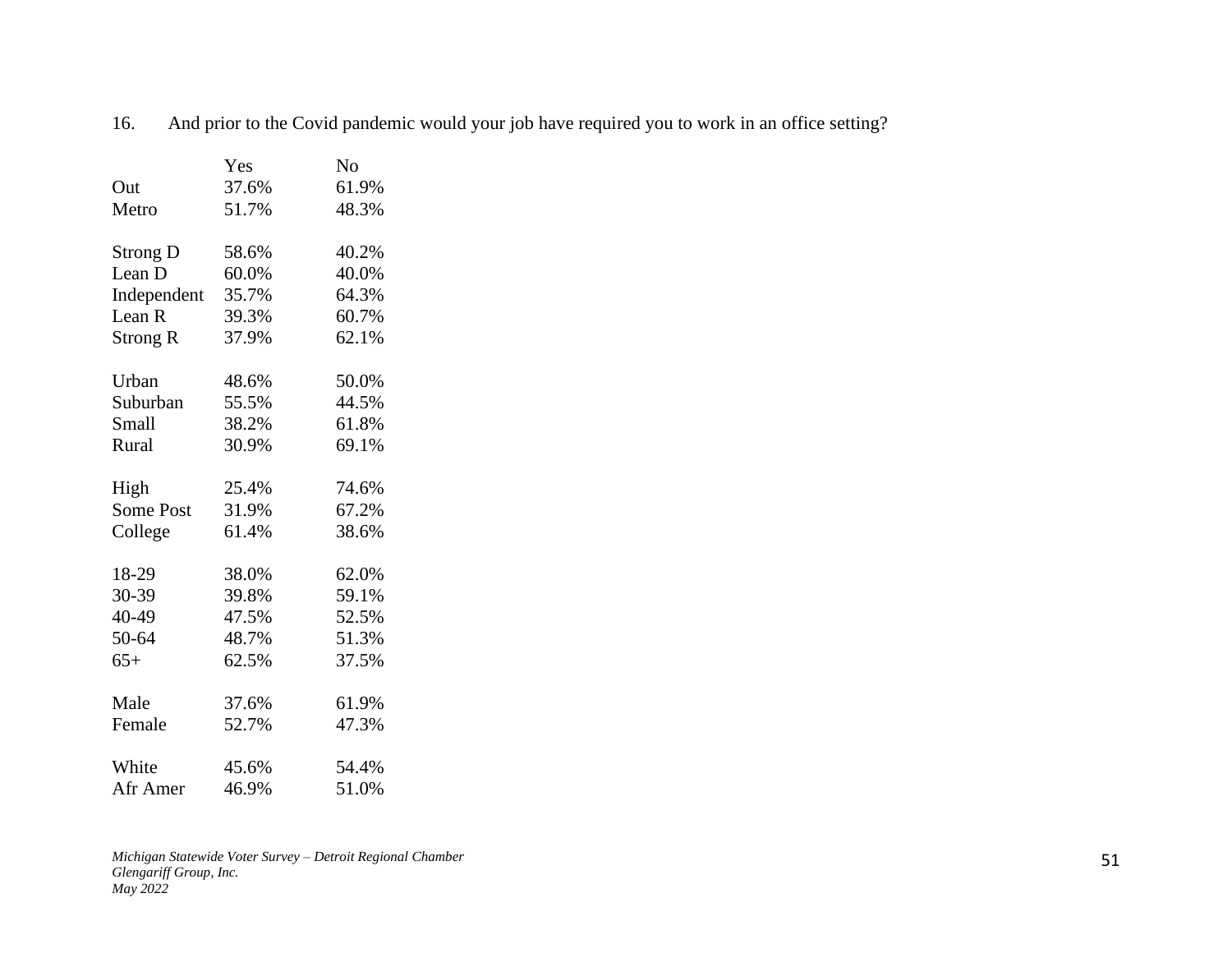16. And prior to the Covid pandemic would your job have required you to work in an office setting?

| | Yes | No |
|---|---|---|
| Out | 37.6% | 61.9% |
| Metro | 51.7% | 48.3% |
| | | |
| Strong D | 58.6% | 40.2% |
| Lean D | 60.0% | 40.0% |
| Independent | 35.7% | 64.3% |
| Lean R | 39.3% | 60.7% |
| Strong R | 37.9% | 62.1% |
| | | |
| Urban | 48.6% | 50.0% |
| Suburban | 55.5% | 44.5% |
| Small | 38.2% | 61.8% |
| Rural | 30.9% | 69.1% |
| | | |
| High | 25.4% | 74.6% |
| Some Post | 31.9% | 67.2% |
| College | 61.4% | 38.6% |
| | | |
| 18-29 | 38.0% | 62.0% |
| 30-39 | 39.8% | 59.1% |
| 40-49 | 47.5% | 52.5% |
| 50-64 | 48.7% | 51.3% |
| 65+ | 62.5% | 37.5% |
| | | |
| Male | 37.6% | 61.9% |
| Female | 52.7% | 47.3% |
| | | |
| White | 45.6% | 54.4% |
| Afr Amer | 46.9% | 51.0% |

*Michigan Statewide Voter Survey – Detroit Regional Chamber*
*Glengariff Group, Inc.*
*May 2022*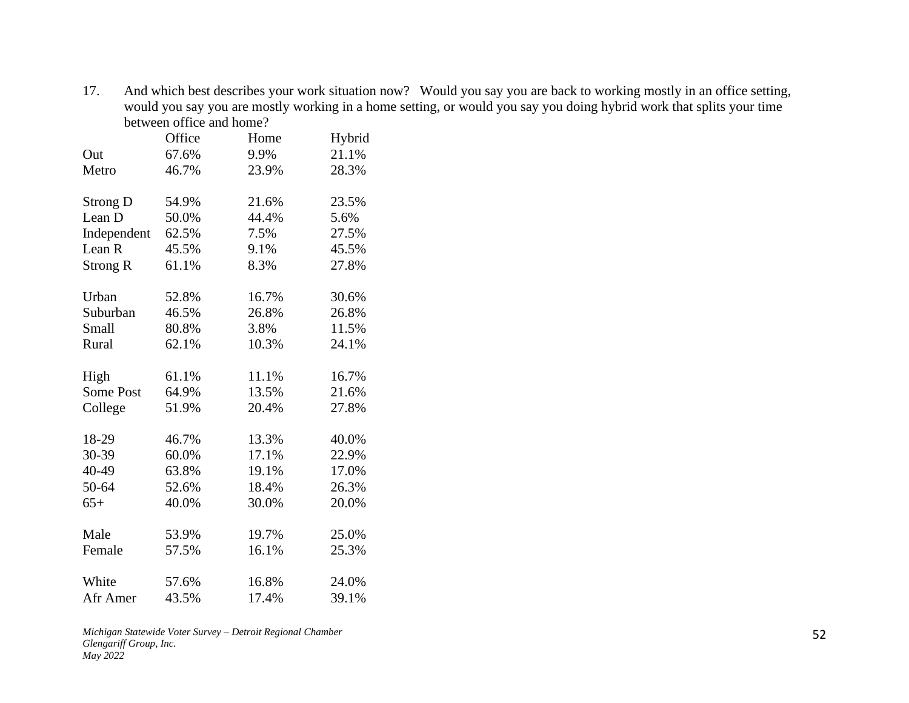17. And which best describes your work situation now? Would you say you are back to working mostly in an office setting, would you say you are mostly working in a home setting, or would you say you doing hybrid work that splits your time between office and home?

| | Office | Home | Hybrid |
|---|---|---|---|
| Out | 67.6% | 9.9% | 21.1% |
| Metro | 46.7% | 23.9% | 28.3% |
| | | | |
| Strong D | 54.9% | 21.6% | 23.5% |
| Lean D | 50.0% | 44.4% | 5.6% |
| Independent | 62.5% | 7.5% | 27.5% |
| Lean R | 45.5% | 9.1% | 45.5% |
| Strong R | 61.1% | 8.3% | 27.8% |
| | | | |
| Urban | 52.8% | 16.7% | 30.6% |
| Suburban | 46.5% | 26.8% | 26.8% |
| Small | 80.8% | 3.8% | 11.5% |
| Rural | 62.1% | 10.3% | 24.1% |
| | | | |
| High | 61.1% | 11.1% | 16.7% |
| Some Post | 64.9% | 13.5% | 21.6% |
| College | 51.9% | 20.4% | 27.8% |
| | | | |
| 18-29 | 46.7% | 13.3% | 40.0% |
| 30-39 | 60.0% | 17.1% | 22.9% |
| 40-49 | 63.8% | 19.1% | 17.0% |
| 50-64 | 52.6% | 18.4% | 26.3% |
| 65+ | 40.0% | 30.0% | 20.0% |
| | | | |
| Male | 53.9% | 19.7% | 25.0% |
| Female | 57.5% | 16.1% | 25.3% |
| | | | |
| White | 57.6% | 16.8% | 24.0% |
| Afr Amer | 43.5% | 17.4% | 39.1% |

*Michigan Statewide Voter Survey – Detroit Regional Chamber*
*Glengariff Group, Inc.*
*May 2022*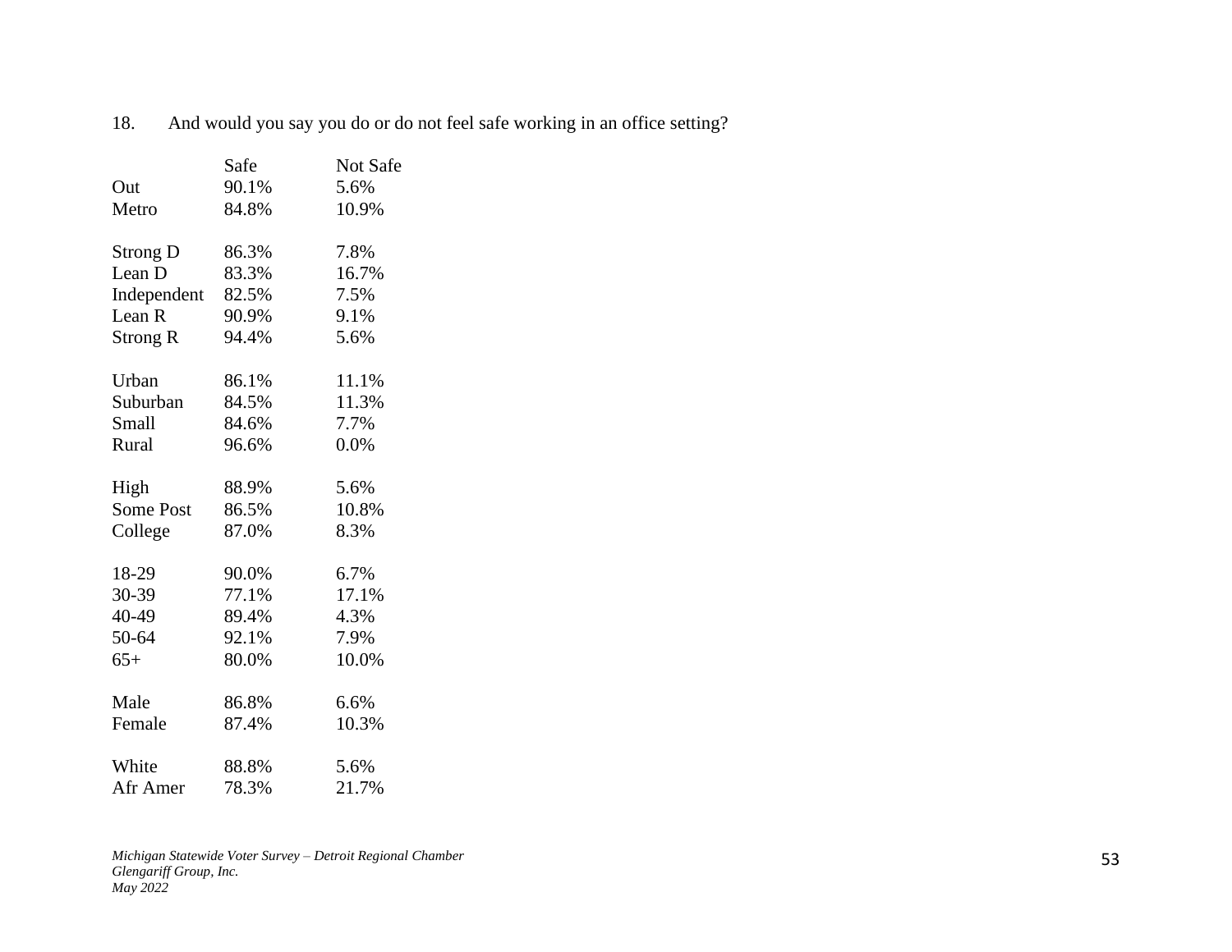18. And would you say you do or do not feel safe working in an office setting?

| | Safe | Not Safe |
|---|---|---|
| Out | 90.1% | 5.6% |
| Metro | 84.8% | 10.9% |
| | | |
| Strong D | 86.3% | 7.8% |
| Lean D | 83.3% | 16.7% |
| Independent | 82.5% | 7.5% |
| Lean R | 90.9% | 9.1% |
| Strong R | 94.4% | 5.6% |
| | | |
| Urban | 86.1% | 11.1% |
| Suburban | 84.5% | 11.3% |
| Small | 84.6% | 7.7% |
| Rural | 96.6% | 0.0% |
| | | |
| High | 88.9% | 5.6% |
| Some Post | 86.5% | 10.8% |
| College | 87.0% | 8.3% |
| | | |
| 18-29 | 90.0% | 6.7% |
| 30-39 | 77.1% | 17.1% |
| 40-49 | 89.4% | 4.3% |
| 50-64 | 92.1% | 7.9% |
| 65+ | 80.0% | 10.0% |
| | | |
| Male | 86.8% | 6.6% |
| Female | 87.4% | 10.3% |
| | | |
| White | 88.8% | 5.6% |
| Afr Amer | 78.3% | 21.7% |

*Michigan Statewide Voter Survey – Detroit Regional Chamber*
*Glengariff Group, Inc.*
*May 2022*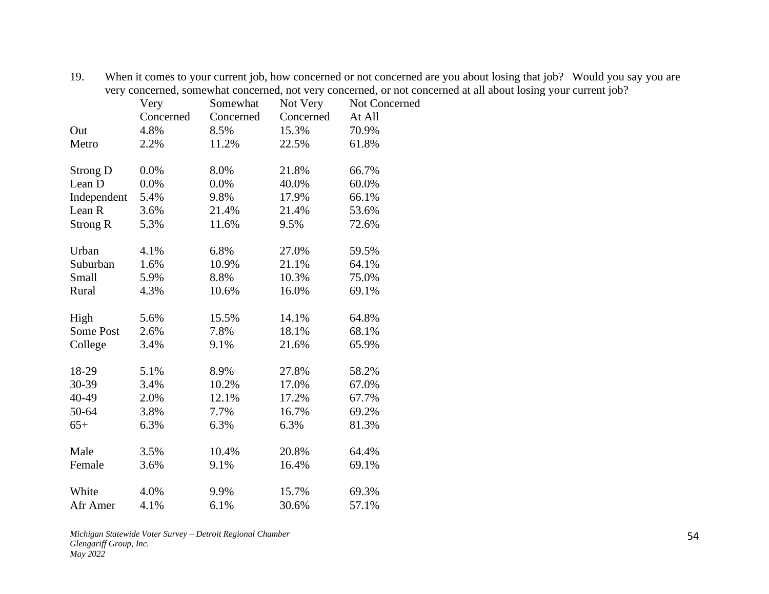19. When it comes to your current job, how concerned or not concerned are you about losing that job? Would you say you are very concerned, somewhat concerned, not very concerned, or not concerned at all about losing your current job?

| | Very Concerned | Somewhat Concerned | Not Very Concerned | Not Concerned At All |
|---|---|---|---|---|
| Out | 4.8% | 8.5% | 15.3% | 70.9% |
| Metro | 2.2% | 11.2% | 22.5% | 61.8% |
| | | | | |
| Strong D | 0.0% | 8.0% | 21.8% | 66.7% |
| Lean D | 0.0% | 0.0% | 40.0% | 60.0% |
| Independent | 5.4% | 9.8% | 17.9% | 66.1% |
| Lean R | 3.6% | 21.4% | 21.4% | 53.6% |
| Strong R | 5.3% | 11.6% | 9.5% | 72.6% |
| | | | | |
| Urban | 4.1% | 6.8% | 27.0% | 59.5% |
| Suburban | 1.6% | 10.9% | 21.1% | 64.1% |
| Small | 5.9% | 8.8% | 10.3% | 75.0% |
| Rural | 4.3% | 10.6% | 16.0% | 69.1% |
| | | | | |
| High | 5.6% | 15.5% | 14.1% | 64.8% |
| Some Post | 2.6% | 7.8% | 18.1% | 68.1% |
| College | 3.4% | 9.1% | 21.6% | 65.9% |
| | | | | |
| 18-29 | 5.1% | 8.9% | 27.8% | 58.2% |
| 30-39 | 3.4% | 10.2% | 17.0% | 67.0% |
| 40-49 | 2.0% | 12.1% | 17.2% | 67.7% |
| 50-64 | 3.8% | 7.7% | 16.7% | 69.2% |
| 65+ | 6.3% | 6.3% | 6.3% | 81.3% |
| | | | | |
| Male | 3.5% | 10.4% | 20.8% | 64.4% |
| Female | 3.6% | 9.1% | 16.4% | 69.1% |
| | | | | |
| White | 4.0% | 9.9% | 15.7% | 69.3% |
| Afr Amer | 4.1% | 6.1% | 30.6% | 57.1% |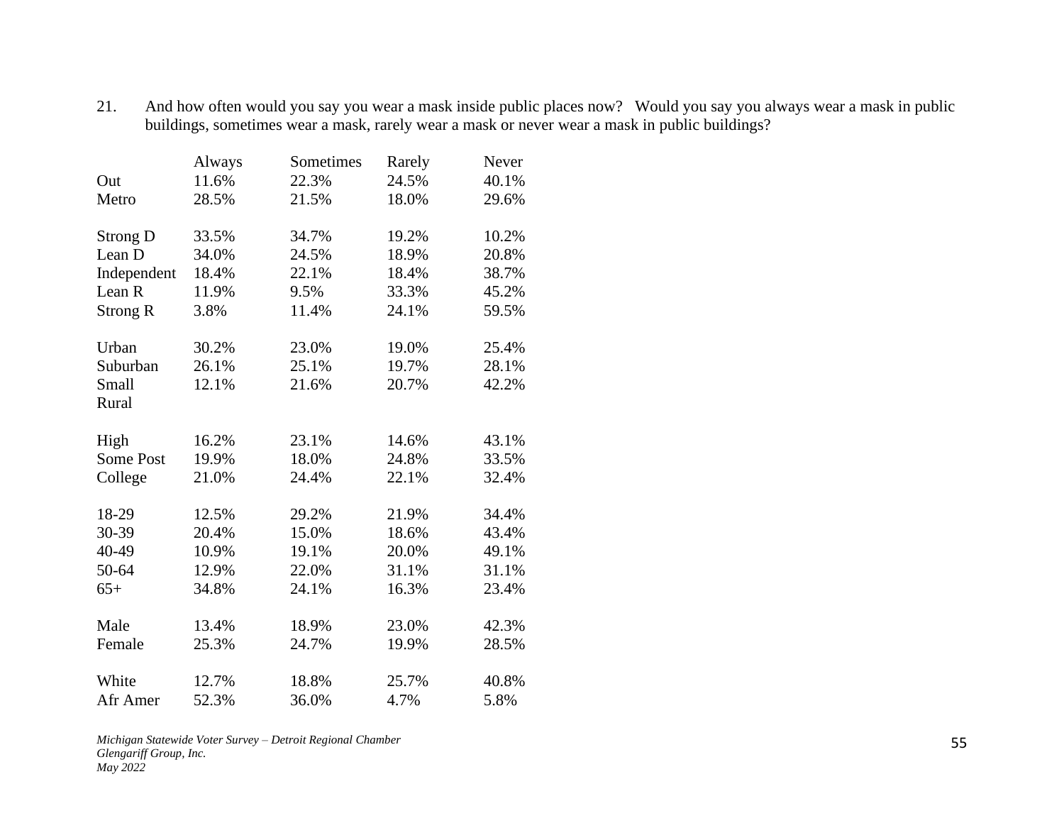21. And how often would you say you wear a mask inside public places now? Would you say you always wear a mask in public buildings, sometimes wear a mask, rarely wear a mask or never wear a mask in public buildings?

| | Always | Sometimes | Rarely | Never |
|---|---|---|---|---|
| Out | 11.6% | 22.3% | 24.5% | 40.1% |
| Metro | 28.5% | 21.5% | 18.0% | 29.6% |
| | | | | |
| Strong D | 33.5% | 34.7% | 19.2% | 10.2% |
| Lean D | 34.0% | 24.5% | 18.9% | 20.8% |
| Independent | 18.4% | 22.1% | 18.4% | 38.7% |
| Lean R | 11.9% | 9.5% | 33.3% | 45.2% |
| Strong R | 3.8% | 11.4% | 24.1% | 59.5% |
| | | | | |
| Urban | 30.2% | 23.0% | 19.0% | 25.4% |
| Suburban | 26.1% | 25.1% | 19.7% | 28.1% |
| Small Rural | 12.1% | 21.6% | 20.7% | 42.2% |
| | | | | |
| High | 16.2% | 23.1% | 14.6% | 43.1% |
| Some Post | 19.9% | 18.0% | 24.8% | 33.5% |
| College | 21.0% | 24.4% | 22.1% | 32.4% |
| | | | | |
| 18-29 | 12.5% | 29.2% | 21.9% | 34.4% |
| 30-39 | 20.4% | 15.0% | 18.6% | 43.4% |
| 40-49 | 10.9% | 19.1% | 20.0% | 49.1% |
| 50-64 | 12.9% | 22.0% | 31.1% | 31.1% |
| 65+ | 34.8% | 24.1% | 16.3% | 23.4% |
| | | | | |
| Male | 13.4% | 18.9% | 23.0% | 42.3% |
| Female | 25.3% | 24.7% | 19.9% | 28.5% |
| | | | | |
| White | 12.7% | 18.8% | 25.7% | 40.8% |
| Afr Amer | 52.3% | 36.0% | 4.7% | 5.8% |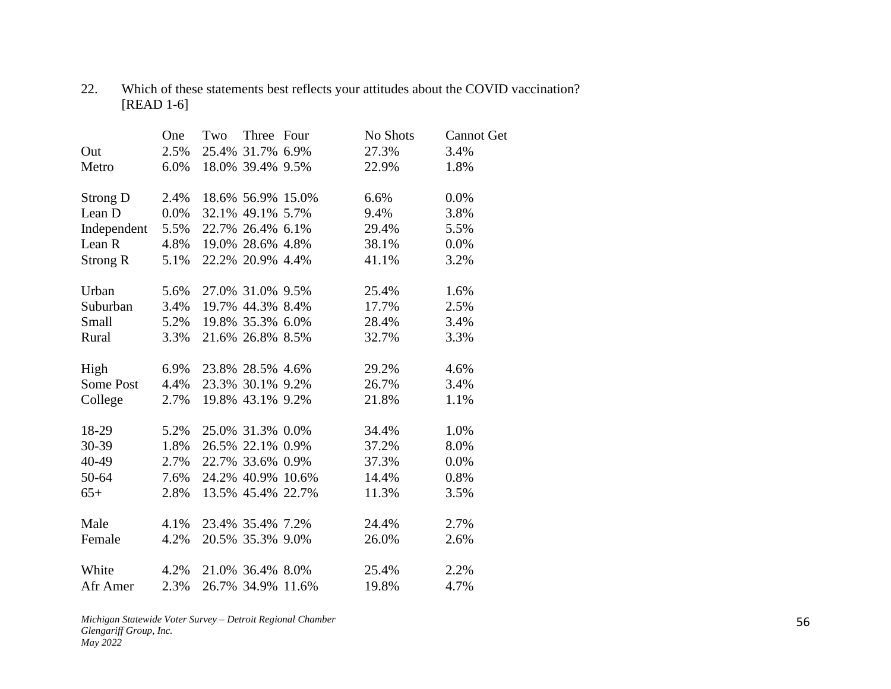22. Which of these statements best reflects your attitudes about the COVID vaccination? [READ 1-6]

| | One | Two | Three | Four | No Shots | Cannot Get |
|---|---|---|---|---|---|---|
| Out | 2.5% | 25.4% | 31.7% | 6.9% | 27.3% | 3.4% |
| Metro | 6.0% | 18.0% | 39.4% | 9.5% | 22.9% | 1.8% |
| | | | | | | |
| Strong D | 2.4% | 18.6% | 56.9% | 15.0% | 6.6% | 0.0% |
| Lean D | 0.0% | 32.1% | 49.1% | 5.7% | 9.4% | 3.8% |
| Independent | 5.5% | 22.7% | 26.4% | 6.1% | 29.4% | 5.5% |
| Lean R | 4.8% | 19.0% | 28.6% | 4.8% | 38.1% | 0.0% |
| Strong R | 5.1% | 22.2% | 20.9% | 4.4% | 41.1% | 3.2% |
| | | | | | | |
| Urban | 5.6% | 27.0% | 31.0% | 9.5% | 25.4% | 1.6% |
| Suburban | 3.4% | 19.7% | 44.3% | 8.4% | 17.7% | 2.5% |
| Small | 5.2% | 19.8% | 35.3% | 6.0% | 28.4% | 3.4% |
| Rural | 3.3% | 21.6% | 26.8% | 8.5% | 32.7% | 3.3% |
| | | | | | | |
| High | 6.9% | 23.8% | 28.5% | 4.6% | 29.2% | 4.6% |
| Some Post | 4.4% | 23.3% | 30.1% | 9.2% | 26.7% | 3.4% |
| College | 2.7% | 19.8% | 43.1% | 9.2% | 21.8% | 1.1% |
| | | | | | | |
| 18-29 | 5.2% | 25.0% | 31.3% | 0.0% | 34.4% | 1.0% |
| 30-39 | 1.8% | 26.5% | 22.1% | 0.9% | 37.2% | 8.0% |
| 40-49 | 2.7% | 22.7% | 33.6% | 0.9% | 37.3% | 0.0% |
| 50-64 | 7.6% | 24.2% | 40.9% | 10.6% | 14.4% | 0.8% |
| 65+ | 2.8% | 13.5% | 45.4% | 22.7% | 11.3% | 3.5% |
| | | | | | | |
| Male | 4.1% | 23.4% | 35.4% | 7.2% | 24.4% | 2.7% |
| Female | 4.2% | 20.5% | 35.3% | 9.0% | 26.0% | 2.6% |
| | | | | | | |
| White | 4.2% | 21.0% | 36.4% | 8.0% | 25.4% | 2.2% |
| Afr Amer | 2.3% | 26.7% | 34.9% | 11.6% | 19.8% | 4.7% |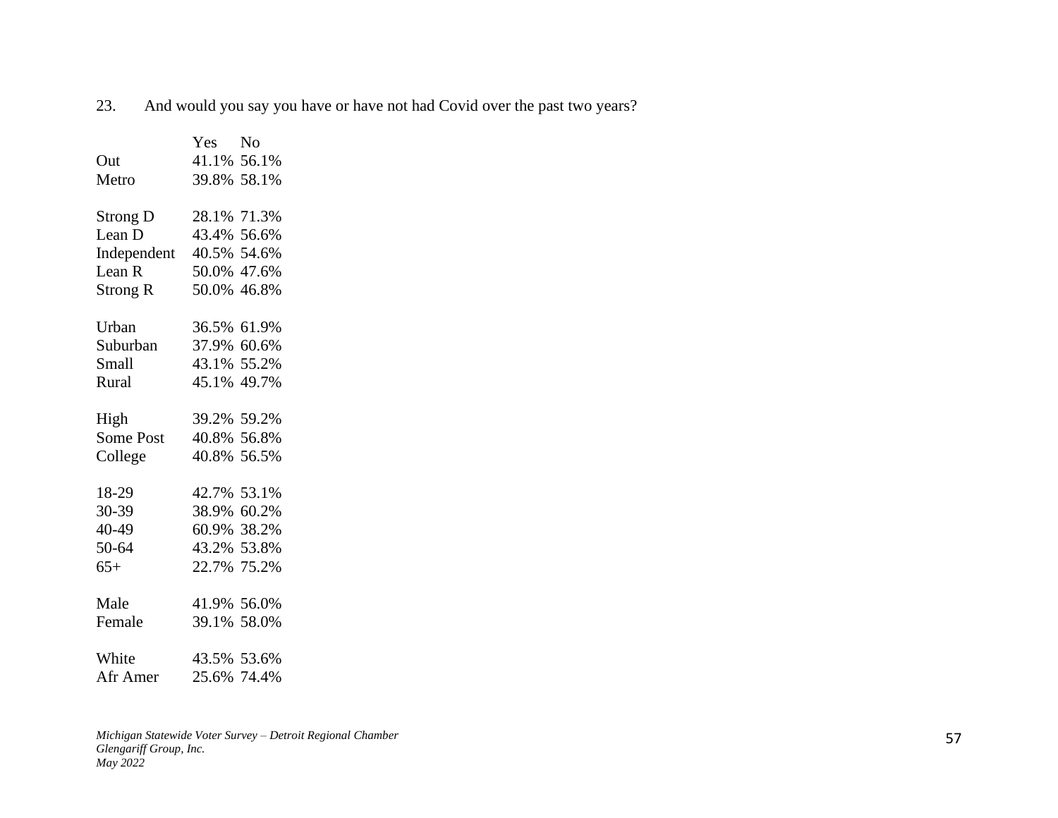23. And would you say you have or have not had Covid over the past two years?

| | Yes | No |
|---|---|---|
| Out | 41.1% | 56.1% |
| Metro | 39.8% | 58.1% |
| | | |
| Strong D | 28.1% | 71.3% |
| Lean D | 43.4% | 56.6% |
| Independent | 40.5% | 54.6% |
| Lean R | 50.0% | 47.6% |
| Strong R | 50.0% | 46.8% |
| | | |
| Urban | 36.5% | 61.9% |
| Suburban | 37.9% | 60.6% |
| Small | 43.1% | 55.2% |
| Rural | 45.1% | 49.7% |
| | | |
| High | 39.2% | 59.2% |
| Some Post | 40.8% | 56.8% |
| College | 40.8% | 56.5% |
| | | |
| 18-29 | 42.7% | 53.1% |
| 30-39 | 38.9% | 60.2% |
| 40-49 | 60.9% | 38.2% |
| 50-64 | 43.2% | 53.8% |
| 65+ | 22.7% | 75.2% |
| | | |
| Male | 41.9% | 56.0% |
| Female | 39.1% | 58.0% |
| | | |
| White | 43.5% | 53.6% |
| Afr Amer | 25.6% | 74.4% |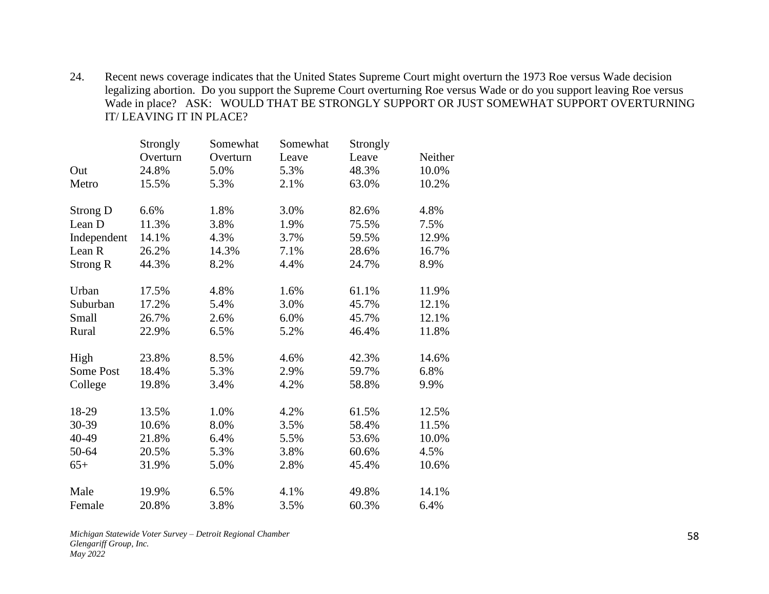24. Recent news coverage indicates that the United States Supreme Court might overturn the 1973 Roe versus Wade decision legalizing abortion. Do you support the Supreme Court overturning Roe versus Wade or do you support leaving Roe versus Wade in place? ASK: WOULD THAT BE STRONGLY SUPPORT OR JUST SOMEWHAT SUPPORT OVERTURNING IT/ LEAVING IT IN PLACE?

| | Strongly Overturn | Somewhat Overturn | Somewhat Leave | Strongly Leave | Neither |
|---|---|---|---|---|---|
| Out | 24.8% | 5.0% | 5.3% | 48.3% | 10.0% |
| Metro | 15.5% | 5.3% | 2.1% | 63.0% | 10.2% |
| | | | | | |
| Strong D | 6.6% | 1.8% | 3.0% | 82.6% | 4.8% |
| Lean D | 11.3% | 3.8% | 1.9% | 75.5% | 7.5% |
| Independent | 14.1% | 4.3% | 3.7% | 59.5% | 12.9% |
| Lean R | 26.2% | 14.3% | 7.1% | 28.6% | 16.7% |
| Strong R | 44.3% | 8.2% | 4.4% | 24.7% | 8.9% |
| | | | | | |
| Urban | 17.5% | 4.8% | 1.6% | 61.1% | 11.9% |
| Suburban | 17.2% | 5.4% | 3.0% | 45.7% | 12.1% |
| Small | 26.7% | 2.6% | 6.0% | 45.7% | 12.1% |
| Rural | 22.9% | 6.5% | 5.2% | 46.4% | 11.8% |
| | | | | | |
| High | 23.8% | 8.5% | 4.6% | 42.3% | 14.6% |
| Some Post | 18.4% | 5.3% | 2.9% | 59.7% | 6.8% |
| College | 19.8% | 3.4% | 4.2% | 58.8% | 9.9% |
| | | | | | |
| 18-29 | 13.5% | 1.0% | 4.2% | 61.5% | 12.5% |
| 30-39 | 10.6% | 8.0% | 3.5% | 58.4% | 11.5% |
| 40-49 | 21.8% | 6.4% | 5.5% | 53.6% | 10.0% |
| 50-64 | 20.5% | 5.3% | 3.8% | 60.6% | 4.5% |
| 65+ | 31.9% | 5.0% | 2.8% | 45.4% | 10.6% |
| | | | | | |
| Male | 19.9% | 6.5% | 4.1% | 49.8% | 14.1% |
| Female | 20.8% | 3.8% | 3.5% | 60.3% | 6.4% |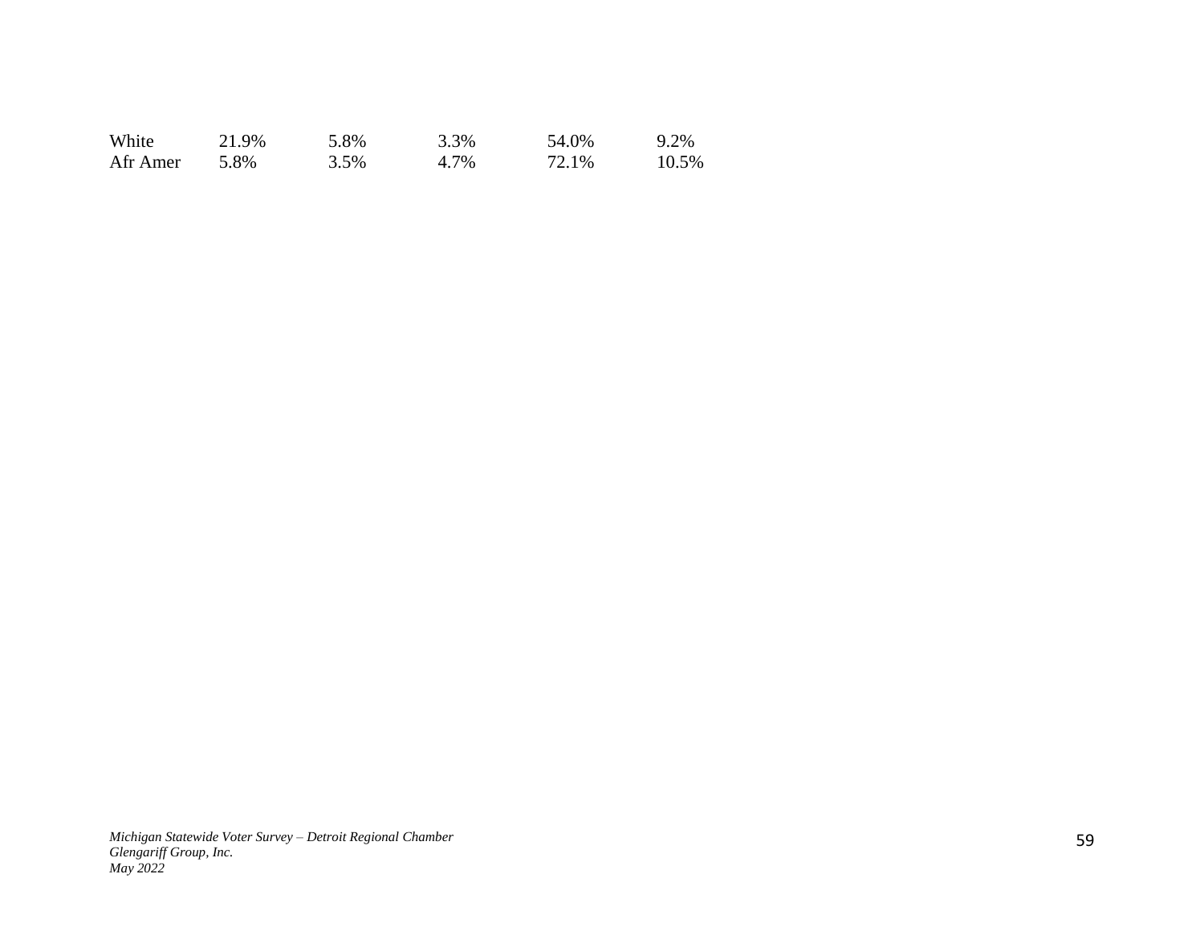| | | | | | |
|---|---|---|---|---|---|
| White | 21.9% | 5.8% | 3.3% | 54.0% | 9.2% |
| Afr Amer | 5.8% | 3.5% | 4.7% | 72.1% | 10.5% |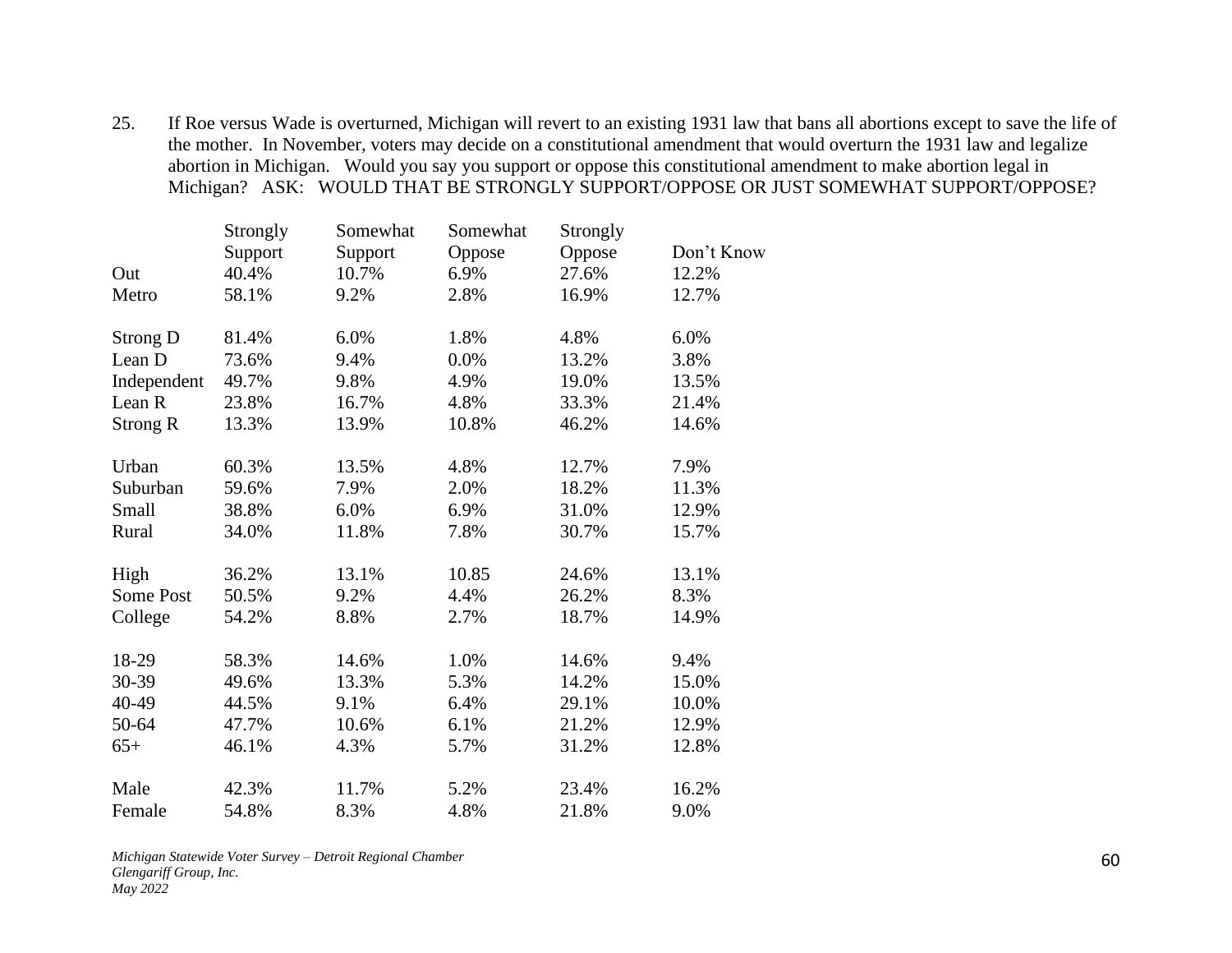25. If Roe versus Wade is overturned, Michigan will revert to an existing 1931 law that bans all abortions except to save the life of the mother. In November, voters may decide on a constitutional amendment that would overturn the 1931 law and legalize abortion in Michigan. Would you say you support or oppose this constitutional amendment to make abortion legal in Michigan? ASK: WOULD THAT BE STRONGLY SUPPORT/OPPOSE OR JUST SOMEWHAT SUPPORT/OPPOSE?

| | Strongly Support | Somewhat Support | Somewhat Oppose | Strongly Oppose | Don't Know |
|---|---|---|---|---|---|
| Out | 40.4% | 10.7% | 6.9% | 27.6% | 12.2% |
| Metro | 58.1% | 9.2% | 2.8% | 16.9% | 12.7% |
| | | | | | |
| Strong D | 81.4% | 6.0% | 1.8% | 4.8% | 6.0% |
| Lean D | 73.6% | 9.4% | 0.0% | 13.2% | 3.8% |
| Independent | 49.7% | 9.8% | 4.9% | 19.0% | 13.5% |
| Lean R | 23.8% | 16.7% | 4.8% | 33.3% | 21.4% |
| Strong R | 13.3% | 13.9% | 10.8% | 46.2% | 14.6% |
| | | | | | |
| Urban | 60.3% | 13.5% | 4.8% | 12.7% | 7.9% |
| Suburban | 59.6% | 7.9% | 2.0% | 18.2% | 11.3% |
| Small | 38.8% | 6.0% | 6.9% | 31.0% | 12.9% |
| Rural | 34.0% | 11.8% | 7.8% | 30.7% | 15.7% |
| | | | | | |
| High | 36.2% | 13.1% | 10.85 | 24.6% | 13.1% |
| Some Post | 50.5% | 9.2% | 4.4% | 26.2% | 8.3% |
| College | 54.2% | 8.8% | 2.7% | 18.7% | 14.9% |
| | | | | | |
| 18-29 | 58.3% | 14.6% | 1.0% | 14.6% | 9.4% |
| 30-39 | 49.6% | 13.3% | 5.3% | 14.2% | 15.0% |
| 40-49 | 44.5% | 9.1% | 6.4% | 29.1% | 10.0% |
| 50-64 | 47.7% | 10.6% | 6.1% | 21.2% | 12.9% |
| 65+ | 46.1% | 4.3% | 5.7% | 31.2% | 12.8% |
| | | | | | |
| Male | 42.3% | 11.7% | 5.2% | 23.4% | 16.2% |
| Female | 54.8% | 8.3% | 4.8% | 21.8% | 9.0% |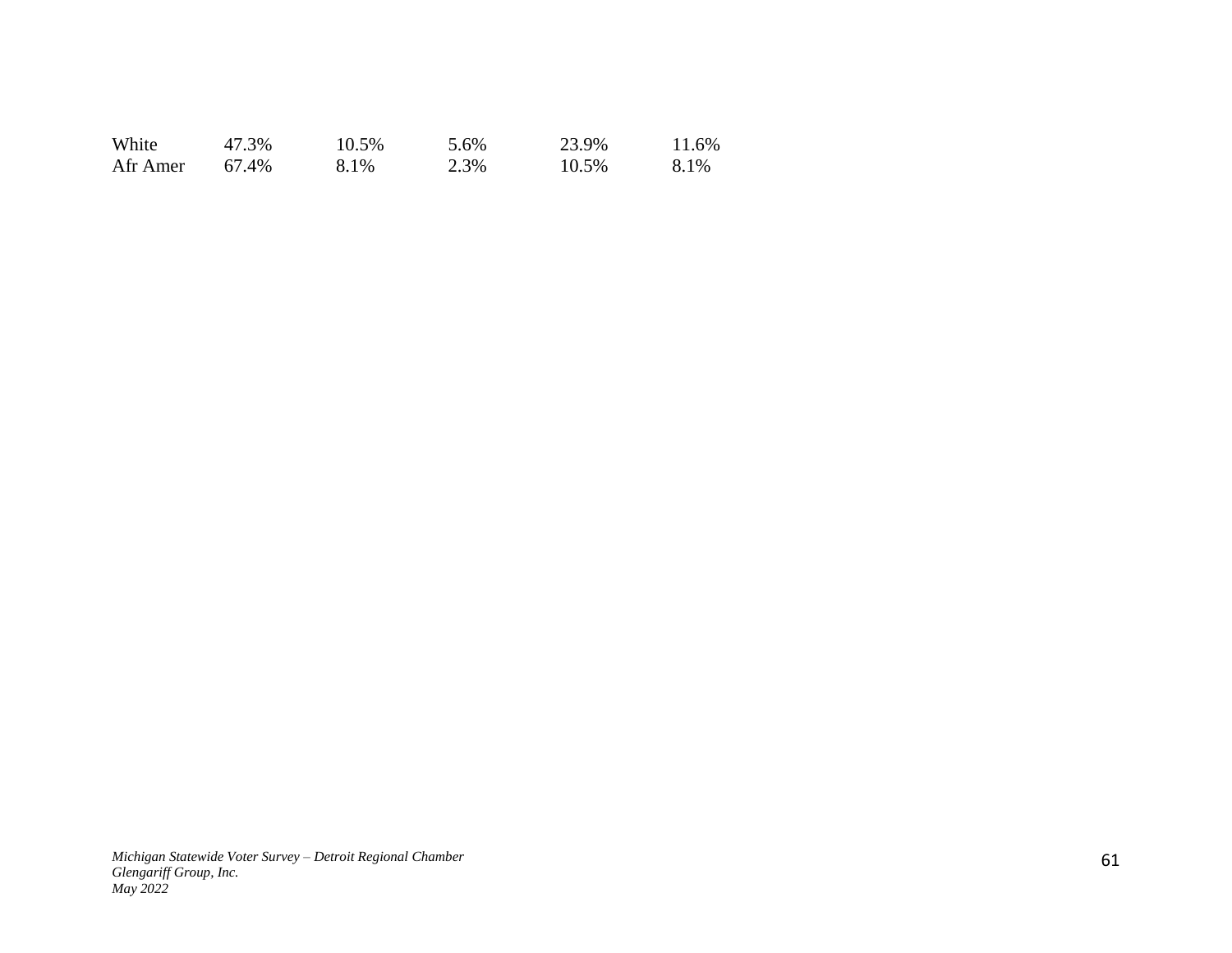| | | | | | |
|---|---|---|---|---|---|
| White | 47.3% | 10.5% | 5.6% | 23.9% | 11.6% |
| Afr Amer | 67.4% | 8.1% | 2.3% | 10.5% | 8.1% |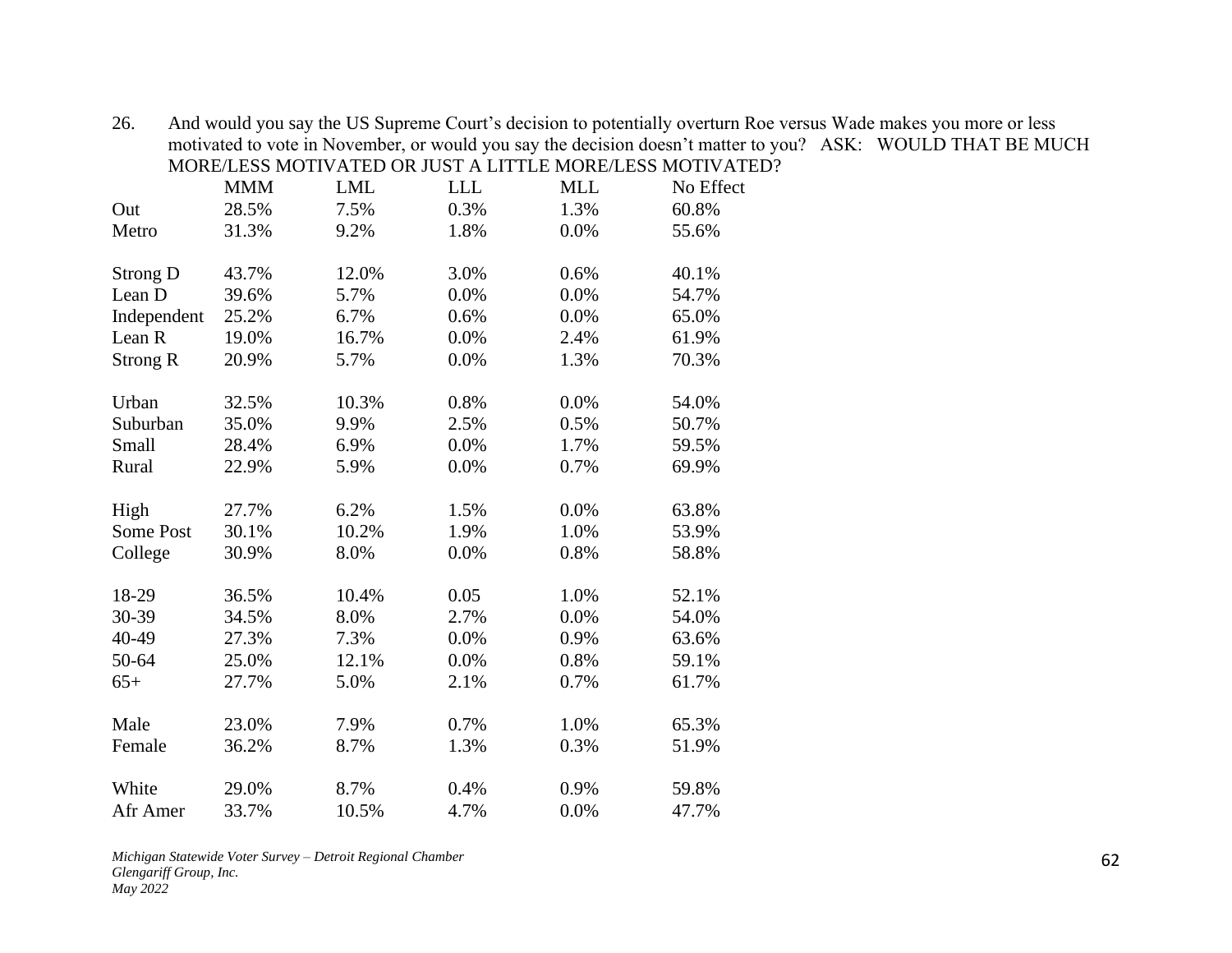26. And would you say the US Supreme Court's decision to potentially overturn Roe versus Wade makes you more or less motivated to vote in November, or would you say the decision doesn't matter to you? ASK: WOULD THAT BE MUCH MORE/LESS MOTIVATED OR JUST A LITTLE MORE/LESS MOTIVATED?

| | MMM | LML | LLL | MLL | No Effect |
|---|---|---|---|---|---|
| Out | 28.5% | 7.5% | 0.3% | 1.3% | 60.8% |
| Metro | 31.3% | 9.2% | 1.8% | 0.0% | 55.6% |
| | | | | | |
| Strong D | 43.7% | 12.0% | 3.0% | 0.6% | 40.1% |
| Lean D | 39.6% | 5.7% | 0.0% | 0.0% | 54.7% |
| Independent | 25.2% | 6.7% | 0.6% | 0.0% | 65.0% |
| Lean R | 19.0% | 16.7% | 0.0% | 2.4% | 61.9% |
| Strong R | 20.9% | 5.7% | 0.0% | 1.3% | 70.3% |
| | | | | | |
| Urban | 32.5% | 10.3% | 0.8% | 0.0% | 54.0% |
| Suburban | 35.0% | 9.9% | 2.5% | 0.5% | 50.7% |
| Small | 28.4% | 6.9% | 0.0% | 1.7% | 59.5% |
| Rural | 22.9% | 5.9% | 0.0% | 0.7% | 69.9% |
| | | | | | |
| High | 27.7% | 6.2% | 1.5% | 0.0% | 63.8% |
| Some Post | 30.1% | 10.2% | 1.9% | 1.0% | 53.9% |
| College | 30.9% | 8.0% | 0.0% | 0.8% | 58.8% |
| | | | | | |
| 18-29 | 36.5% | 10.4% | 0.05 | 1.0% | 52.1% |
| 30-39 | 34.5% | 8.0% | 2.7% | 0.0% | 54.0% |
| 40-49 | 27.3% | 7.3% | 0.0% | 0.9% | 63.6% |
| 50-64 | 25.0% | 12.1% | 0.0% | 0.8% | 59.1% |
| 65+ | 27.7% | 5.0% | 2.1% | 0.7% | 61.7% |
| | | | | | |
| Male | 23.0% | 7.9% | 0.7% | 1.0% | 65.3% |
| Female | 36.2% | 8.7% | 1.3% | 0.3% | 51.9% |
| | | | | | |
| White | 29.0% | 8.7% | 0.4% | 0.9% | 59.8% |
| Afr Amer | 33.7% | 10.5% | 4.7% | 0.0% | 47.7% |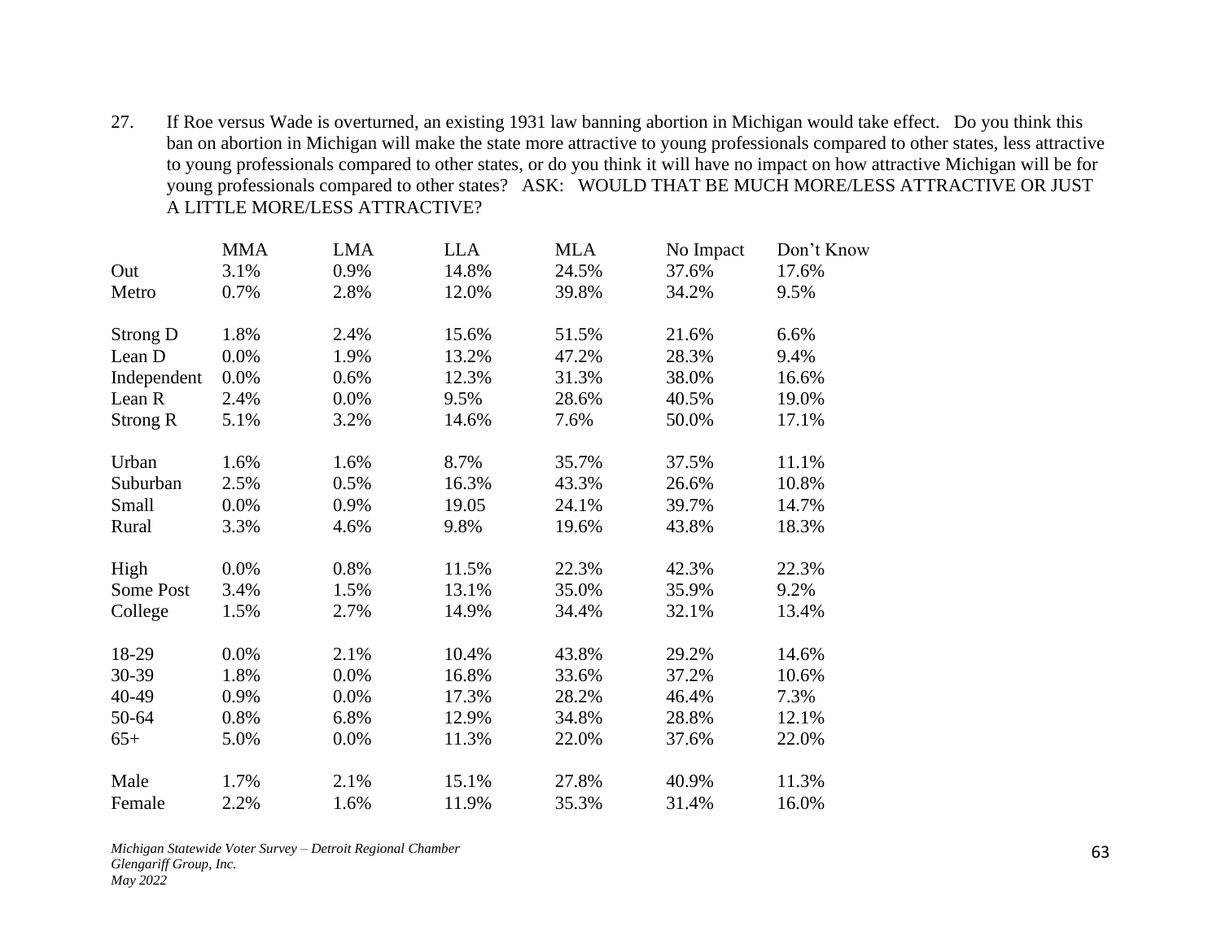27. If Roe versus Wade is overturned, an existing 1931 law banning abortion in Michigan would take effect. Do you think this ban on abortion in Michigan will make the state more attractive to young professionals compared to other states, less attractive to young professionals compared to other states, or do you think it will have no impact on how attractive Michigan will be for young professionals compared to other states? ASK: WOULD THAT BE MUCH MORE/LESS ATTRACTIVE OR JUST A LITTLE MORE/LESS ATTRACTIVE?

| | MMA | LMA | LLA | MLA | No Impact | Don't Know |
|---|---|---|---|---|---|---|
| Out | 3.1% | 0.9% | 14.8% | 24.5% | 37.6% | 17.6% |
| Metro | 0.7% | 2.8% | 12.0% | 39.8% | 34.2% | 9.5% |
| | | | | | | |
| Strong D | 1.8% | 2.4% | 15.6% | 51.5% | 21.6% | 6.6% |
| Lean D | 0.0% | 1.9% | 13.2% | 47.2% | 28.3% | 9.4% |
| Independent | 0.0% | 0.6% | 12.3% | 31.3% | 38.0% | 16.6% |
| Lean R | 2.4% | 0.0% | 9.5% | 28.6% | 40.5% | 19.0% |
| Strong R | 5.1% | 3.2% | 14.6% | 7.6% | 50.0% | 17.1% |
| | | | | | | |
| Urban | 1.6% | 1.6% | 8.7% | 35.7% | 37.5% | 11.1% |
| Suburban | 2.5% | 0.5% | 16.3% | 43.3% | 26.6% | 10.8% |
| Small | 0.0% | 0.9% | 19.05 | 24.1% | 39.7% | 14.7% |
| Rural | 3.3% | 4.6% | 9.8% | 19.6% | 43.8% | 18.3% |
| | | | | | | |
| High | 0.0% | 0.8% | 11.5% | 22.3% | 42.3% | 22.3% |
| Some Post | 3.4% | 1.5% | 13.1% | 35.0% | 35.9% | 9.2% |
| College | 1.5% | 2.7% | 14.9% | 34.4% | 32.1% | 13.4% |
| | | | | | | |
| 18-29 | 0.0% | 2.1% | 10.4% | 43.8% | 29.2% | 14.6% |
| 30-39 | 1.8% | 0.0% | 16.8% | 33.6% | 37.2% | 10.6% |
| 40-49 | 0.9% | 0.0% | 17.3% | 28.2% | 46.4% | 7.3% |
| 50-64 | 0.8% | 6.8% | 12.9% | 34.8% | 28.8% | 12.1% |
| 65+ | 5.0% | 0.0% | 11.3% | 22.0% | 37.6% | 22.0% |
| | | | | | | |
| Male | 1.7% | 2.1% | 15.1% | 27.8% | 40.9% | 11.3% |
| Female | 2.2% | 1.6% | 11.9% | 35.3% | 31.4% | 16.0% |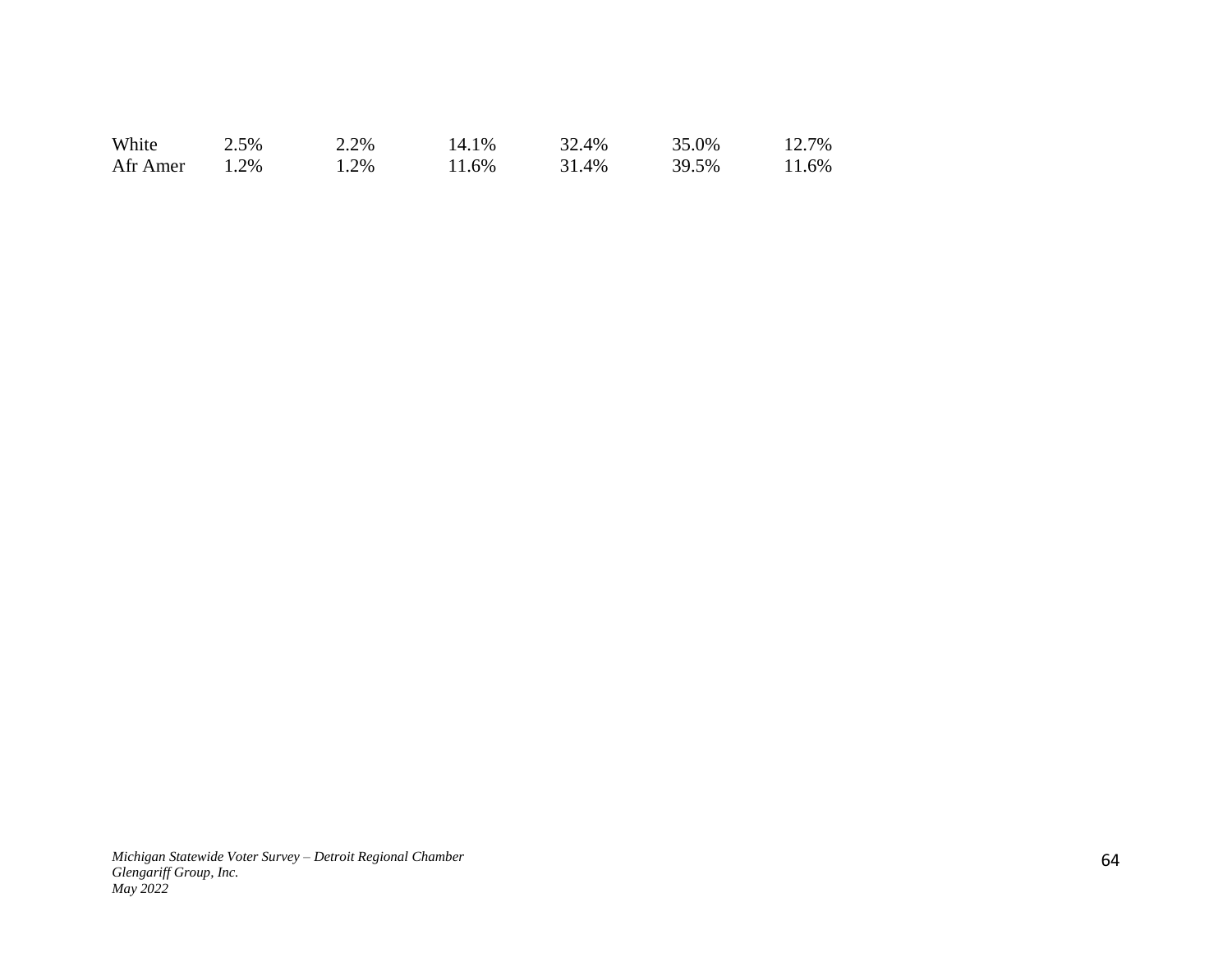| | | | | | | |
|---|---|---|---|---|---|---|
| White | 2.5% | 2.2% | 14.1% | 32.4% | 35.0% | 12.7% |
| Afr Amer | 1.2% | 1.2% | 11.6% | 31.4% | 39.5% | 11.6% |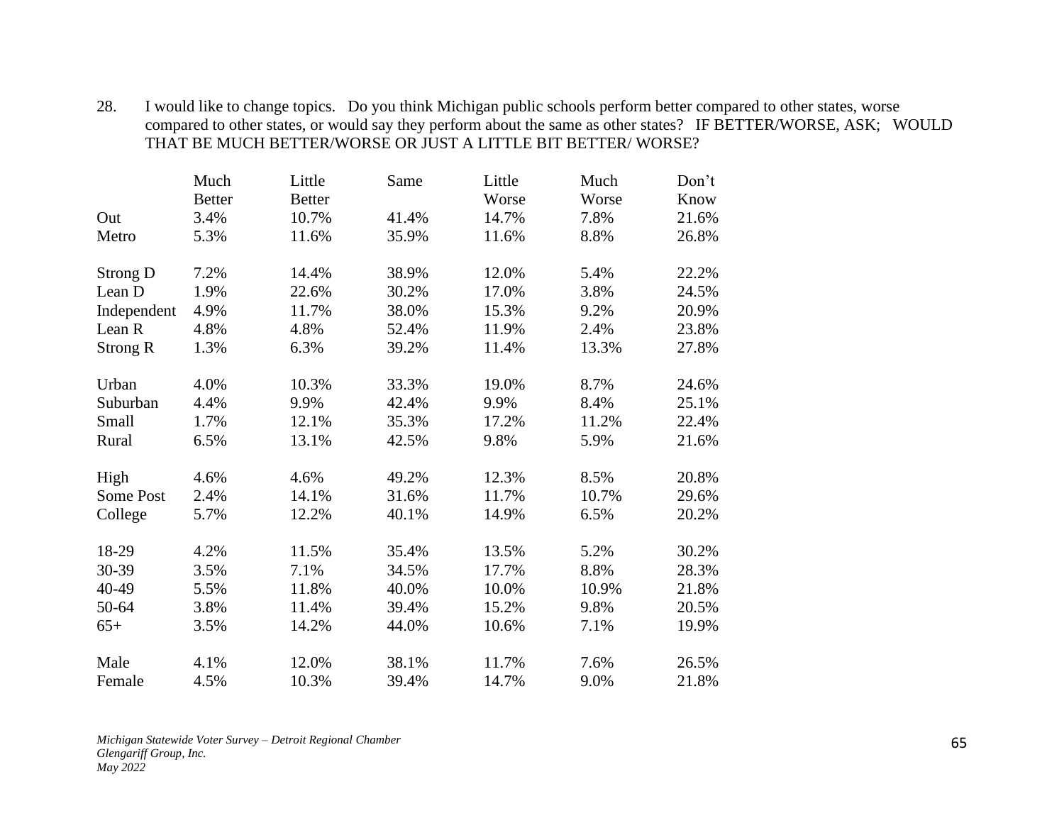28. I would like to change topics. Do you think Michigan public schools perform better compared to other states, worse compared to other states, or would say they perform about the same as other states? IF BETTER/WORSE, ASK; WOULD THAT BE MUCH BETTER/WORSE OR JUST A LITTLE BIT BETTER/ WORSE?

| | Much Better | Little Better | Same | Little Worse | Much Worse | Don't Know |
|---|---|---|---|---|---|---|
| Out | 3.4% | 10.7% | 41.4% | 14.7% | 7.8% | 21.6% |
| Metro | 5.3% | 11.6% | 35.9% | 11.6% | 8.8% | 26.8% |
| | | | | | | |
| Strong D | 7.2% | 14.4% | 38.9% | 12.0% | 5.4% | 22.2% |
| Lean D | 1.9% | 22.6% | 30.2% | 17.0% | 3.8% | 24.5% |
| Independent | 4.9% | 11.7% | 38.0% | 15.3% | 9.2% | 20.9% |
| Lean R | 4.8% | 4.8% | 52.4% | 11.9% | 2.4% | 23.8% |
| Strong R | 1.3% | 6.3% | 39.2% | 11.4% | 13.3% | 27.8% |
| | | | | | | |
| Urban | 4.0% | 10.3% | 33.3% | 19.0% | 8.7% | 24.6% |
| Suburban | 4.4% | 9.9% | 42.4% | 9.9% | 8.4% | 25.1% |
| Small | 1.7% | 12.1% | 35.3% | 17.2% | 11.2% | 22.4% |
| Rural | 6.5% | 13.1% | 42.5% | 9.8% | 5.9% | 21.6% |
| | | | | | | |
| High | 4.6% | 4.6% | 49.2% | 12.3% | 8.5% | 20.8% |
| Some Post | 2.4% | 14.1% | 31.6% | 11.7% | 10.7% | 29.6% |
| College | 5.7% | 12.2% | 40.1% | 14.9% | 6.5% | 20.2% |
| | | | | | | |
| 18-29 | 4.2% | 11.5% | 35.4% | 13.5% | 5.2% | 30.2% |
| 30-39 | 3.5% | 7.1% | 34.5% | 17.7% | 8.8% | 28.3% |
| 40-49 | 5.5% | 11.8% | 40.0% | 10.0% | 10.9% | 21.8% |
| 50-64 | 3.8% | 11.4% | 39.4% | 15.2% | 9.8% | 20.5% |
| 65+ | 3.5% | 14.2% | 44.0% | 10.6% | 7.1% | 19.9% |
| | | | | | | |
| Male | 4.1% | 12.0% | 38.1% | 11.7% | 7.6% | 26.5% |
| Female | 4.5% | 10.3% | 39.4% | 14.7% | 9.0% | 21.8% |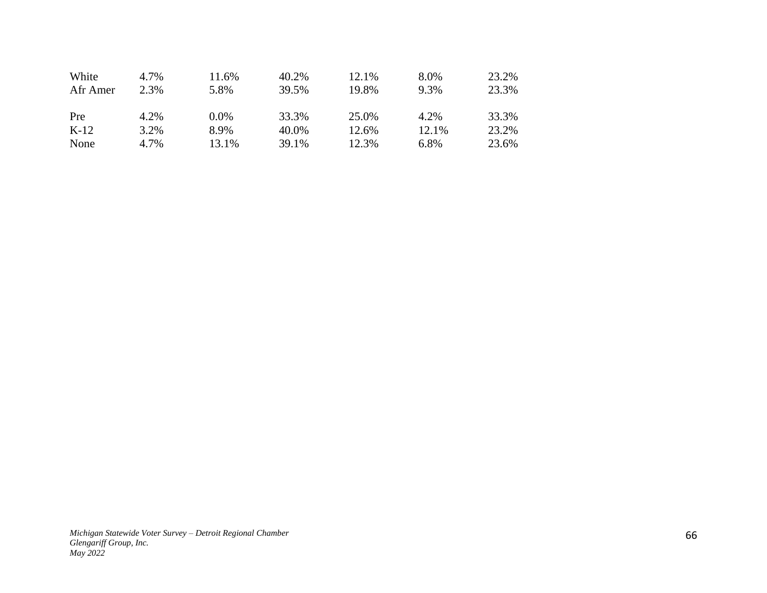| | | | | | | |
|---|---|---|---|---|---|---|
| White | 4.7% | 11.6% | 40.2% | 12.1% | 8.0% | 23.2% |
| Afr Amer | 2.3% | 5.8% | 39.5% | 19.8% | 9.3% | 23.3% |
| | | | | | | |
| Pre | 4.2% | 0.0% | 33.3% | 25.0% | 4.2% | 33.3% |
| K-12 | 3.2% | 8.9% | 40.0% | 12.6% | 12.1% | 23.2% |
| None | 4.7% | 13.1% | 39.1% | 12.3% | 6.8% | 23.6% |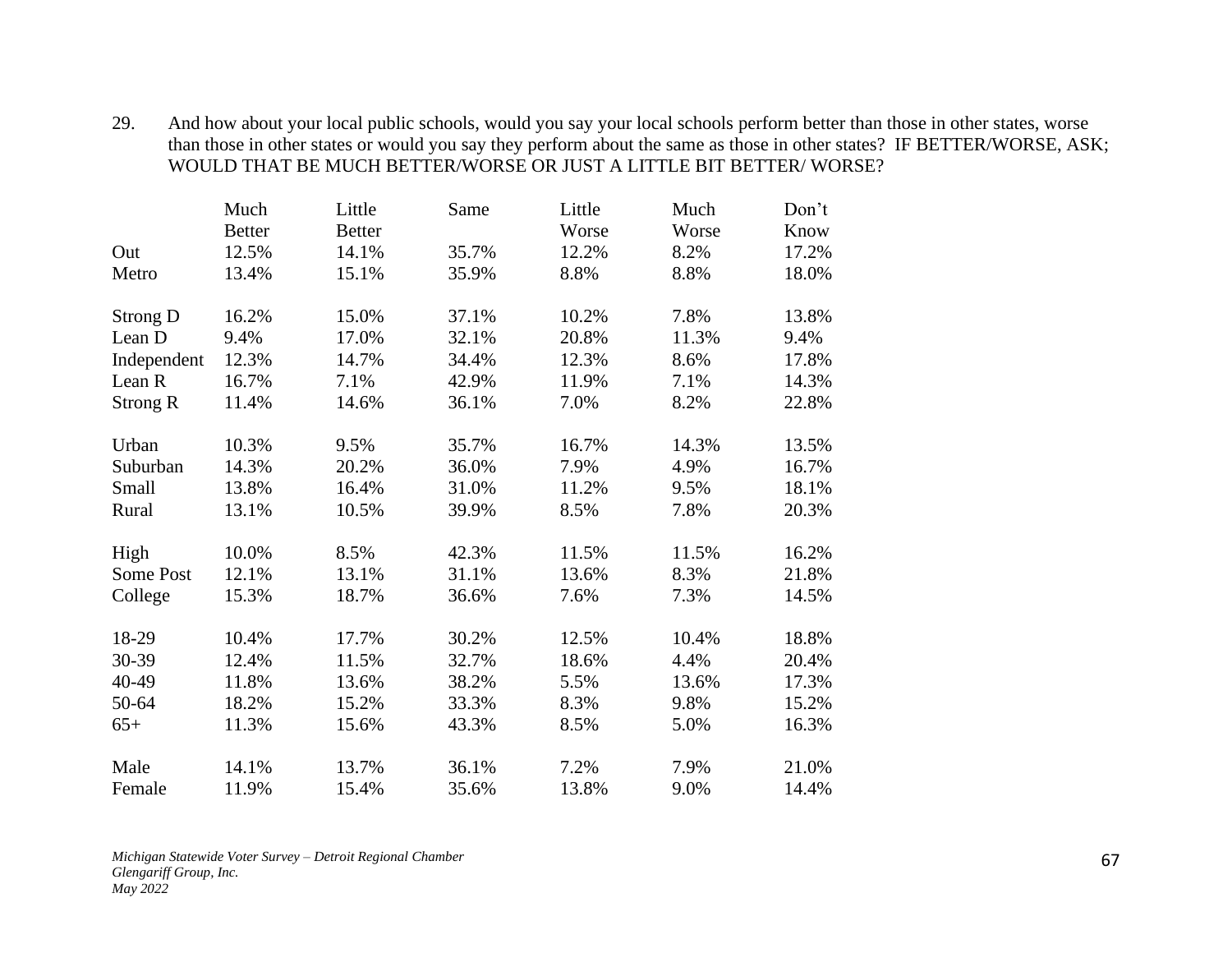29. And how about your local public schools, would you say your local schools perform better than those in other states, worse than those in other states or would you say they perform about the same as those in other states? IF BETTER/WORSE, ASK; WOULD THAT BE MUCH BETTER/WORSE OR JUST A LITTLE BIT BETTER/ WORSE?

| | Much Better | Little Better | Same | Little Worse | Much Worse | Don't Know |
|---|---|---|---|---|---|---|
| Out | 12.5% | 14.1% | 35.7% | 12.2% | 8.2% | 17.2% |
| Metro | 13.4% | 15.1% | 35.9% | 8.8% | 8.8% | 18.0% |
| | | | | | | |
| Strong D | 16.2% | 15.0% | 37.1% | 10.2% | 7.8% | 13.8% |
| Lean D | 9.4% | 17.0% | 32.1% | 20.8% | 11.3% | 9.4% |
| Independent | 12.3% | 14.7% | 34.4% | 12.3% | 8.6% | 17.8% |
| Lean R | 16.7% | 7.1% | 42.9% | 11.9% | 7.1% | 14.3% |
| Strong R | 11.4% | 14.6% | 36.1% | 7.0% | 8.2% | 22.8% |
| | | | | | | |
| Urban | 10.3% | 9.5% | 35.7% | 16.7% | 14.3% | 13.5% |
| Suburban | 14.3% | 20.2% | 36.0% | 7.9% | 4.9% | 16.7% |
| Small | 13.8% | 16.4% | 31.0% | 11.2% | 9.5% | 18.1% |
| Rural | 13.1% | 10.5% | 39.9% | 8.5% | 7.8% | 20.3% |
| | | | | | | |
| High | 10.0% | 8.5% | 42.3% | 11.5% | 11.5% | 16.2% |
| Some Post | 12.1% | 13.1% | 31.1% | 13.6% | 8.3% | 21.8% |
| College | 15.3% | 18.7% | 36.6% | 7.6% | 7.3% | 14.5% |
| | | | | | | |
| 18-29 | 10.4% | 17.7% | 30.2% | 12.5% | 10.4% | 18.8% |
| 30-39 | 12.4% | 11.5% | 32.7% | 18.6% | 4.4% | 20.4% |
| 40-49 | 11.8% | 13.6% | 38.2% | 5.5% | 13.6% | 17.3% |
| 50-64 | 18.2% | 15.2% | 33.3% | 8.3% | 9.8% | 15.2% |
| 65+ | 11.3% | 15.6% | 43.3% | 8.5% | 5.0% | 16.3% |
| | | | | | | |
| Male | 14.1% | 13.7% | 36.1% | 7.2% | 7.9% | 21.0% |
| Female | 11.9% | 15.4% | 35.6% | 13.8% | 9.0% | 14.4% |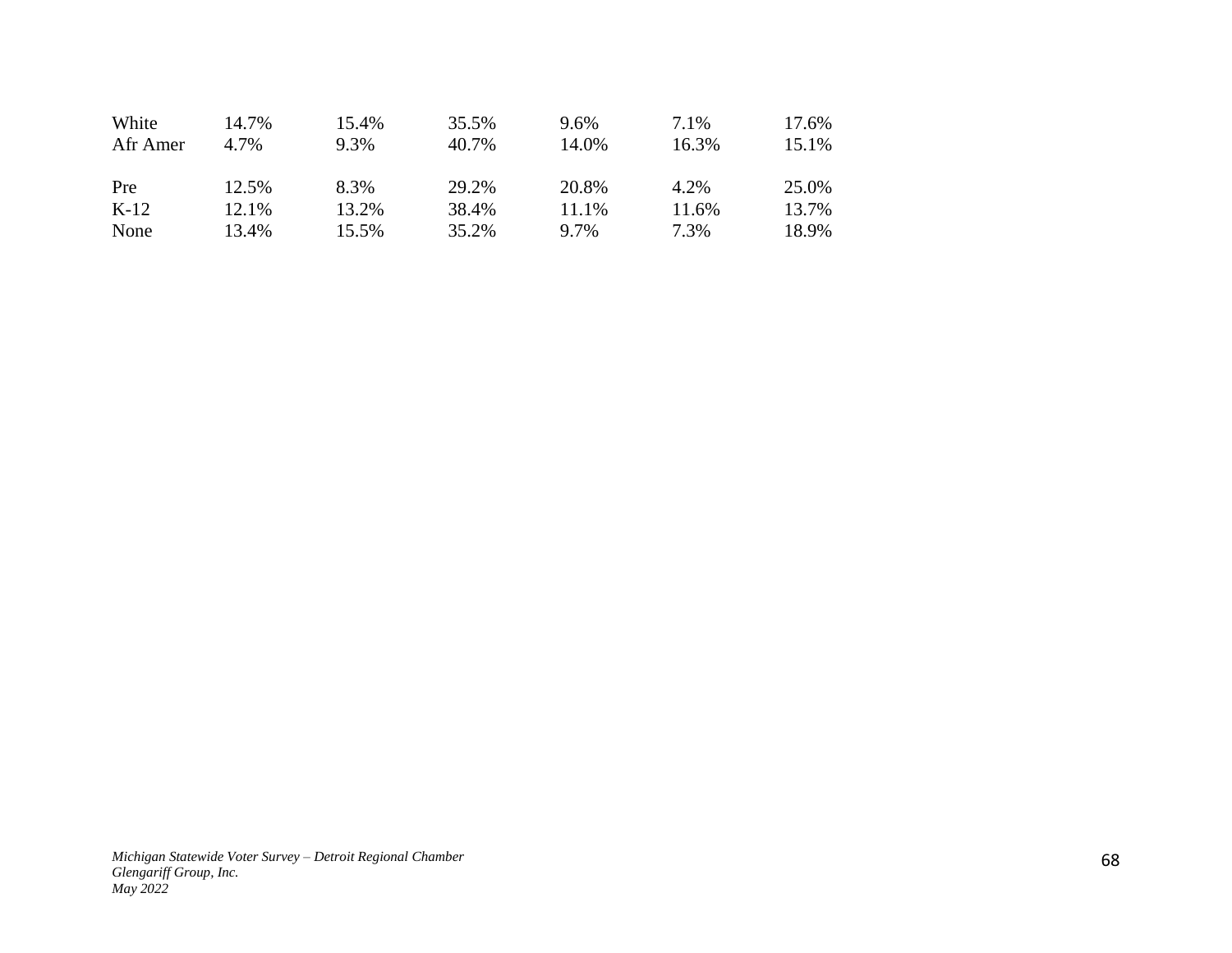| | | | | | | |
|---|---|---|---|---|---|---|
| White | 14.7% | 15.4% | 35.5% | 9.6% | 7.1% | 17.6% |
| Afr Amer | 4.7% | 9.3% | 40.7% | 14.0% | 16.3% | 15.1% |
| | | | | | | |
| Pre | 12.5% | 8.3% | 29.2% | 20.8% | 4.2% | 25.0% |
| K-12 | 12.1% | 13.2% | 38.4% | 11.1% | 11.6% | 13.7% |
| None | 13.4% | 15.5% | 35.2% | 9.7% | 7.3% | 18.9% |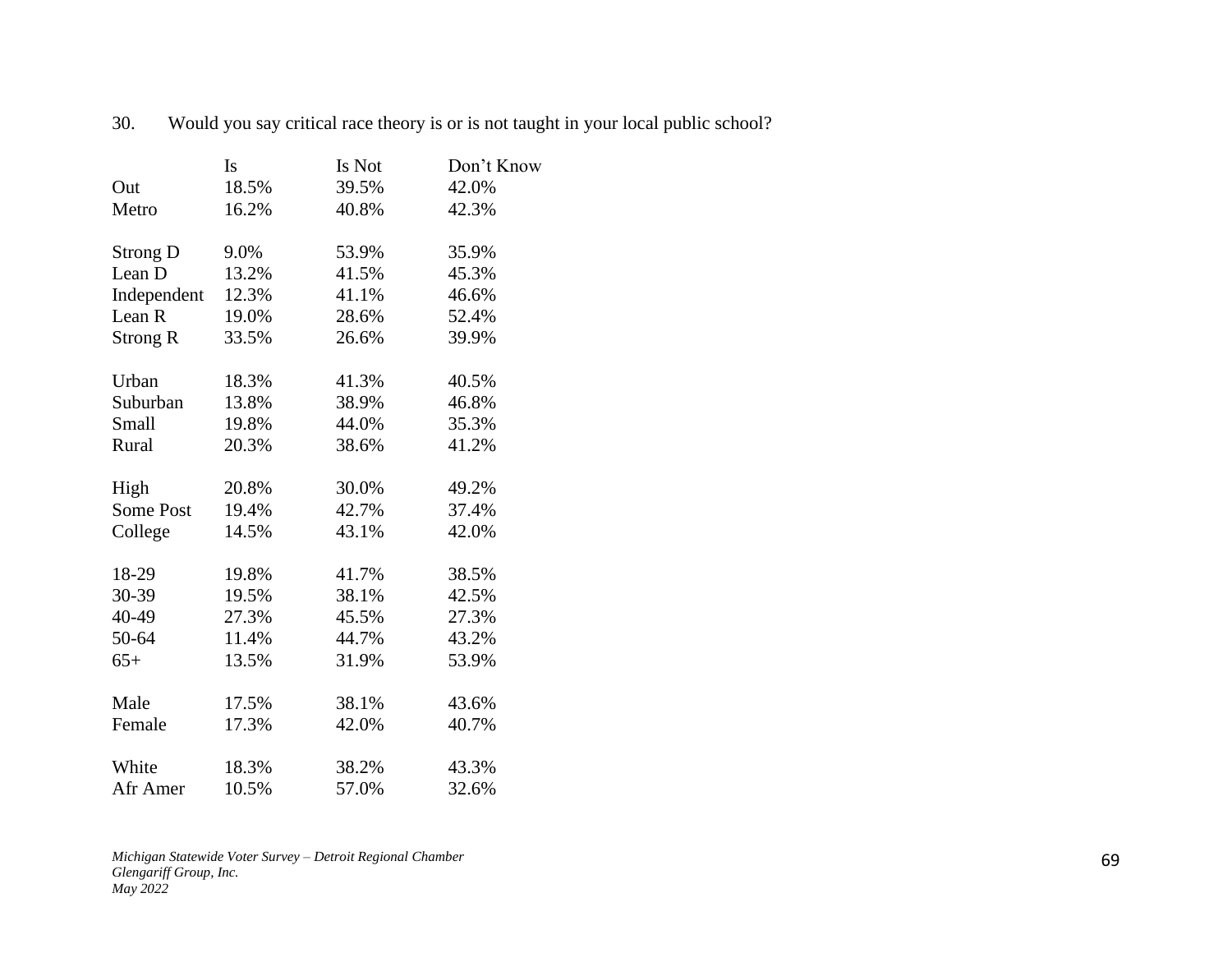30. Would you say critical race theory is or is not taught in your local public school?

| | Is | Is Not | Don't Know |
|---|---|---|---|
| Out | 18.5% | 39.5% | 42.0% |
| Metro | 16.2% | 40.8% | 42.3% |
| | | | |
| Strong D | 9.0% | 53.9% | 35.9% |
| Lean D | 13.2% | 41.5% | 45.3% |
| Independent | 12.3% | 41.1% | 46.6% |
| Lean R | 19.0% | 28.6% | 52.4% |
| Strong R | 33.5% | 26.6% | 39.9% |
| | | | |
| Urban | 18.3% | 41.3% | 40.5% |
| Suburban | 13.8% | 38.9% | 46.8% |
| Small | 19.8% | 44.0% | 35.3% |
| Rural | 20.3% | 38.6% | 41.2% |
| | | | |
| High | 20.8% | 30.0% | 49.2% |
| Some Post | 19.4% | 42.7% | 37.4% |
| College | 14.5% | 43.1% | 42.0% |
| | | | |
| 18-29 | 19.8% | 41.7% | 38.5% |
| 30-39 | 19.5% | 38.1% | 42.5% |
| 40-49 | 27.3% | 45.5% | 27.3% |
| 50-64 | 11.4% | 44.7% | 43.2% |
| 65+ | 13.5% | 31.9% | 53.9% |
| | | | |
| Male | 17.5% | 38.1% | 43.6% |
| Female | 17.3% | 42.0% | 40.7% |
| | | | |
| White | 18.3% | 38.2% | 43.3% |
| Afr Amer | 10.5% | 57.0% | 32.6% |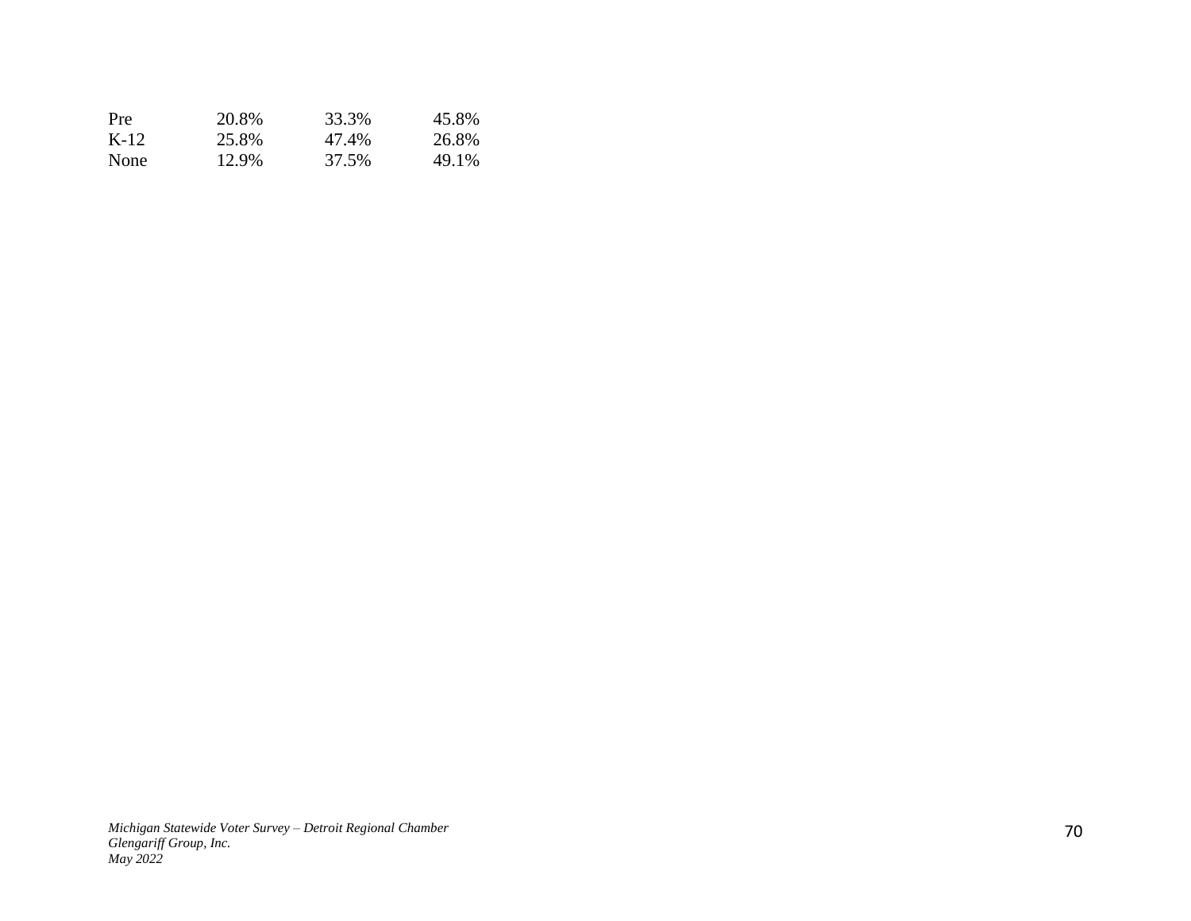| | | | |
|---|---|---|---|
| Pre | 20.8% | 33.3% | 45.8% |
| K-12 | 25.8% | 47.4% | 26.8% |
| None | 12.9% | 37.5% | 49.1% |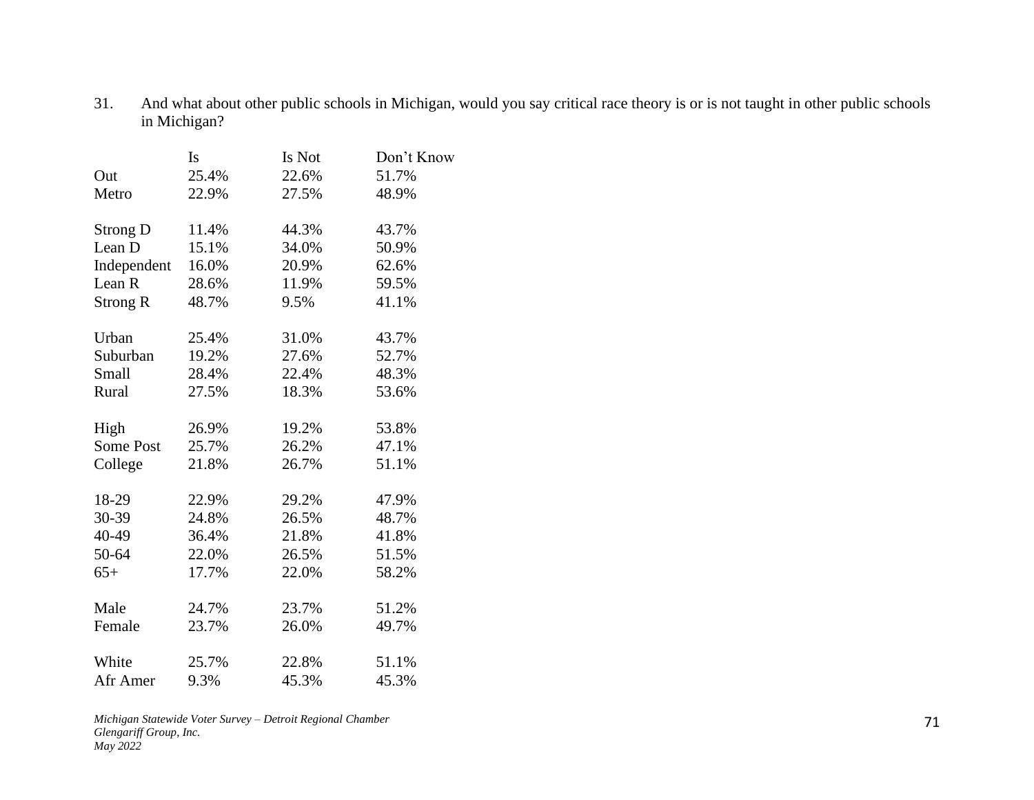31. And what about other public schools in Michigan, would you say critical race theory is or is not taught in other public schools in Michigan?

| | Is | Is Not | Don't Know |
|---|---|---|---|
| Out | 25.4% | 22.6% | 51.7% |
| Metro | 22.9% | 27.5% | 48.9% |
| | | | |
| Strong D | 11.4% | 44.3% | 43.7% |
| Lean D | 15.1% | 34.0% | 50.9% |
| Independent | 16.0% | 20.9% | 62.6% |
| Lean R | 28.6% | 11.9% | 59.5% |
| Strong R | 48.7% | 9.5% | 41.1% |
| | | | |
| Urban | 25.4% | 31.0% | 43.7% |
| Suburban | 19.2% | 27.6% | 52.7% |
| Small | 28.4% | 22.4% | 48.3% |
| Rural | 27.5% | 18.3% | 53.6% |
| | | | |
| High | 26.9% | 19.2% | 53.8% |
| Some Post | 25.7% | 26.2% | 47.1% |
| College | 21.8% | 26.7% | 51.1% |
| | | | |
| 18-29 | 22.9% | 29.2% | 47.9% |
| 30-39 | 24.8% | 26.5% | 48.7% |
| 40-49 | 36.4% | 21.8% | 41.8% |
| 50-64 | 22.0% | 26.5% | 51.5% |
| 65+ | 17.7% | 22.0% | 58.2% |
| | | | |
| Male | 24.7% | 23.7% | 51.2% |
| Female | 23.7% | 26.0% | 49.7% |
| | | | |
| White | 25.7% | 22.8% | 51.1% |
| Afr Amer | 9.3% | 45.3% | 45.3% |

*Michigan Statewide Voter Survey – Detroit Regional Chamber*
*Glengariff Group, Inc.*
*May 2022*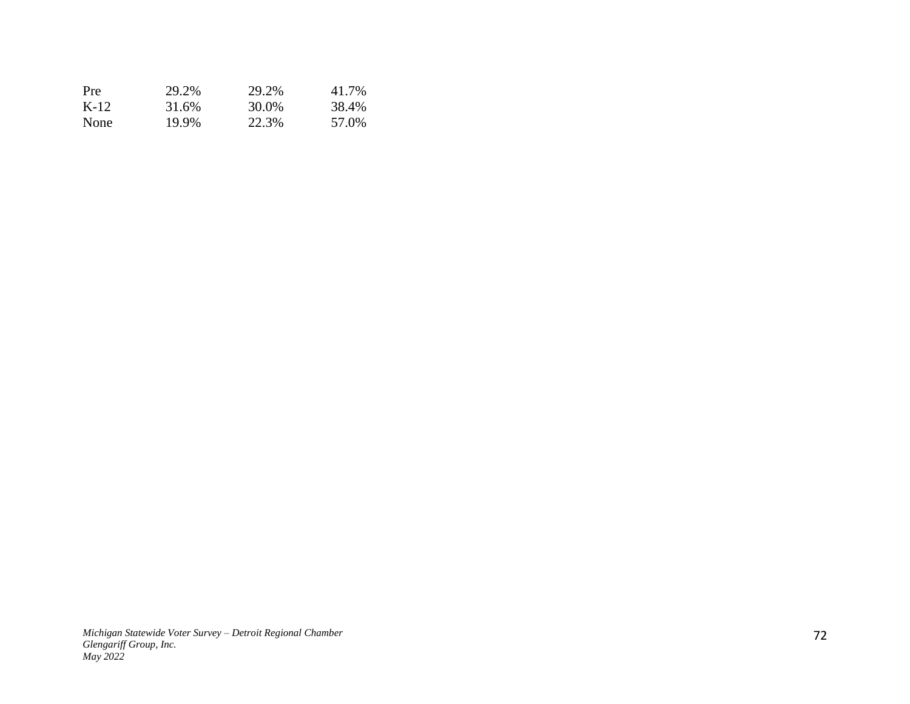| | | | |
|---|---|---|---|
| Pre | 29.2% | 29.2% | 41.7% |
| K-12 | 31.6% | 30.0% | 38.4% |
| None | 19.9% | 22.3% | 57.0% |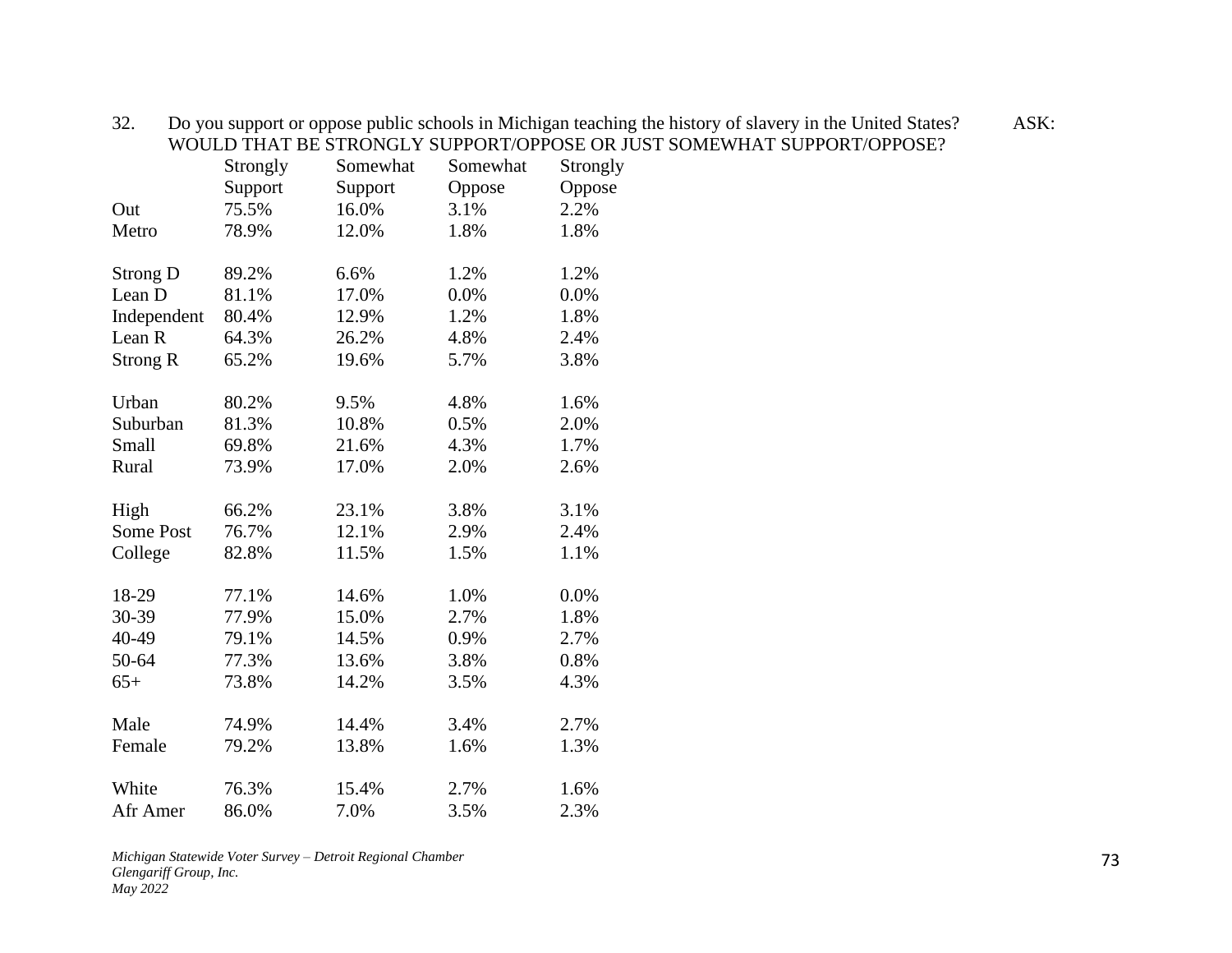32. Do you support or oppose public schools in Michigan teaching the history of slavery in the United States? ASK: WOULD THAT BE STRONGLY SUPPORT/OPPOSE OR JUST SOMEWHAT SUPPORT/OPPOSE?

| | Strongly Support | Somewhat Support | Somewhat Oppose | Strongly Oppose |
|---|---|---|---|---|
| Out | 75.5% | 16.0% | 3.1% | 2.2% |
| Metro | 78.9% | 12.0% | 1.8% | 1.8% |
| | | | | |
| Strong D | 89.2% | 6.6% | 1.2% | 1.2% |
| Lean D | 81.1% | 17.0% | 0.0% | 0.0% |
| Independent | 80.4% | 12.9% | 1.2% | 1.8% |
| Lean R | 64.3% | 26.2% | 4.8% | 2.4% |
| Strong R | 65.2% | 19.6% | 5.7% | 3.8% |
| | | | | |
| Urban | 80.2% | 9.5% | 4.8% | 1.6% |
| Suburban | 81.3% | 10.8% | 0.5% | 2.0% |
| Small | 69.8% | 21.6% | 4.3% | 1.7% |
| Rural | 73.9% | 17.0% | 2.0% | 2.6% |
| | | | | |
| High | 66.2% | 23.1% | 3.8% | 3.1% |
| Some Post | 76.7% | 12.1% | 2.9% | 2.4% |
| College | 82.8% | 11.5% | 1.5% | 1.1% |
| | | | | |
| 18-29 | 77.1% | 14.6% | 1.0% | 0.0% |
| 30-39 | 77.9% | 15.0% | 2.7% | 1.8% |
| 40-49 | 79.1% | 14.5% | 0.9% | 2.7% |
| 50-64 | 77.3% | 13.6% | 3.8% | 0.8% |
| 65+ | 73.8% | 14.2% | 3.5% | 4.3% |
| | | | | |
| Male | 74.9% | 14.4% | 3.4% | 2.7% |
| Female | 79.2% | 13.8% | 1.6% | 1.3% |
| | | | | |
| White | 76.3% | 15.4% | 2.7% | 1.6% |
| Afr Amer | 86.0% | 7.0% | 3.5% | 2.3% |

*Michigan Statewide Voter Survey – Detroit Regional Chamber*
*Glengariff Group, Inc.*
*May 2022*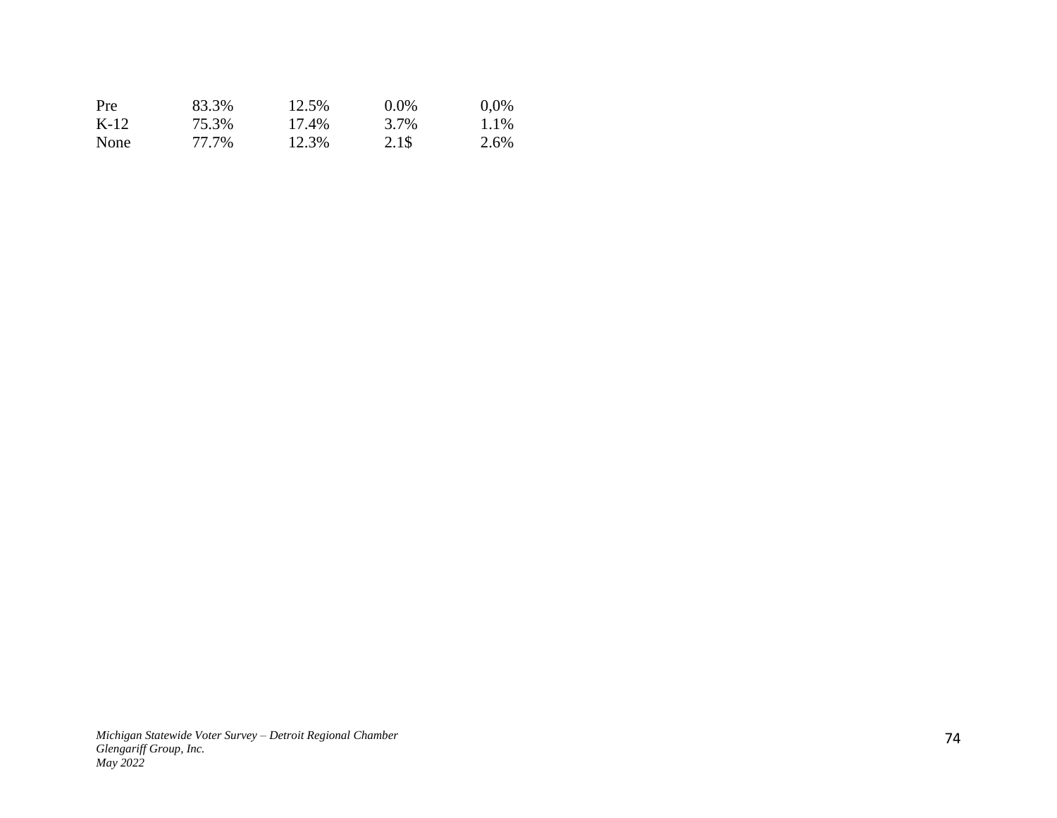| | | | | |
|---|---|---|---|---|
| Pre | 83.3% | 12.5% | 0.0% | 0,0% |
| K-12 | 75.3% | 17.4% | 3.7% | 1.1% |
| None | 77.7% | 12.3% | 2.1$ | 2.6% |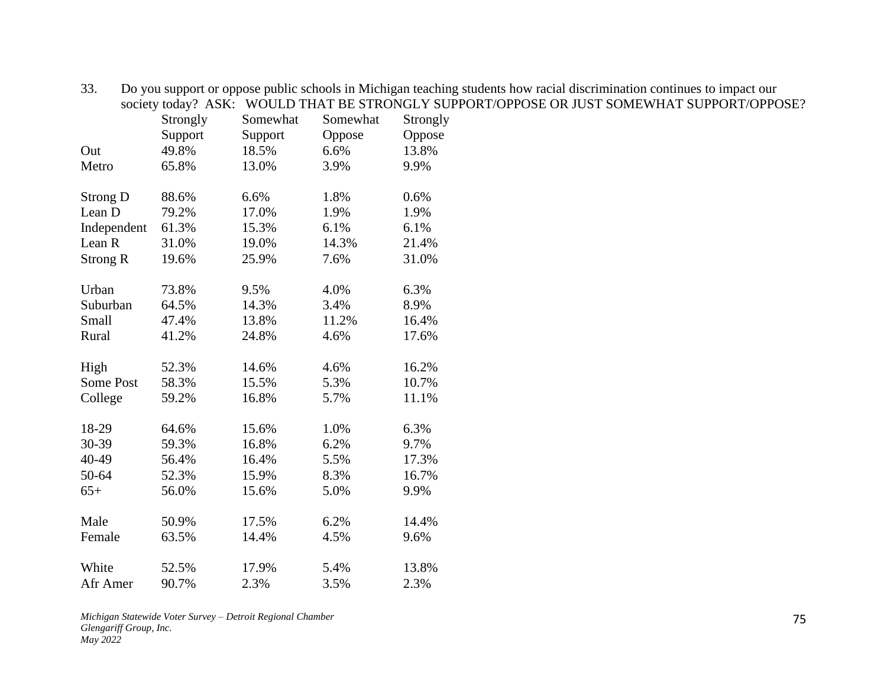33. Do you support or oppose public schools in Michigan teaching students how racial discrimination continues to impact our society today? ASK: WOULD THAT BE STRONGLY SUPPORT/OPPOSE OR JUST SOMEWHAT SUPPORT/OPPOSE?

| | Strongly Support | Somewhat Support | Somewhat Oppose | Strongly Oppose |
|---|---|---|---|---|
| Out | 49.8% | 18.5% | 6.6% | 13.8% |
| Metro | 65.8% | 13.0% | 3.9% | 9.9% |
| | | | | |
| Strong D | 88.6% | 6.6% | 1.8% | 0.6% |
| Lean D | 79.2% | 17.0% | 1.9% | 1.9% |
| Independent | 61.3% | 15.3% | 6.1% | 6.1% |
| Lean R | 31.0% | 19.0% | 14.3% | 21.4% |
| Strong R | 19.6% | 25.9% | 7.6% | 31.0% |
| | | | | |
| Urban | 73.8% | 9.5% | 4.0% | 6.3% |
| Suburban | 64.5% | 14.3% | 3.4% | 8.9% |
| Small | 47.4% | 13.8% | 11.2% | 16.4% |
| Rural | 41.2% | 24.8% | 4.6% | 17.6% |
| | | | | |
| High | 52.3% | 14.6% | 4.6% | 16.2% |
| Some Post | 58.3% | 15.5% | 5.3% | 10.7% |
| College | 59.2% | 16.8% | 5.7% | 11.1% |
| | | | | |
| 18-29 | 64.6% | 15.6% | 1.0% | 6.3% |
| 30-39 | 59.3% | 16.8% | 6.2% | 9.7% |
| 40-49 | 56.4% | 16.4% | 5.5% | 17.3% |
| 50-64 | 52.3% | 15.9% | 8.3% | 16.7% |
| 65+ | 56.0% | 15.6% | 5.0% | 9.9% |
| | | | | |
| Male | 50.9% | 17.5% | 6.2% | 14.4% |
| Female | 63.5% | 14.4% | 4.5% | 9.6% |
| | | | | |
| White | 52.5% | 17.9% | 5.4% | 13.8% |
| Afr Amer | 90.7% | 2.3% | 3.5% | 2.3% |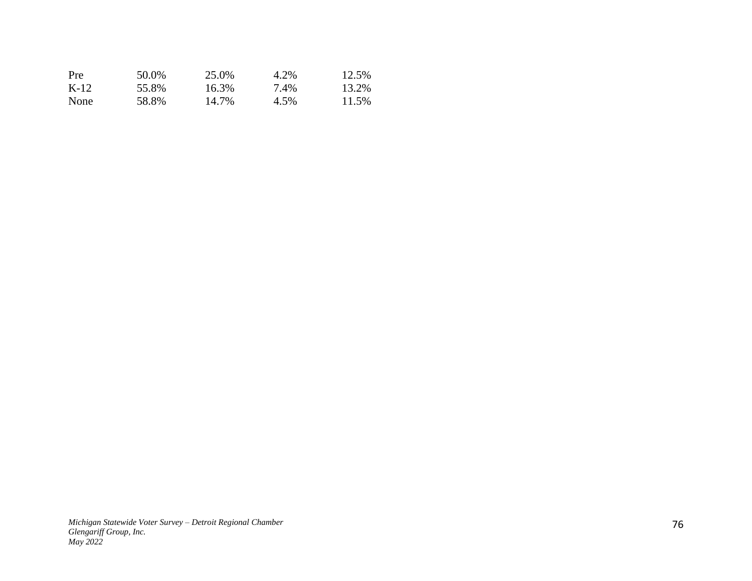|  |  |  |  |  |
|---|---|---|---|---|
| Pre | 50.0% | 25.0% | 4.2% | 12.5% |
| K-12 | 55.8% | 16.3% | 7.4% | 13.2% |
| None | 58.8% | 14.7% | 4.5% | 11.5% |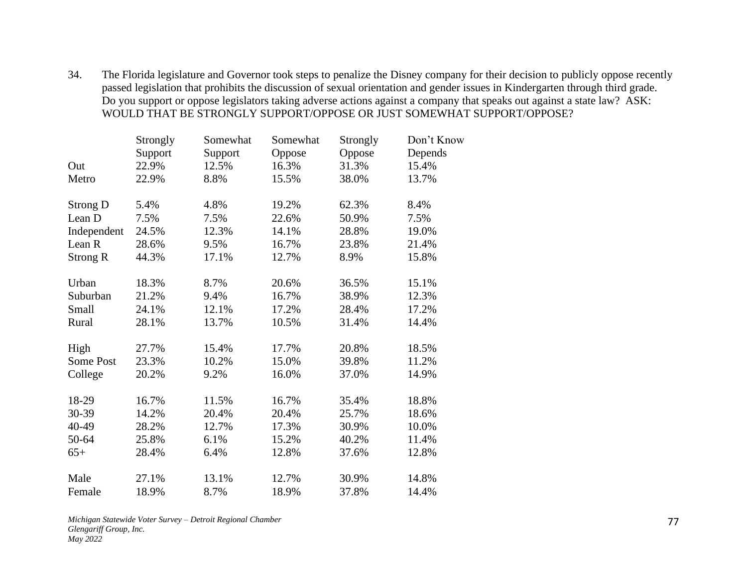34. The Florida legislature and Governor took steps to penalize the Disney company for their decision to publicly oppose recently passed legislation that prohibits the discussion of sexual orientation and gender issues in Kindergarten through third grade. Do you support or oppose legislators taking adverse actions against a company that speaks out against a state law? ASK: WOULD THAT BE STRONGLY SUPPORT/OPPOSE OR JUST SOMEWHAT SUPPORT/OPPOSE?

| | Strongly Support | Somewhat Support | Somewhat Oppose | Strongly Oppose | Don't Know Depends |
|---|---|---|---|---|---|
| Out | 22.9% | 12.5% | 16.3% | 31.3% | 15.4% |
| Metro | 22.9% | 8.8% | 15.5% | 38.0% | 13.7% |
| | | | | | |
| Strong D | 5.4% | 4.8% | 19.2% | 62.3% | 8.4% |
| Lean D | 7.5% | 7.5% | 22.6% | 50.9% | 7.5% |
| Independent | 24.5% | 12.3% | 14.1% | 28.8% | 19.0% |
| Lean R | 28.6% | 9.5% | 16.7% | 23.8% | 21.4% |
| Strong R | 44.3% | 17.1% | 12.7% | 8.9% | 15.8% |
| | | | | | |
| Urban | 18.3% | 8.7% | 20.6% | 36.5% | 15.1% |
| Suburban | 21.2% | 9.4% | 16.7% | 38.9% | 12.3% |
| Small | 24.1% | 12.1% | 17.2% | 28.4% | 17.2% |
| Rural | 28.1% | 13.7% | 10.5% | 31.4% | 14.4% |
| | | | | | |
| High | 27.7% | 15.4% | 17.7% | 20.8% | 18.5% |
| Some Post | 23.3% | 10.2% | 15.0% | 39.8% | 11.2% |
| College | 20.2% | 9.2% | 16.0% | 37.0% | 14.9% |
| | | | | | |
| 18-29 | 16.7% | 11.5% | 16.7% | 35.4% | 18.8% |
| 30-39 | 14.2% | 20.4% | 20.4% | 25.7% | 18.6% |
| 40-49 | 28.2% | 12.7% | 17.3% | 30.9% | 10.0% |
| 50-64 | 25.8% | 6.1% | 15.2% | 40.2% | 11.4% |
| 65+ | 28.4% | 6.4% | 12.8% | 37.6% | 12.8% |
| | | | | | |
| Male | 27.1% | 13.1% | 12.7% | 30.9% | 14.8% |
| Female | 18.9% | 8.7% | 18.9% | 37.8% | 14.4% |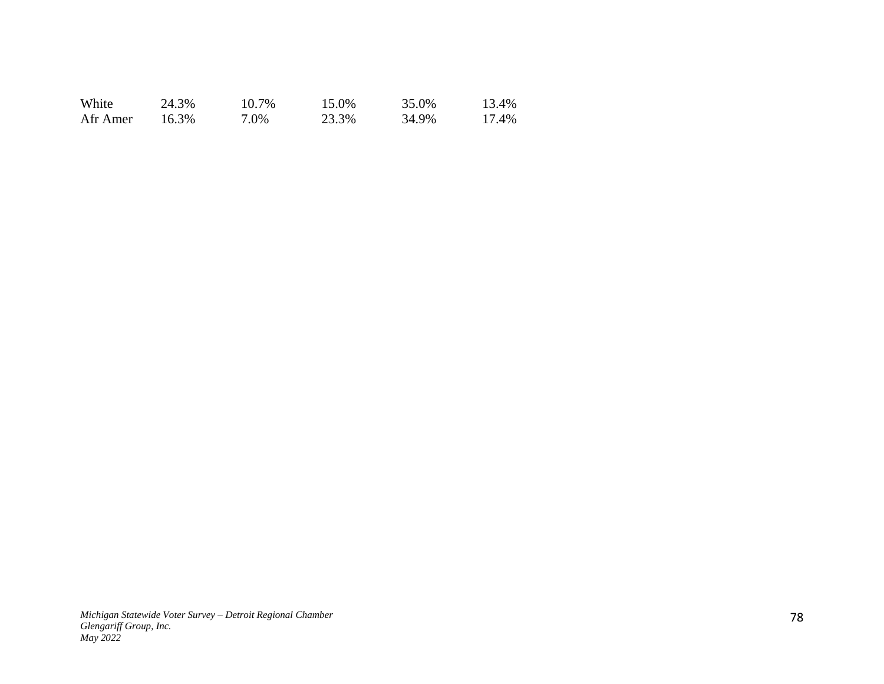| | | | | | |
|---|---|---|---|---|---|
| White | 24.3% | 10.7% | 15.0% | 35.0% | 13.4% |
| Afr Amer | 16.3% | 7.0% | 23.3% | 34.9% | 17.4% |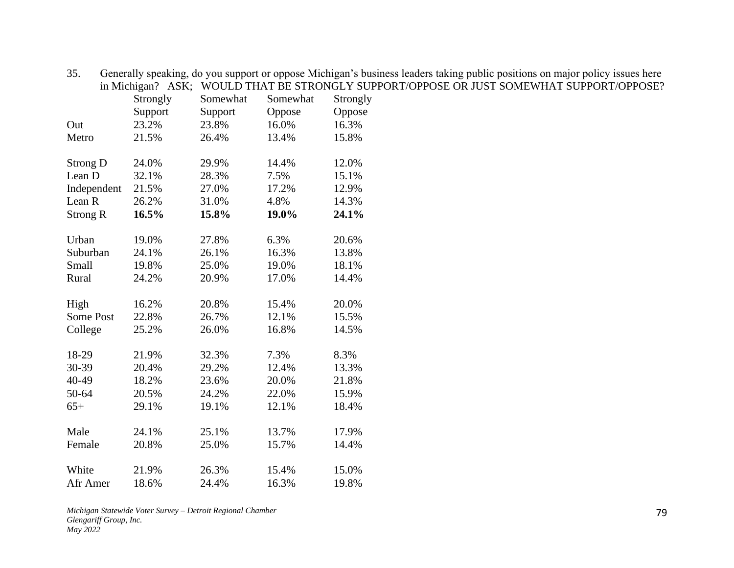35. Generally speaking, do you support or oppose Michigan's business leaders taking public positions on major policy issues here in Michigan? ASK; WOULD THAT BE STRONGLY SUPPORT/OPPOSE OR JUST SOMEWHAT SUPPORT/OPPOSE?

| | Strongly Support | Somewhat Support | Somewhat Oppose | Strongly Oppose |
|---|---|---|---|---|
| Out | 23.2% | 23.8% | 16.0% | 16.3% |
| Metro | 21.5% | 26.4% | 13.4% | 15.8% |
| | | | | |
| Strong D | 24.0% | 29.9% | 14.4% | 12.0% |
| Lean D | 32.1% | 28.3% | 7.5% | 15.1% |
| Independent | 21.5% | 27.0% | 17.2% | 12.9% |
| Lean R | 26.2% | 31.0% | 4.8% | 14.3% |
| Strong R | **16.5%** | **15.8%** | **19.0%** | **24.1%** |
| | | | | |
| Urban | 19.0% | 27.8% | 6.3% | 20.6% |
| Suburban | 24.1% | 26.1% | 16.3% | 13.8% |
| Small | 19.8% | 25.0% | 19.0% | 18.1% |
| Rural | 24.2% | 20.9% | 17.0% | 14.4% |
| | | | | |
| High | 16.2% | 20.8% | 15.4% | 20.0% |
| Some Post | 22.8% | 26.7% | 12.1% | 15.5% |
| College | 25.2% | 26.0% | 16.8% | 14.5% |
| | | | | |
| 18-29 | 21.9% | 32.3% | 7.3% | 8.3% |
| 30-39 | 20.4% | 29.2% | 12.4% | 13.3% |
| 40-49 | 18.2% | 23.6% | 20.0% | 21.8% |
| 50-64 | 20.5% | 24.2% | 22.0% | 15.9% |
| 65+ | 29.1% | 19.1% | 12.1% | 18.4% |
| | | | | |
| Male | 24.1% | 25.1% | 13.7% | 17.9% |
| Female | 20.8% | 25.0% | 15.7% | 14.4% |
| | | | | |
| White | 21.9% | 26.3% | 15.4% | 15.0% |
| Afr Amer | 18.6% | 24.4% | 16.3% | 19.8% |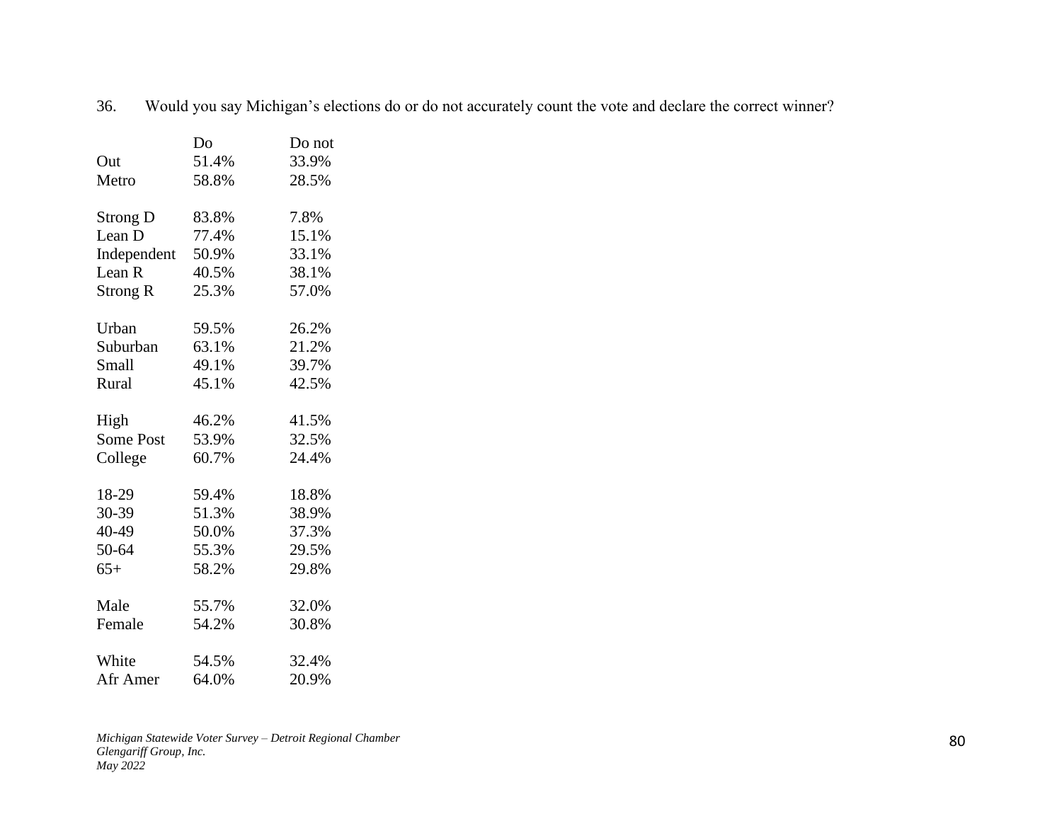36. Would you say Michigan's elections do or do not accurately count the vote and declare the correct winner?

| | Do | Do not |
|---|---|---|
| Out | 51.4% | 33.9% |
| Metro | 58.8% | 28.5% |
| | | |
| Strong D | 83.8% | 7.8% |
| Lean D | 77.4% | 15.1% |
| Independent | 50.9% | 33.1% |
| Lean R | 40.5% | 38.1% |
| Strong R | 25.3% | 57.0% |
| | | |
| Urban | 59.5% | 26.2% |
| Suburban | 63.1% | 21.2% |
| Small | 49.1% | 39.7% |
| Rural | 45.1% | 42.5% |
| | | |
| High | 46.2% | 41.5% |
| Some Post | 53.9% | 32.5% |
| College | 60.7% | 24.4% |
| | | |
| 18-29 | 59.4% | 18.8% |
| 30-39 | 51.3% | 38.9% |
| 40-49 | 50.0% | 37.3% |
| 50-64 | 55.3% | 29.5% |
| 65+ | 58.2% | 29.8% |
| | | |
| Male | 55.7% | 32.0% |
| Female | 54.2% | 30.8% |
| | | |
| White | 54.5% | 32.4% |
| Afr Amer | 64.0% | 20.9% |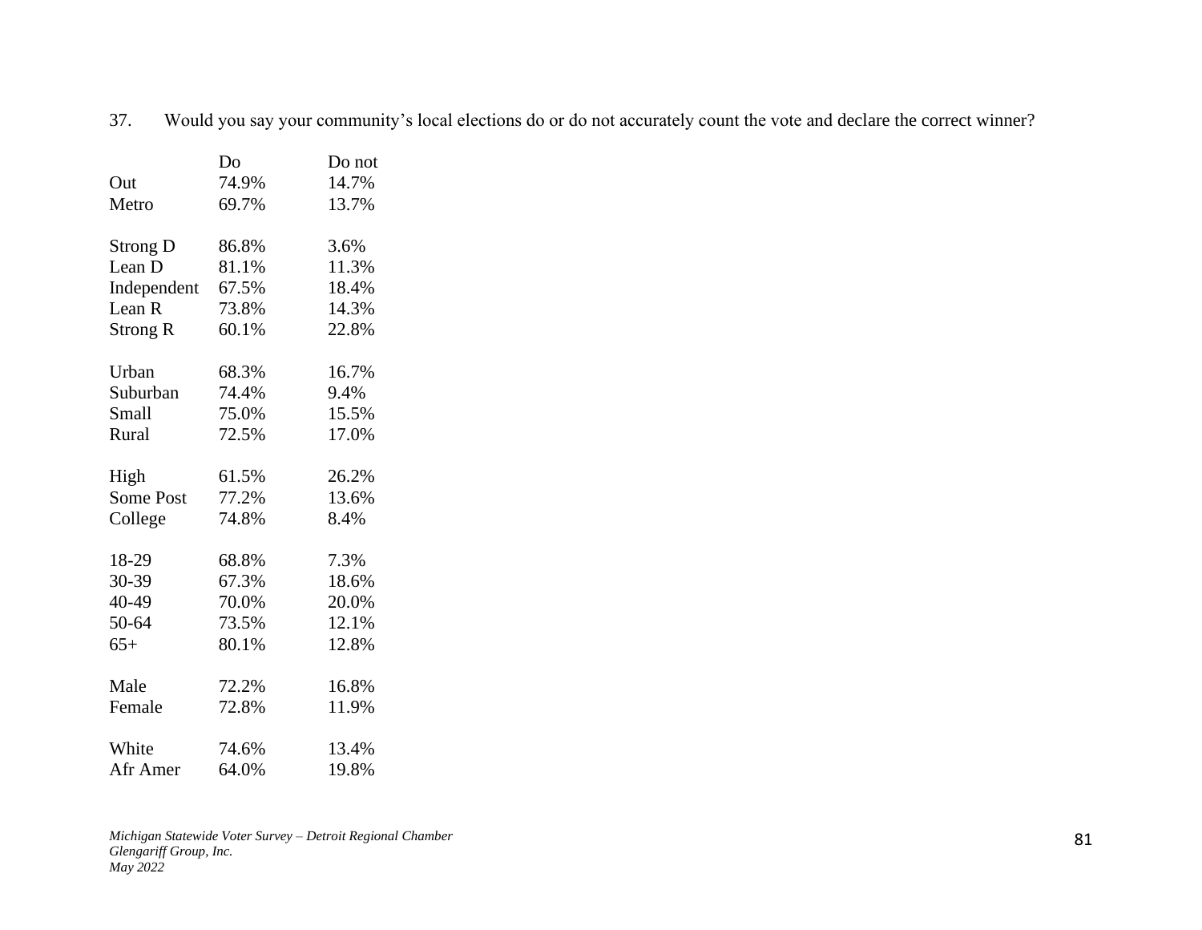37. Would you say your community's local elections do or do not accurately count the vote and declare the correct winner?

| | Do | Do not |
|---|---|---|
| Out | 74.9% | 14.7% |
| Metro | 69.7% | 13.7% |
| | | |
| Strong D | 86.8% | 3.6% |
| Lean D | 81.1% | 11.3% |
| Independent | 67.5% | 18.4% |
| Lean R | 73.8% | 14.3% |
| Strong R | 60.1% | 22.8% |
| | | |
| Urban | 68.3% | 16.7% |
| Suburban | 74.4% | 9.4% |
| Small | 75.0% | 15.5% |
| Rural | 72.5% | 17.0% |
| | | |
| High | 61.5% | 26.2% |
| Some Post | 77.2% | 13.6% |
| College | 74.8% | 8.4% |
| | | |
| 18-29 | 68.8% | 7.3% |
| 30-39 | 67.3% | 18.6% |
| 40-49 | 70.0% | 20.0% |
| 50-64 | 73.5% | 12.1% |
| 65+ | 80.1% | 12.8% |
| | | |
| Male | 72.2% | 16.8% |
| Female | 72.8% | 11.9% |
| | | |
| White | 74.6% | 13.4% |
| Afr Amer | 64.0% | 19.8% |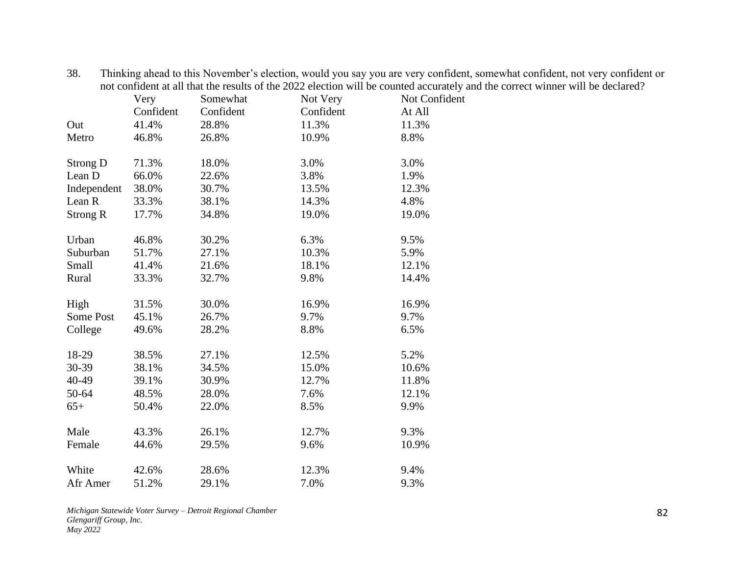38. Thinking ahead to this November's election, would you say you are very confident, somewhat confident, not very confident or not confident at all that the results of the 2022 election will be counted accurately and the correct winner will be declared?

| | Very Confident | Somewhat Confident | Not Very Confident | Not Confident At All |
|---|---|---|---|---|
| Out | 41.4% | 28.8% | 11.3% | 11.3% |
| Metro | 46.8% | 26.8% | 10.9% | 8.8% |
| | | | | |
| Strong D | 71.3% | 18.0% | 3.0% | 3.0% |
| Lean D | 66.0% | 22.6% | 3.8% | 1.9% |
| Independent | 38.0% | 30.7% | 13.5% | 12.3% |
| Lean R | 33.3% | 38.1% | 14.3% | 4.8% |
| Strong R | 17.7% | 34.8% | 19.0% | 19.0% |
| | | | | |
| Urban | 46.8% | 30.2% | 6.3% | 9.5% |
| Suburban | 51.7% | 27.1% | 10.3% | 5.9% |
| Small | 41.4% | 21.6% | 18.1% | 12.1% |
| Rural | 33.3% | 32.7% | 9.8% | 14.4% |
| | | | | |
| High | 31.5% | 30.0% | 16.9% | 16.9% |
| Some Post | 45.1% | 26.7% | 9.7% | 9.7% |
| College | 49.6% | 28.2% | 8.8% | 6.5% |
| | | | | |
| 18-29 | 38.5% | 27.1% | 12.5% | 5.2% |
| 30-39 | 38.1% | 34.5% | 15.0% | 10.6% |
| 40-49 | 39.1% | 30.9% | 12.7% | 11.8% |
| 50-64 | 48.5% | 28.0% | 7.6% | 12.1% |
| 65+ | 50.4% | 22.0% | 8.5% | 9.9% |
| | | | | |
| Male | 43.3% | 26.1% | 12.7% | 9.3% |
| Female | 44.6% | 29.5% | 9.6% | 10.9% |
| | | | | |
| White | 42.6% | 28.6% | 12.3% | 9.4% |
| Afr Amer | 51.2% | 29.1% | 7.0% | 9.3% |

*Michigan Statewide Voter Survey – Detroit Regional Chamber*
*Glengariff Group, Inc.*
*May 2022*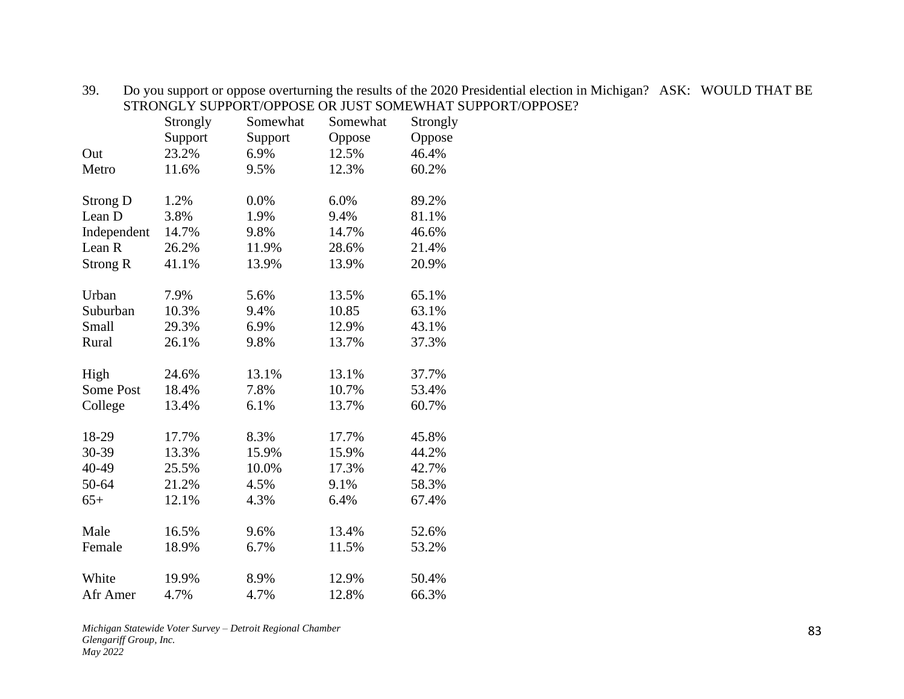39. Do you support or oppose overturning the results of the 2020 Presidential election in Michigan? ASK: WOULD THAT BE STRONGLY SUPPORT/OPPOSE OR JUST SOMEWHAT SUPPORT/OPPOSE?

| | Strongly Support | Somewhat Support | Somewhat Oppose | Strongly Oppose |
|---|---|---|---|---|
| Out | 23.2% | 6.9% | 12.5% | 46.4% |
| Metro | 11.6% | 9.5% | 12.3% | 60.2% |
| | | | | |
| Strong D | 1.2% | 0.0% | 6.0% | 89.2% |
| Lean D | 3.8% | 1.9% | 9.4% | 81.1% |
| Independent | 14.7% | 9.8% | 14.7% | 46.6% |
| Lean R | 26.2% | 11.9% | 28.6% | 21.4% |
| Strong R | 41.1% | 13.9% | 13.9% | 20.9% |
| | | | | |
| Urban | 7.9% | 5.6% | 13.5% | 65.1% |
| Suburban | 10.3% | 9.4% | 10.85 | 63.1% |
| Small | 29.3% | 6.9% | 12.9% | 43.1% |
| Rural | 26.1% | 9.8% | 13.7% | 37.3% |
| | | | | |
| High | 24.6% | 13.1% | 13.1% | 37.7% |
| Some Post | 18.4% | 7.8% | 10.7% | 53.4% |
| College | 13.4% | 6.1% | 13.7% | 60.7% |
| | | | | |
| 18-29 | 17.7% | 8.3% | 17.7% | 45.8% |
| 30-39 | 13.3% | 15.9% | 15.9% | 44.2% |
| 40-49 | 25.5% | 10.0% | 17.3% | 42.7% |
| 50-64 | 21.2% | 4.5% | 9.1% | 58.3% |
| 65+ | 12.1% | 4.3% | 6.4% | 67.4% |
| | | | | |
| Male | 16.5% | 9.6% | 13.4% | 52.6% |
| Female | 18.9% | 6.7% | 11.5% | 53.2% |
| | | | | |
| White | 19.9% | 8.9% | 12.9% | 50.4% |
| Afr Amer | 4.7% | 4.7% | 12.8% | 66.3% |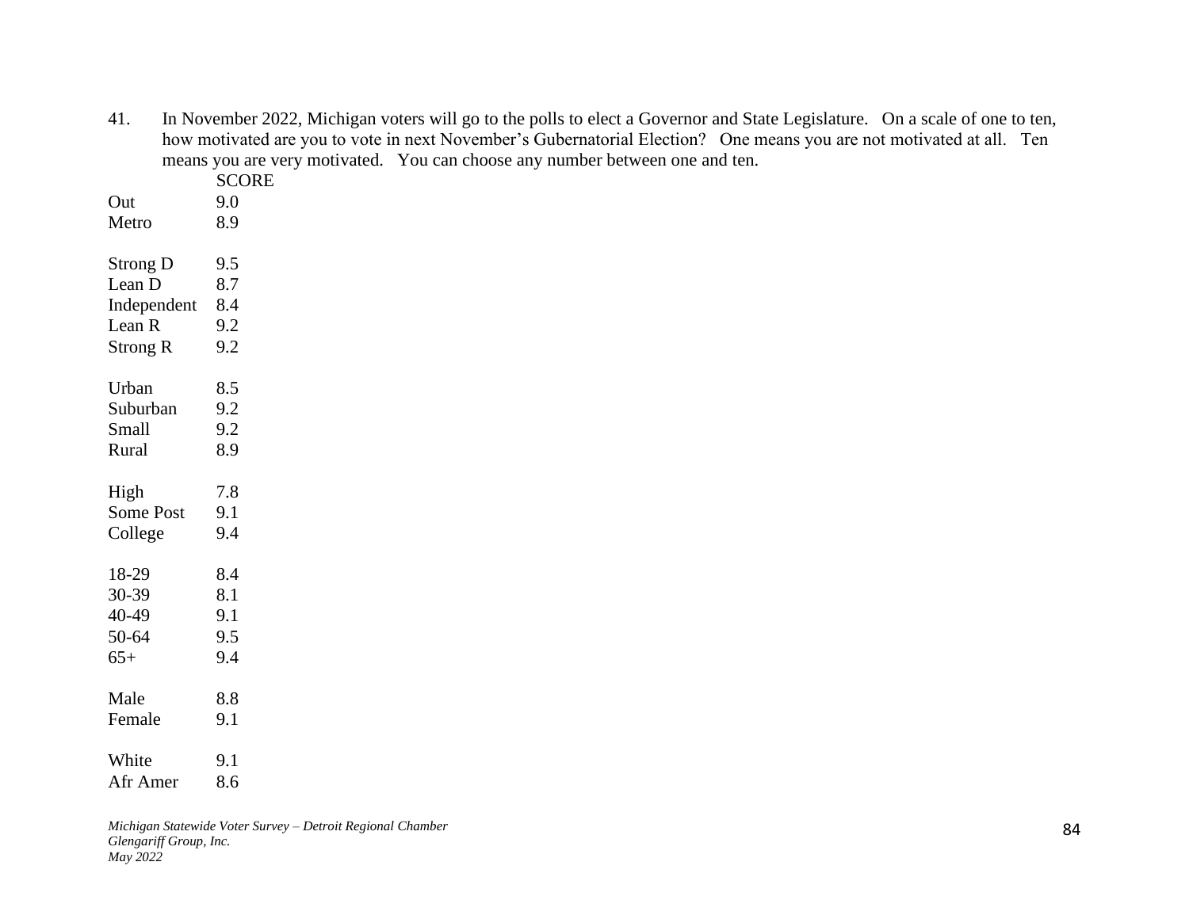41. In November 2022, Michigan voters will go to the polls to elect a Governor and State Legislature. On a scale of one to ten, how motivated are you to vote in next November's Gubernatorial Election? One means you are not motivated at all. Ten means you are very motivated. You can choose any number between one and ten.

| | SCORE |
|---|---|
| Out | 9.0 |
| Metro | 8.9 |
| | |
| Strong D | 9.5 |
| Lean D | 8.7 |
| Independent | 8.4 |
| Lean R | 9.2 |
| Strong R | 9.2 |
| | |
| Urban | 8.5 |
| Suburban | 9.2 |
| Small | 9.2 |
| Rural | 8.9 |
| | |
| High | 7.8 |
| Some Post | 9.1 |
| College | 9.4 |
| | |
| 18-29 | 8.4 |
| 30-39 | 8.1 |
| 40-49 | 9.1 |
| 50-64 | 9.5 |
| 65+ | 9.4 |
| | |
| Male | 8.8 |
| Female | 9.1 |
| | |
| White | 9.1 |
| Afr Amer | 8.6 |

*Michigan Statewide Voter Survey – Detroit Regional Chamber*
*Glengariff Group, Inc.*
*May 2022*